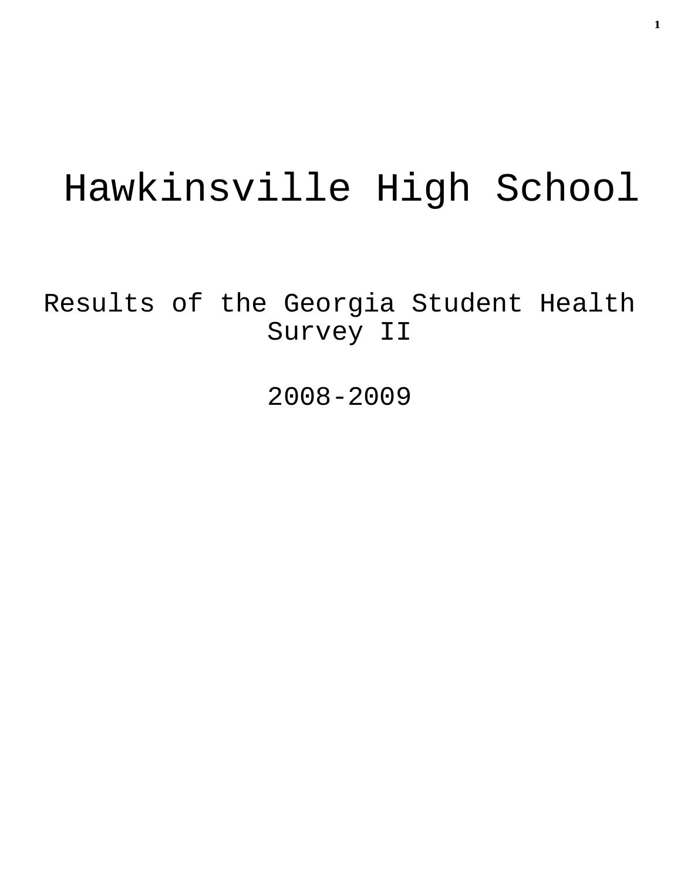# Hawkinsville High School

## Results of the Georgia Student Health Survey II

## 2008-2009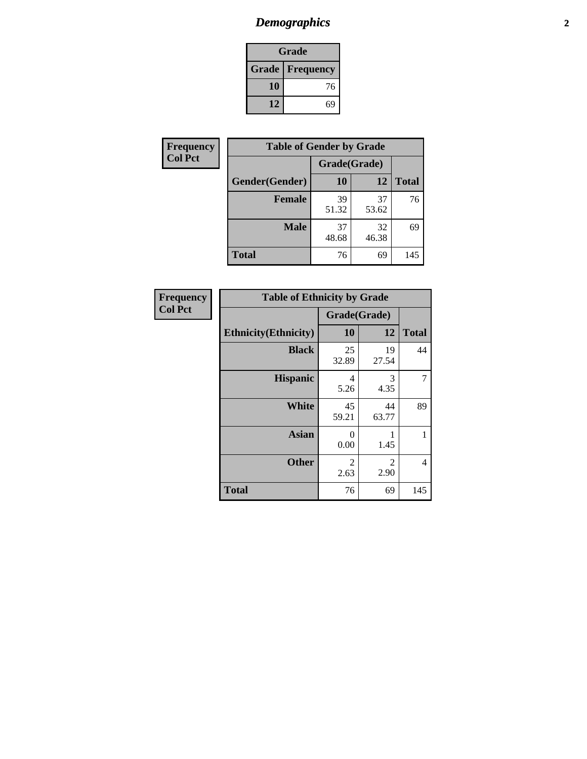## *Demographics*

| Grade | |
|---|---|
| **Grade** | **Frequency** |
| **10** | 76 |
| **12** | 69 |

**Frequency**
**Col Pct**

| Table of Gender by Grade | | | |
|---|---|---|---|
| | Grade(Grade) | | |
| **Gender(Gender)** | **10** | **12** | **Total** |
| **Female** | 39<br>51.32 | 37<br>53.62 | 76 |
| **Male** | 37<br>48.68 | 32<br>46.38 | 69 |
| **Total** | 76 | 69 | 145 |

**Frequency**
**Col Pct**

| Table of Ethnicity by Grade | | | |
|---|---|---|---|
| | Grade(Grade) | | |
| **Ethnicity(Ethnicity)** | **10** | **12** | **Total** |
| **Black** | 25<br>32.89 | 19<br>27.54 | 44 |
| **Hispanic** | 4<br>5.26 | 3<br>4.35 | 7 |
| **White** | 45<br>59.21 | 44<br>63.77 | 89 |
| **Asian** | 0<br>0.00 | 1<br>1.45 | 1 |
| **Other** | 2<br>2.63 | 2<br>2.90 | 4 |
| **Total** | 76 | 69 | 145 |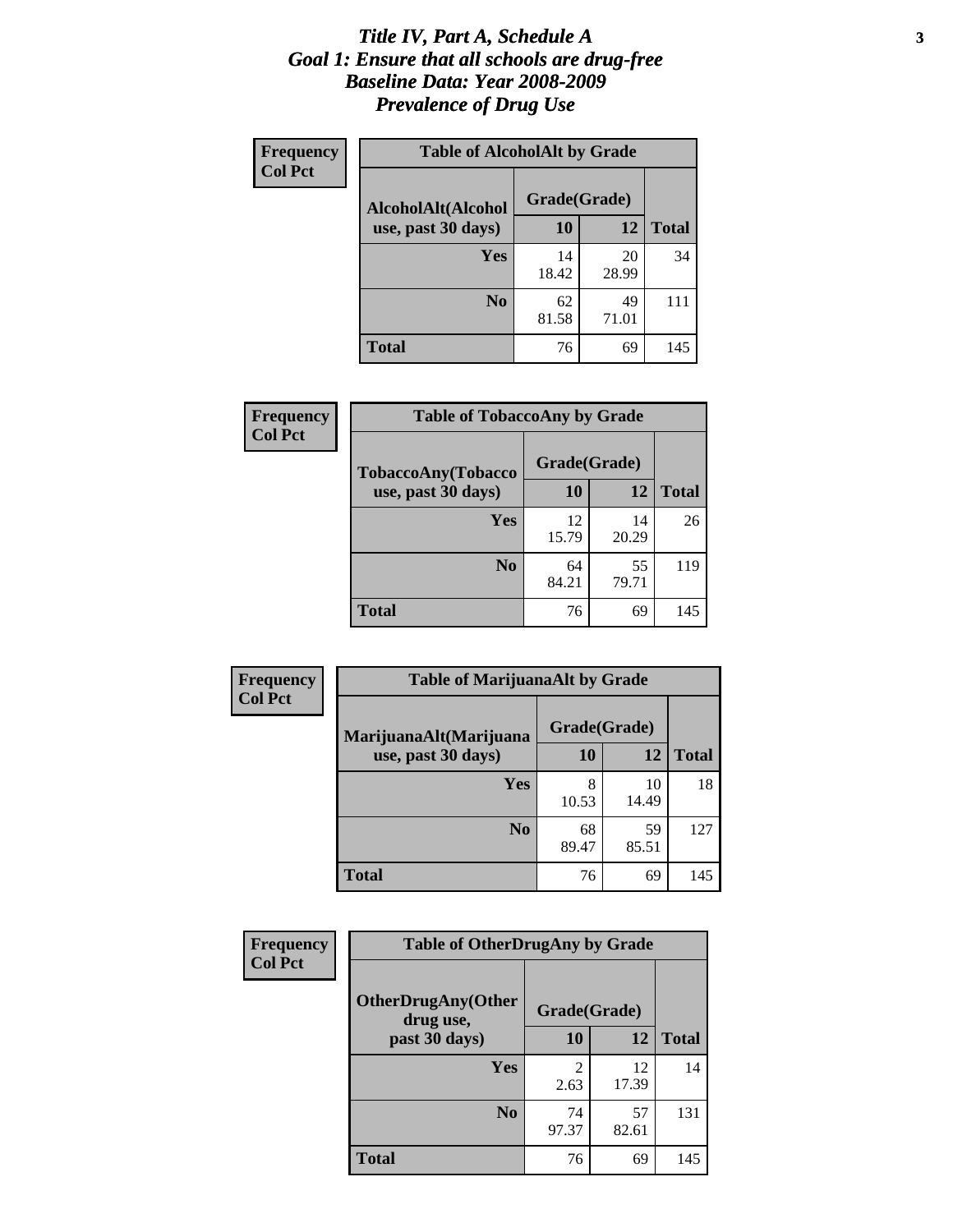# *Title IV, Part A, Schedule A*
# *Goal 1: Ensure that all schools are drug-free*
# *Baseline Data: Year 2008-2009*
# *Prevalence of Drug Use*

**Frequency**
**Col Pct**

**Table of AlcoholAlt by Grade**

| AlcoholAlt(Alcohol use, past 30 days) | Grade(Grade) 10 | 12 | Total |
|---|---|---|---|
| **Yes** | 14<br>18.42 | 20<br>28.99 | 34 |
| **No** | 62<br>81.58 | 49<br>71.01 | 111 |
| **Total** | 76 | 69 | 145 |

**Frequency**
**Col Pct**

**Table of TobaccoAny by Grade**

| TobaccoAny(Tobacco use, past 30 days) | Grade(Grade) 10 | 12 | Total |
|---|---|---|---|
| **Yes** | 12<br>15.79 | 14<br>20.29 | 26 |
| **No** | 64<br>84.21 | 55<br>79.71 | 119 |
| **Total** | 76 | 69 | 145 |

**Frequency**
**Col Pct**

**Table of MarijuanaAlt by Grade**

| MarijuanaAlt(Marijuana use, past 30 days) | Grade(Grade) 10 | 12 | Total |
|---|---|---|---|
| **Yes** | 8<br>10.53 | 10<br>14.49 | 18 |
| **No** | 68<br>89.47 | 59<br>85.51 | 127 |
| **Total** | 76 | 69 | 145 |

**Frequency**
**Col Pct**

**Table of OtherDrugAny by Grade**

| OtherDrugAny(Other drug use, past 30 days) | Grade(Grade) 10 | 12 | Total |
|---|---|---|---|
| **Yes** | 2<br>2.63 | 12<br>17.39 | 14 |
| **No** | 74<br>97.37 | 57<br>82.61 | 131 |
| **Total** | 76 | 69 | 145 |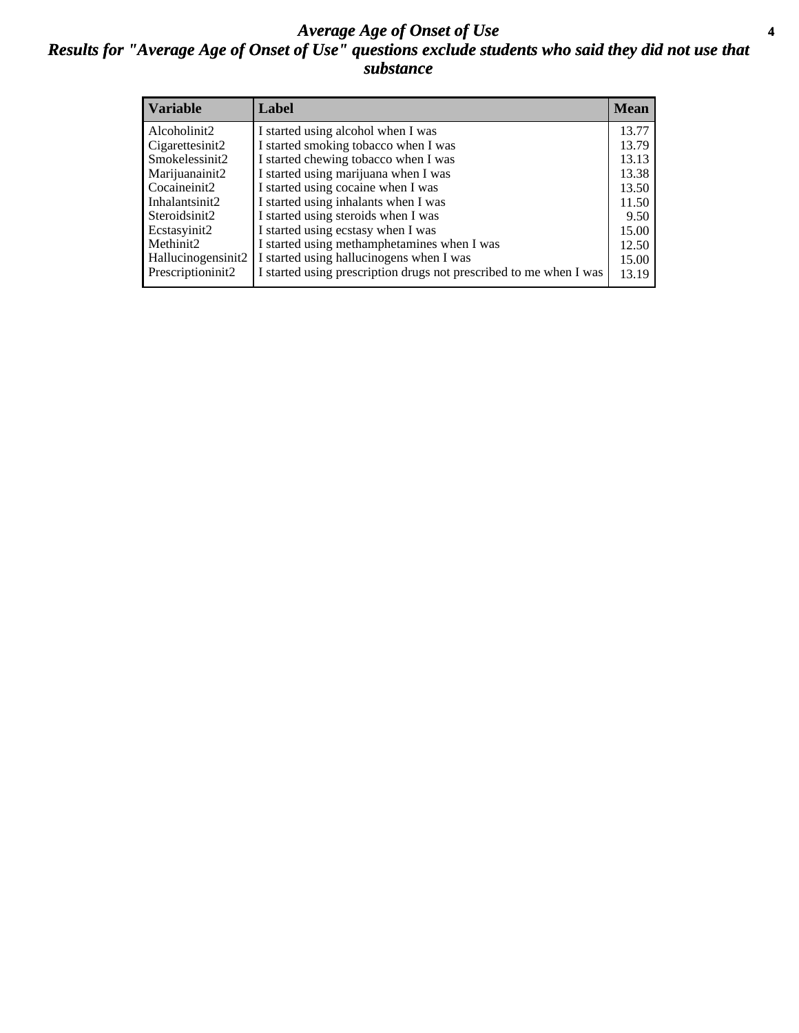# *Average Age of Onset of Use*

## *Results for "Average Age of Onset of Use" questions exclude students who said they did not use that substance*

| Variable | Label | Mean |
|---|---|---|
| Alcoholinit2 | I started using alcohol when I was | 13.77 |
| Cigarettesinit2 | I started smoking tobacco when I was | 13.79 |
| Smokelessinit2 | I started chewing tobacco when I was | 13.13 |
| Marijuanainit2 | I started using marijuana when I was | 13.38 |
| Cocaineinit2 | I started using cocaine when I was | 13.50 |
| Inhalantsinit2 | I started using inhalants when I was | 11.50 |
| Steroidsinit2 | I started using steroids when I was | 9.50 |
| Ecstasyinit2 | I started using ecstasy when I was | 15.00 |
| Methinit2 | I started using methamphetamines when I was | 12.50 |
| Hallucinogensinit2 | I started using hallucinogens when I was | 15.00 |
| Prescriptioninit2 | I started using prescription drugs not prescribed to me when I was | 13.19 |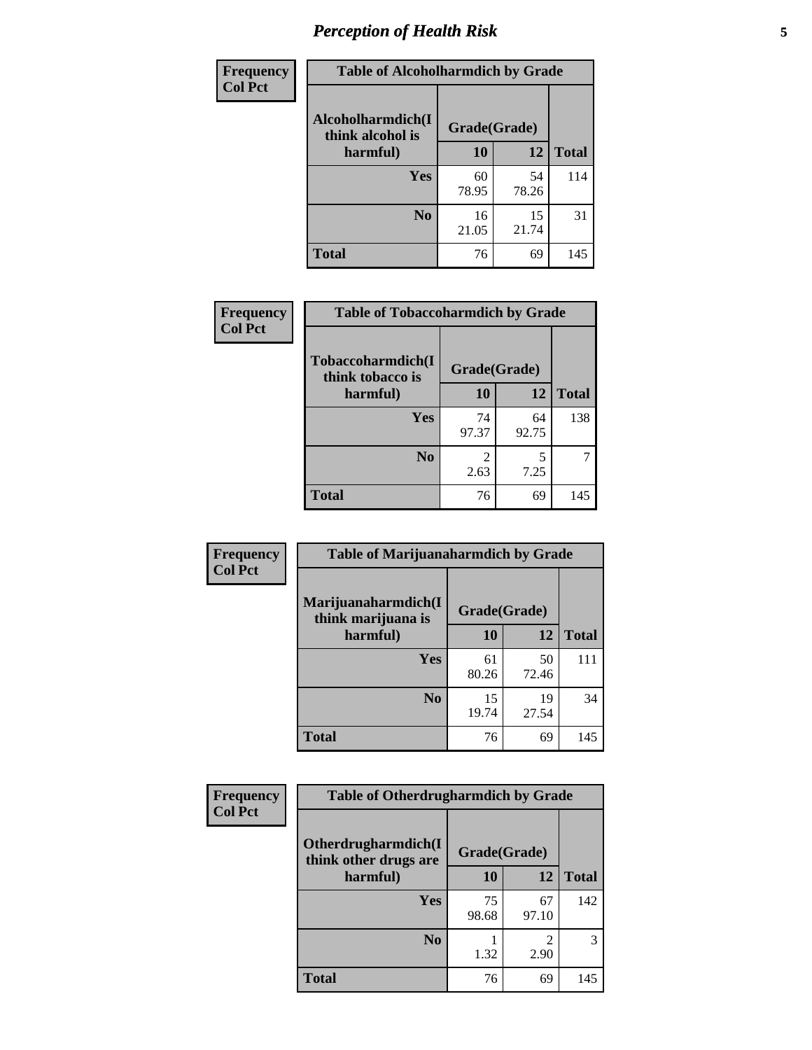# Perception of Health Risk

**Frequency**
**Col Pct**

| Table of Alcoholharmdich by Grade | | | |
|---|---|---|---|
| Alcoholharmdich(I think alcohol is harmful) | Grade(Grade) | | Total |
| | 10 | 12 | |
| Yes | 60<br>78.95 | 54<br>78.26 | 114 |
| No | 16<br>21.05 | 15<br>21.74 | 31 |
| Total | 76 | 69 | 145 |

**Frequency**
**Col Pct**

| Table of Tobaccoharmdich by Grade | | | |
|---|---|---|---|
| Tobaccoharmdich(I think tobacco is harmful) | Grade(Grade) | | Total |
| | 10 | 12 | |
| Yes | 74<br>97.37 | 64<br>92.75 | 138 |
| No | 2<br>2.63 | 5<br>7.25 | 7 |
| Total | 76 | 69 | 145 |

**Frequency**
**Col Pct**

| Table of Marijuanaharmdich by Grade | | | |
|---|---|---|---|
| Marijuanaharmdich(I think marijuana is harmful) | Grade(Grade) | | Total |
| | 10 | 12 | |
| Yes | 61<br>80.26 | 50<br>72.46 | 111 |
| No | 15<br>19.74 | 19<br>27.54 | 34 |
| Total | 76 | 69 | 145 |

**Frequency**
**Col Pct**

| Table of Otherdrugharmdich by Grade | | | |
|---|---|---|---|
| Otherdrugharmdich(I think other drugs are harmful) | Grade(Grade) | | Total |
| | 10 | 12 | |
| Yes | 75<br>98.68 | 67<br>97.10 | 142 |
| No | 1<br>1.32 | 2<br>2.90 | 3 |
| Total | 76 | 69 | 145 |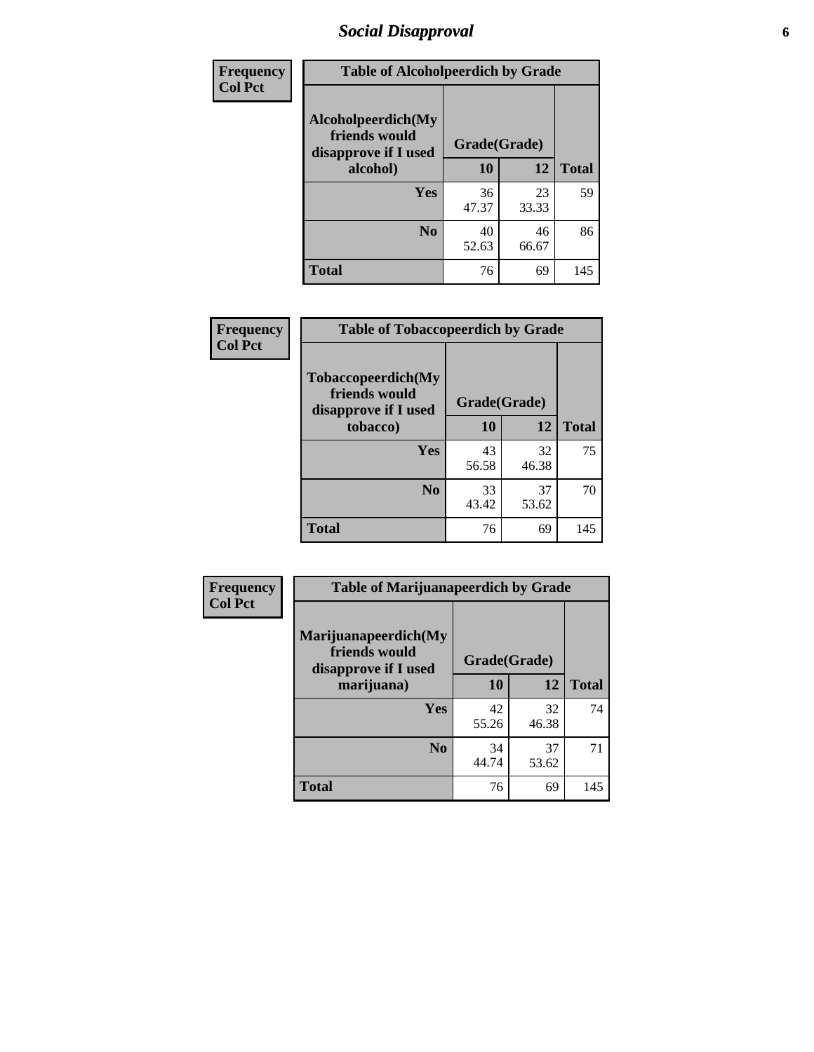## Social Disapproval

| Frequency Col Pct |
|---|

**Table of Alcoholpeerdich by Grade**

| Alcoholpeerdich(My friends would disapprove if I used alcohol) | Grade(Grade) 10 | 12 | Total |
|---|---|---|---|
| Yes | 36<br>47.37 | 23<br>33.33 | 59 |
| No | 40<br>52.63 | 46<br>66.67 | 86 |
| Total | 76 | 69 | 145 |

| Frequency Col Pct |
|---|

**Table of Tobaccopeerdich by Grade**

| Tobaccopeerdich(My friends would disapprove if I used tobacco) | Grade(Grade) 10 | 12 | Total |
|---|---|---|---|
| Yes | 43<br>56.58 | 32<br>46.38 | 75 |
| No | 33<br>43.42 | 37<br>53.62 | 70 |
| Total | 76 | 69 | 145 |

| Frequency Col Pct |
|---|

**Table of Marijuanapeerdich by Grade**

| Marijuanapeerdich(My friends would disapprove if I used marijuana) | Grade(Grade) 10 | 12 | Total |
|---|---|---|---|
| Yes | 42<br>55.26 | 32<br>46.38 | 74 |
| No | 34<br>44.74 | 37<br>53.62 | 71 |
| Total | 76 | 69 | 145 |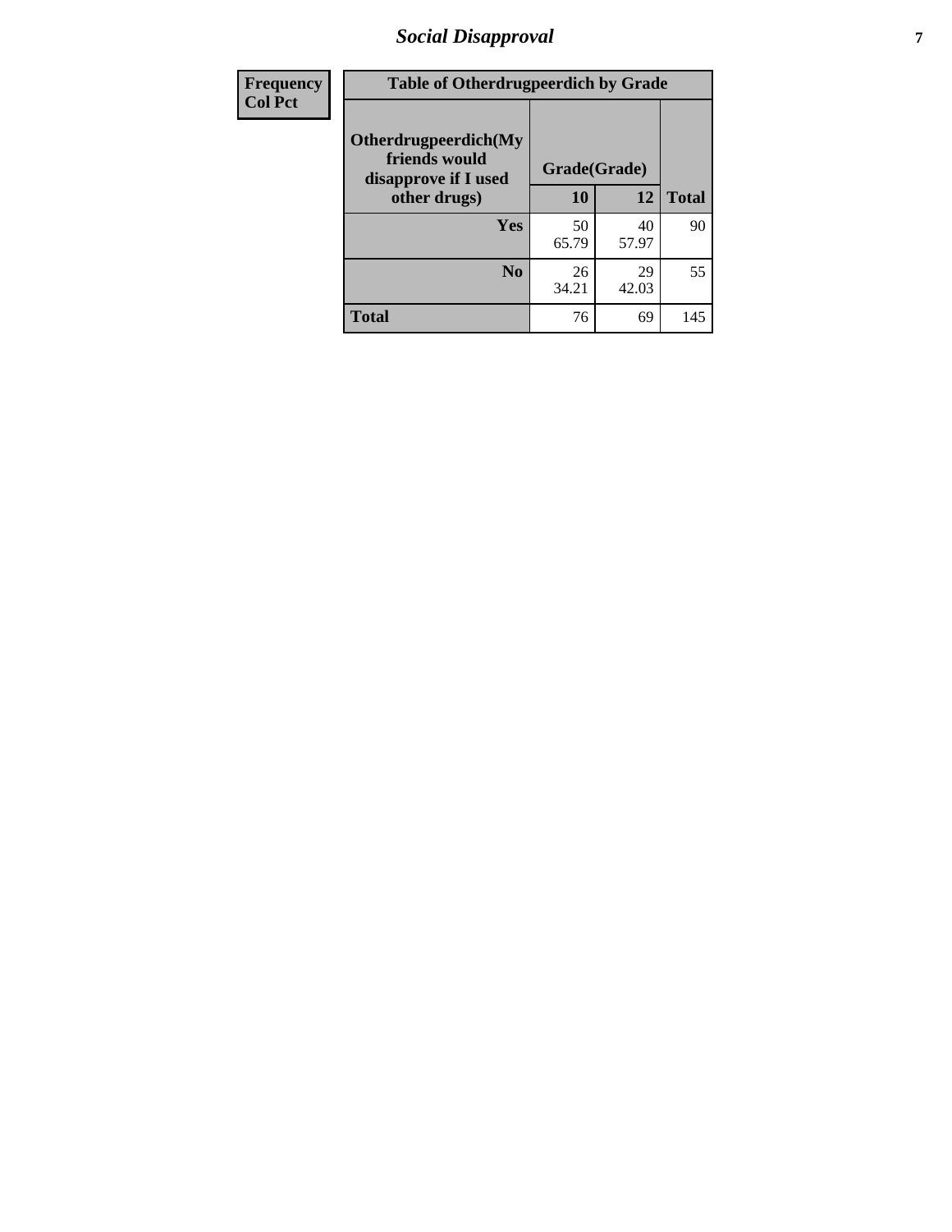# Social Disapproval

| Frequency Col Pct | Table of Otherdrugpeerdich by Grade | | |
|---|---|---|---|
| Otherdrugpeerdich(My friends would disapprove if I used other drugs) | Grade(Grade) | | |
| | 10 | 12 | Total |
| Yes | 50<br>65.79 | 40<br>57.97 | 90 |
| No | 26<br>34.21 | 29<br>42.03 | 55 |
| Total | 76 | 69 | 145 |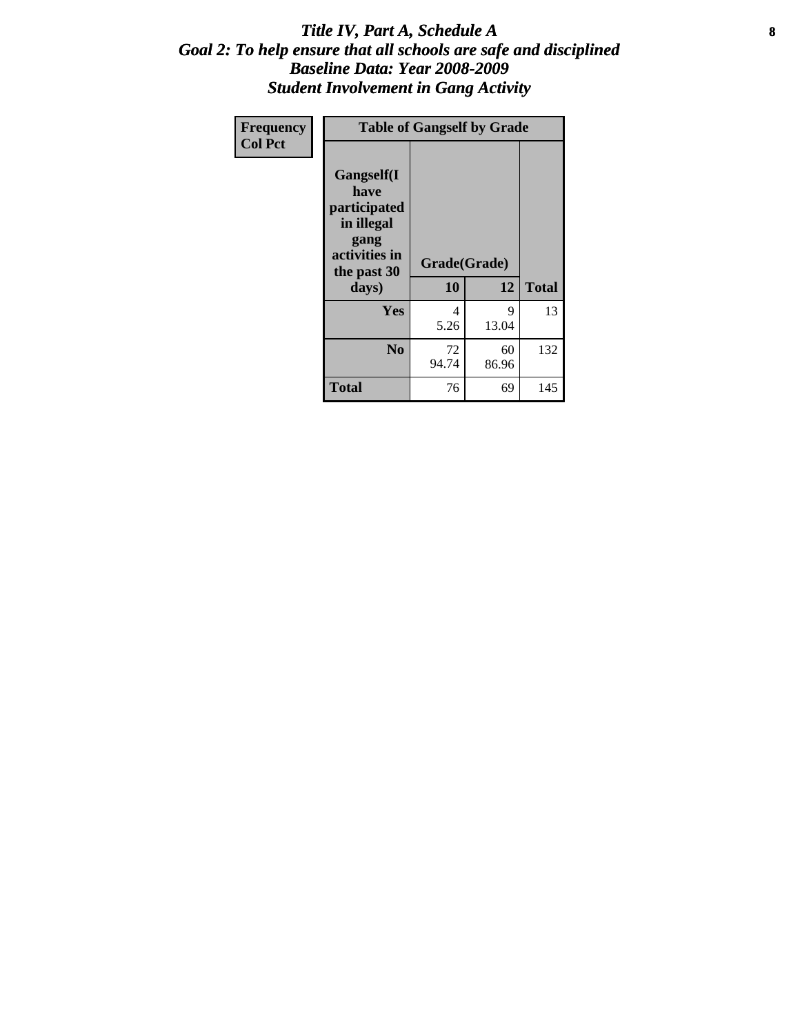# *Title IV, Part A, Schedule A*
## *Goal 2: To help ensure that all schools are safe and disciplined*
## *Baseline Data: Year 2008-2009*
## *Student Involvement in Gang Activity*

**Frequency**
**Col Pct**

| Table of Gangself by Grade | | | |
|---|---|---|---|
| **Gangself(I have participated in illegal gang activities in the past 30 days)** | **Grade(Grade)** | | |
| | **10** | **12** | **Total** |
| **Yes** | 4<br>5.26 | 9<br>13.04 | 13 |
| **No** | 72<br>94.74 | 60<br>86.96 | 132 |
| **Total** | 76 | 69 | 145 |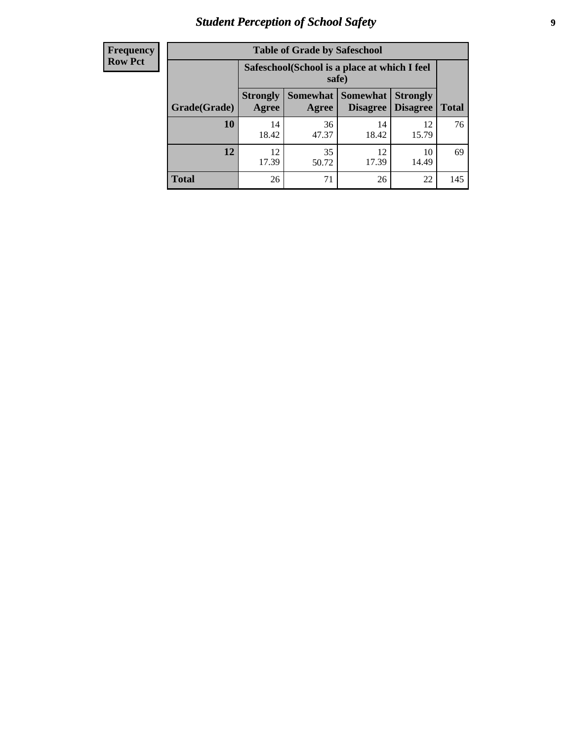# Student Perception of School Safety

| Frequency Row Pct | | | | | |
|---|---|---|---|---|---|
| **Table of Grade by Safeschool** | | | | | |
| | **Safeschool(School is a place at which I feel safe)** | | | | |
| **Grade(Grade)** | **Strongly Agree** | **Somewhat Agree** | **Somewhat Disagree** | **Strongly Disagree** | **Total** |
| **10** | 14<br>18.42 | 36<br>47.37 | 14<br>18.42 | 12<br>15.79 | 76 |
| **12** | 12<br>17.39 | 35<br>50.72 | 12<br>17.39 | 10<br>14.49 | 69 |
| **Total** | 26 | 71 | 26 | 22 | 145 |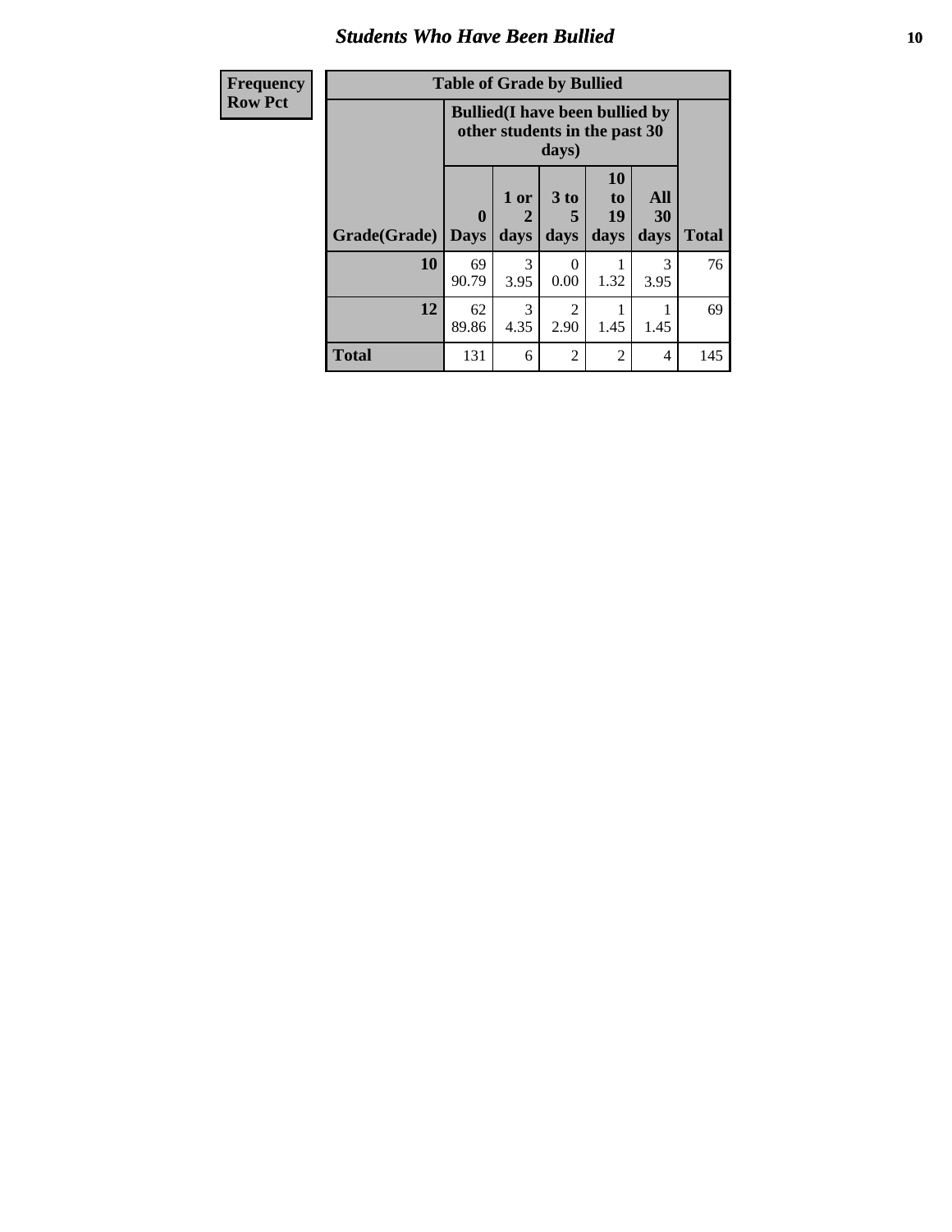## Students Who Have Been Bullied

| Frequency<br>Row Pct | Table of Grade by Bullied | | | | | |
|---|---|---|---|---|---|---|
| | Bullied(I have been bullied by other students in the past 30 days) | | | | | |
| Grade(Grade) | 0 Days | 1 or 2 days | 3 to 5 days | 10 to 19 days | All 30 days | Total |
| 10 | 69<br>90.79 | 3<br>3.95 | 0<br>0.00 | 1<br>1.32 | 3<br>3.95 | 76 |
| 12 | 62<br>89.86 | 3<br>4.35 | 2<br>2.90 | 1<br>1.45 | 1<br>1.45 | 69 |
| Total | 131 | 6 | 2 | 2 | 4 | 145 |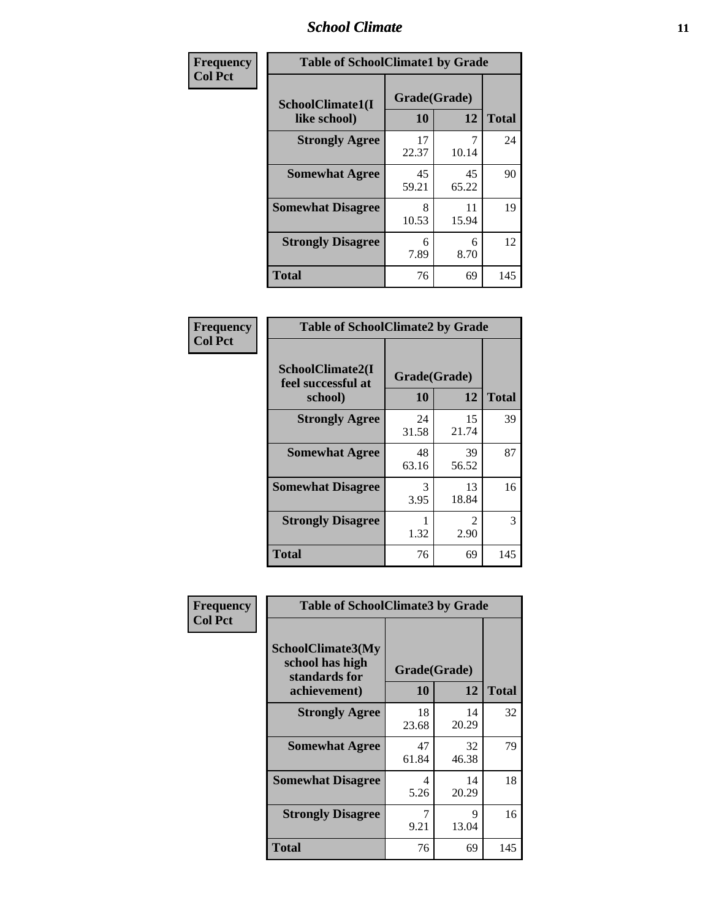| Frequency<br>Col Pct |
|---|

**Table of SchoolClimate1 by Grade**

| SchoolClimate1(I like school) | Grade(Grade) 10 | 12 | Total |
|---|---|---|---|
| Strongly Agree | 17<br>22.37 | 7<br>10.14 | 24 |
| Somewhat Agree | 45<br>59.21 | 45<br>65.22 | 90 |
| Somewhat Disagree | 8<br>10.53 | 11<br>15.94 | 19 |
| Strongly Disagree | 6<br>7.89 | 6<br>8.70 | 12 |
| Total | 76 | 69 | 145 |

| Frequency<br>Col Pct |
|---|

**Table of SchoolClimate2 by Grade**

| SchoolClimate2(I feel successful at school) | Grade(Grade) 10 | 12 | Total |
|---|---|---|---|
| Strongly Agree | 24<br>31.58 | 15<br>21.74 | 39 |
| Somewhat Agree | 48<br>63.16 | 39<br>56.52 | 87 |
| Somewhat Disagree | 3<br>3.95 | 13<br>18.84 | 16 |
| Strongly Disagree | 1<br>1.32 | 2<br>2.90 | 3 |
| Total | 76 | 69 | 145 |

| Frequency<br>Col Pct |
|---|

**Table of SchoolClimate3 by Grade**

| SchoolClimate3(My school has high standards for achievement) | Grade(Grade) 10 | 12 | Total |
|---|---|---|---|
| Strongly Agree | 18<br>23.68 | 14<br>20.29 | 32 |
| Somewhat Agree | 47<br>61.84 | 32<br>46.38 | 79 |
| Somewhat Disagree | 4<br>5.26 | 14<br>20.29 | 18 |
| Strongly Disagree | 7<br>9.21 | 9<br>13.04 | 16 |
| Total | 76 | 69 | 145 |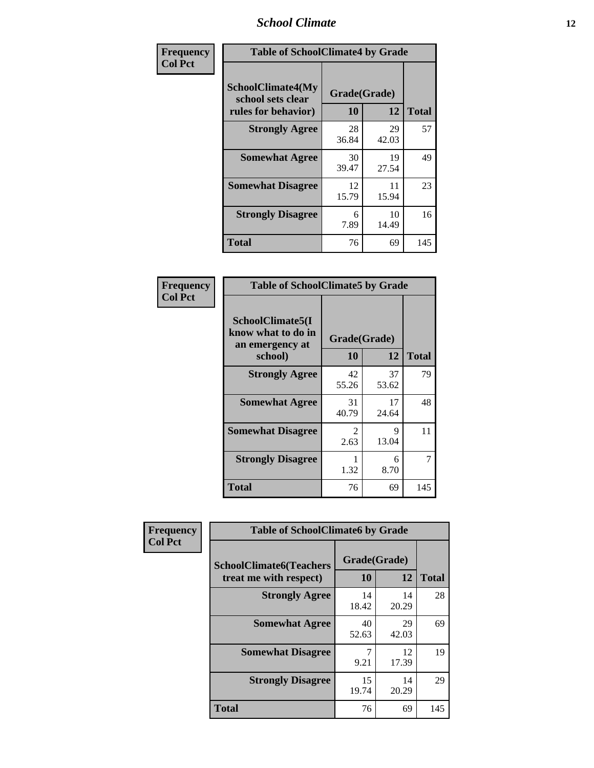| Frequency<br>Col Pct | Table of SchoolClimate4 by Grade | | |
|---|---|---|---|
| SchoolClimate4(My school sets clear rules for behavior) | Grade(Grade) | | |
| | 10 | 12 | Total |
| Strongly Agree | 28<br>36.84 | 29<br>42.03 | 57 |
| Somewhat Agree | 30<br>39.47 | 19<br>27.54 | 49 |
| Somewhat Disagree | 12<br>15.79 | 11<br>15.94 | 23 |
| Strongly Disagree | 6<br>7.89 | 10<br>14.49 | 16 |
| Total | 76 | 69 | 145 |

| Frequency<br>Col Pct | Table of SchoolClimate5 by Grade | | |
|---|---|---|---|
| SchoolClimate5(I know what to do in an emergency at school) | Grade(Grade) | | |
| | 10 | 12 | Total |
| Strongly Agree | 42<br>55.26 | 37<br>53.62 | 79 |
| Somewhat Agree | 31<br>40.79 | 17<br>24.64 | 48 |
| Somewhat Disagree | 2<br>2.63 | 9<br>13.04 | 11 |
| Strongly Disagree | 1<br>1.32 | 6<br>8.70 | 7 |
| Total | 76 | 69 | 145 |

| Frequency<br>Col Pct | Table of SchoolClimate6 by Grade | | |
|---|---|---|---|
| SchoolClimate6(Teachers treat me with respect) | Grade(Grade) | | |
| | 10 | 12 | Total |
| Strongly Agree | 14<br>18.42 | 14<br>20.29 | 28 |
| Somewhat Agree | 40<br>52.63 | 29<br>42.03 | 69 |
| Somewhat Disagree | 7<br>9.21 | 12<br>17.39 | 19 |
| Strongly Disagree | 15<br>19.74 | 14<br>20.29 | 29 |
| Total | 76 | 69 | 145 |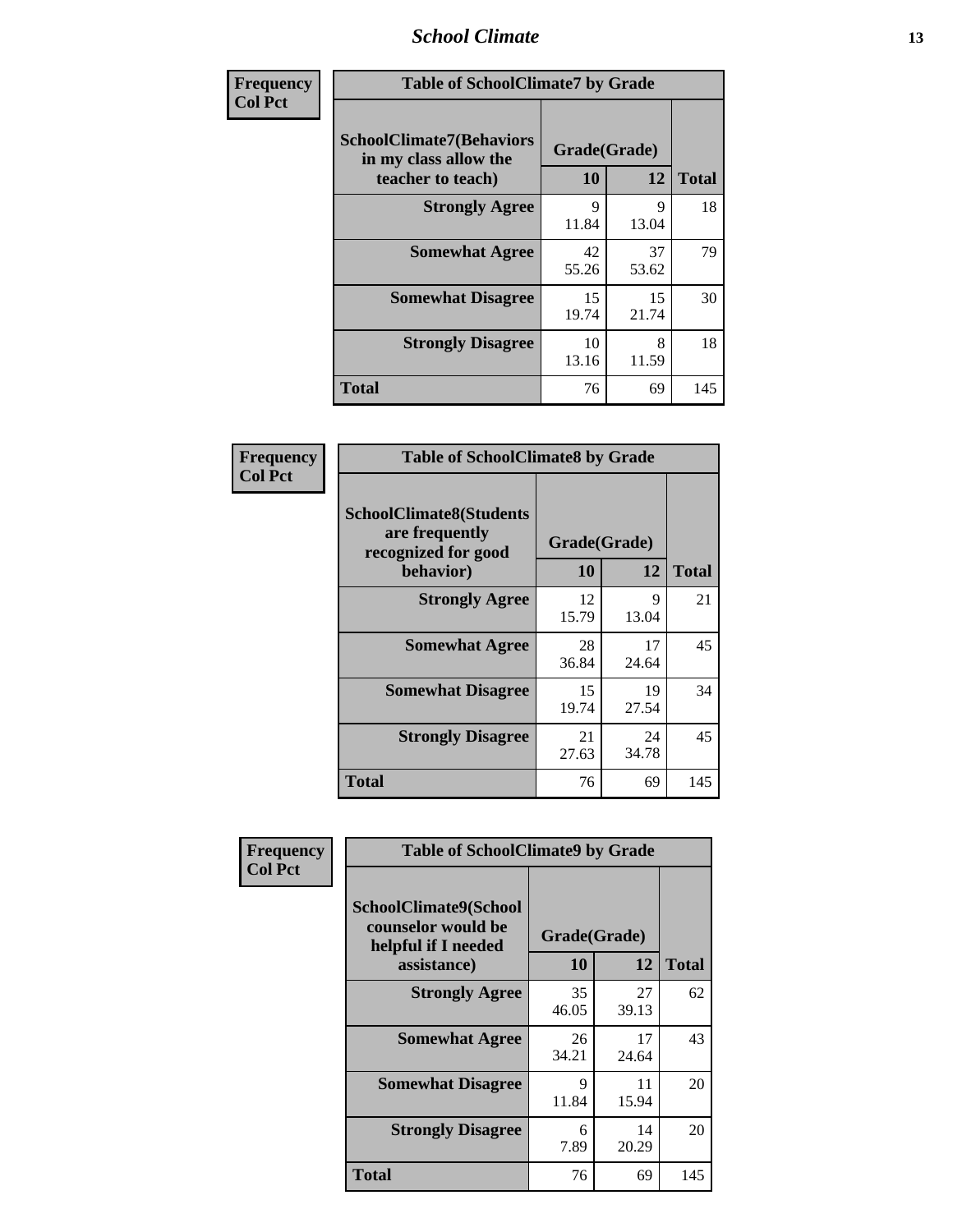**Frequency**
**Col Pct**

| SchoolClimate7(Behaviors in my class allow the teacher to teach) | Grade(Grade) | | Total |
|---|---|---|---|
| | 10 | 12 | |
| **Strongly Agree** | 9<br>11.84 | 9<br>13.04 | 18 |
| **Somewhat Agree** | 42<br>55.26 | 37<br>53.62 | 79 |
| **Somewhat Disagree** | 15<br>19.74 | 15<br>21.74 | 30 |
| **Strongly Disagree** | 10<br>13.16 | 8<br>11.59 | 18 |
| **Total** | 76 | 69 | 145 |

Table of SchoolClimate7 by Grade

**Frequency**
**Col Pct**

| SchoolClimate8(Students are frequently recognized for good behavior) | Grade(Grade) | | Total |
|---|---|---|---|
| | 10 | 12 | |
| **Strongly Agree** | 12<br>15.79 | 9<br>13.04 | 21 |
| **Somewhat Agree** | 28<br>36.84 | 17<br>24.64 | 45 |
| **Somewhat Disagree** | 15<br>19.74 | 19<br>27.54 | 34 |
| **Strongly Disagree** | 21<br>27.63 | 24<br>34.78 | 45 |
| **Total** | 76 | 69 | 145 |

Table of SchoolClimate8 by Grade

**Frequency**
**Col Pct**

| SchoolClimate9(School counselor would be helpful if I needed assistance) | Grade(Grade) | | Total |
|---|---|---|---|
| | 10 | 12 | |
| **Strongly Agree** | 35<br>46.05 | 27<br>39.13 | 62 |
| **Somewhat Agree** | 26<br>34.21 | 17<br>24.64 | 43 |
| **Somewhat Disagree** | 9<br>11.84 | 11<br>15.94 | 20 |
| **Strongly Disagree** | 6<br>7.89 | 14<br>20.29 | 20 |
| **Total** | 76 | 69 | 145 |

Table of SchoolClimate9 by Grade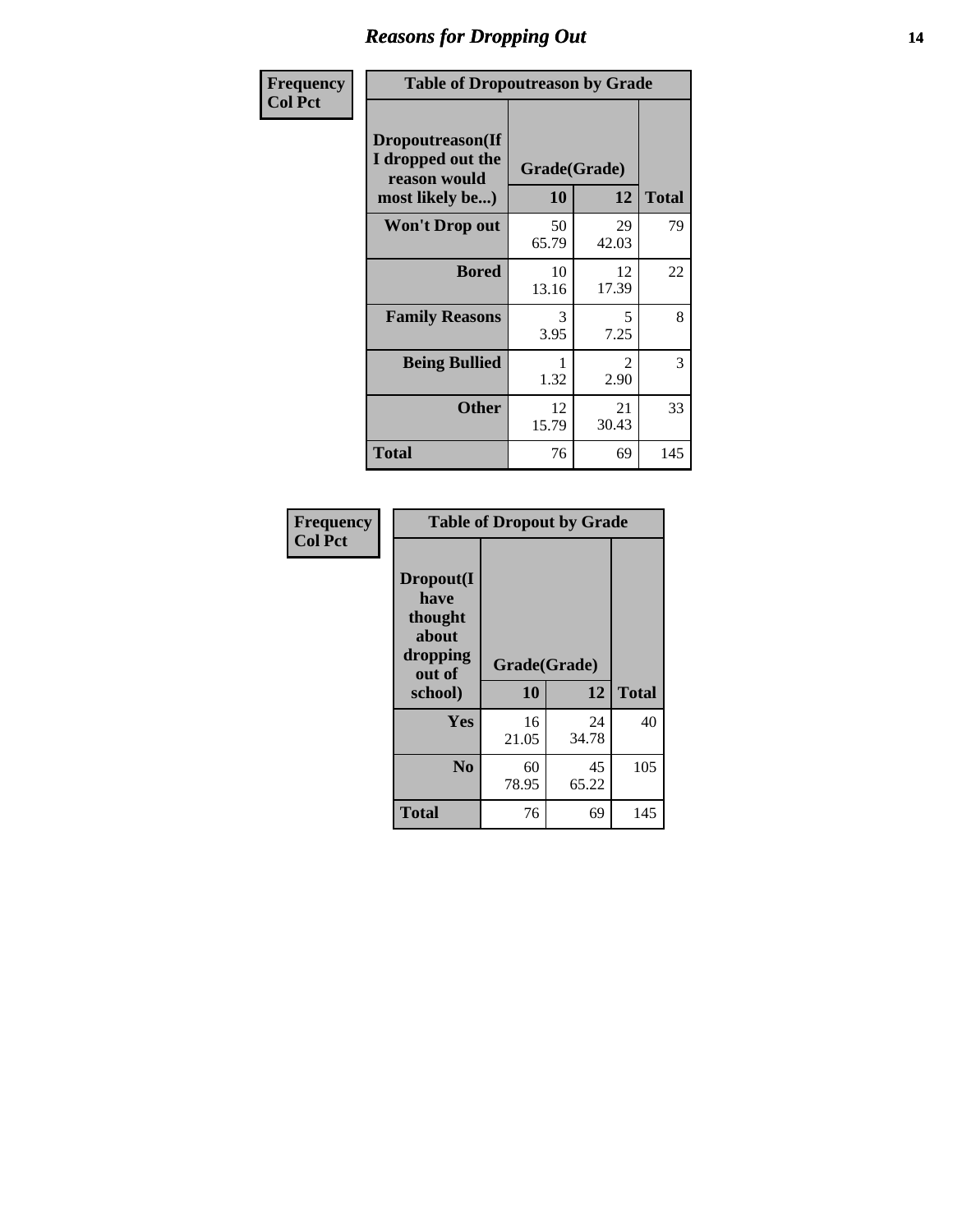# Reasons for Dropping Out

| Frequency<br>Col Pct | Table of Dropoutreason by Grade | | |
|---|---|---|---|
| **Dropoutreason(If I dropped out the reason would most likely be...)** | **Grade(Grade)** | | |
| | **10** | **12** | **Total** |
| **Won't Drop out** | 50<br>65.79 | 29<br>42.03 | 79 |
| **Bored** | 10<br>13.16 | 12<br>17.39 | 22 |
| **Family Reasons** | 3<br>3.95 | 5<br>7.25 | 8 |
| **Being Bullied** | 1<br>1.32 | 2<br>2.90 | 3 |
| **Other** | 12<br>15.79 | 21<br>30.43 | 33 |
| **Total** | 76 | 69 | 145 |

| Frequency<br>Col Pct | Table of Dropout by Grade | | |
|---|---|---|---|
| **Dropout(I have thought about dropping out of school)** | **Grade(Grade)** | | |
| | **10** | **12** | **Total** |
| **Yes** | 16<br>21.05 | 24<br>34.78 | 40 |
| **No** | 60<br>78.95 | 45<br>65.22 | 105 |
| **Total** | 76 | 69 | 145 |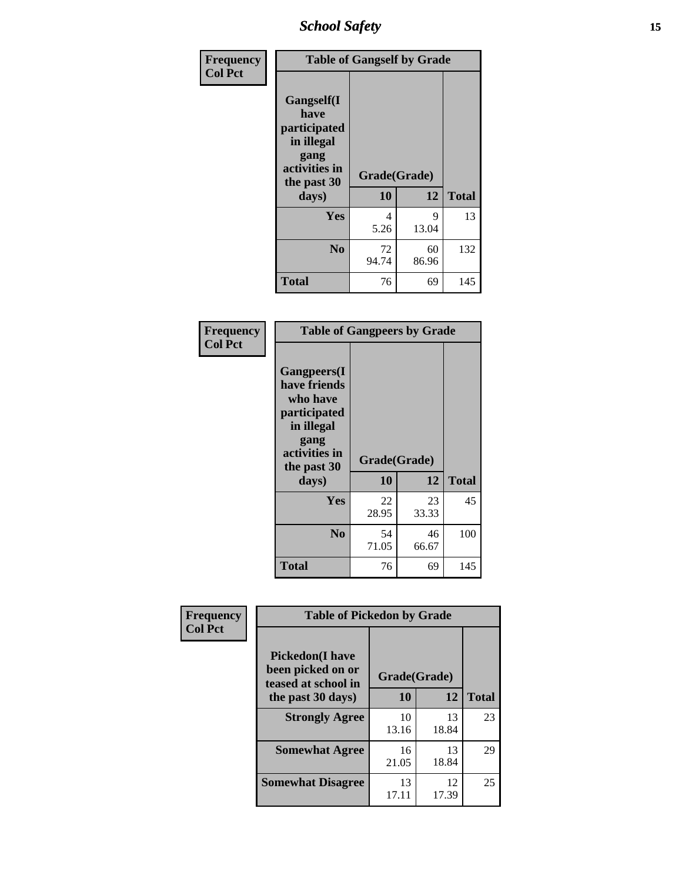**Frequency**
**Col Pct**

| Gangself(I have participated in illegal gang activities in the past 30 days) | Grade(Grade) 10 | 12 | Total |
|---|---|---|---|
| **Yes** | 4<br>5.26 | 9<br>13.04 | 13 |
| **No** | 72<br>94.74 | 60<br>86.96 | 132 |
| **Total** | 76 | 69 | 145 |

Table of Gangself by Grade

**Frequency**
**Col Pct**

| Gangpeers(I have friends who have participated in illegal gang activities in the past 30 days) | Grade(Grade) 10 | 12 | Total |
|---|---|---|---|
| **Yes** | 22<br>28.95 | 23<br>33.33 | 45 |
| **No** | 54<br>71.05 | 46<br>66.67 | 100 |
| **Total** | 76 | 69 | 145 |

Table of Gangpeers by Grade

**Frequency**
**Col Pct**

| Pickedon(I have been picked on or teased at school in the past 30 days) | Grade(Grade) 10 | 12 | Total |
|---|---|---|---|
| **Strongly Agree** | 10<br>13.16 | 13<br>18.84 | 23 |
| **Somewhat Agree** | 16<br>21.05 | 13<br>18.84 | 29 |
| **Somewhat Disagree** | 13<br>17.11 | 12<br>17.39 | 25 |

Table of Pickedon by Grade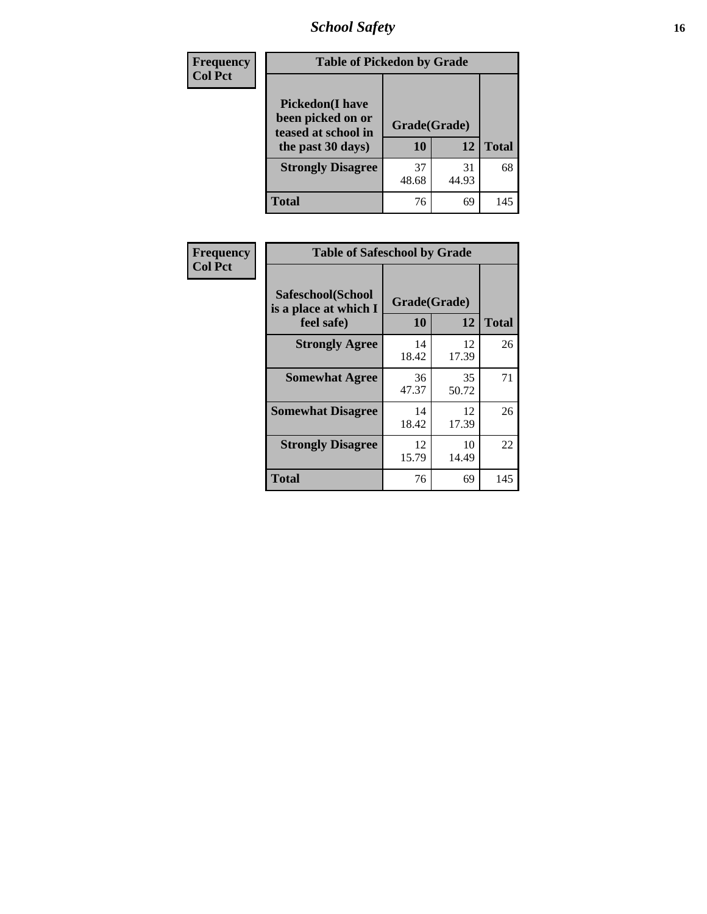| Frequency<br>Col Pct |
|---|

**Table of Pickedon by Grade**

| Pickedon(I have been picked on or teased at school in the past 30 days) | Grade(Grade) | | Total |
|---|---|---|---|
| | 10 | 12 | |
| Strongly Disagree | 37<br>48.68 | 31<br>44.93 | 68 |
| Total | 76 | 69 | 145 |

| Frequency<br>Col Pct |
|---|

**Table of Safeschool by Grade**

| Safeschool(School is a place at which I feel safe) | Grade(Grade) | | Total |
|---|---|---|---|
| | 10 | 12 | |
| Strongly Agree | 14<br>18.42 | 12<br>17.39 | 26 |
| Somewhat Agree | 36<br>47.37 | 35<br>50.72 | 71 |
| Somewhat Disagree | 14<br>18.42 | 12<br>17.39 | 26 |
| Strongly Disagree | 12<br>15.79 | 10<br>14.49 | 22 |
| Total | 76 | 69 | 145 |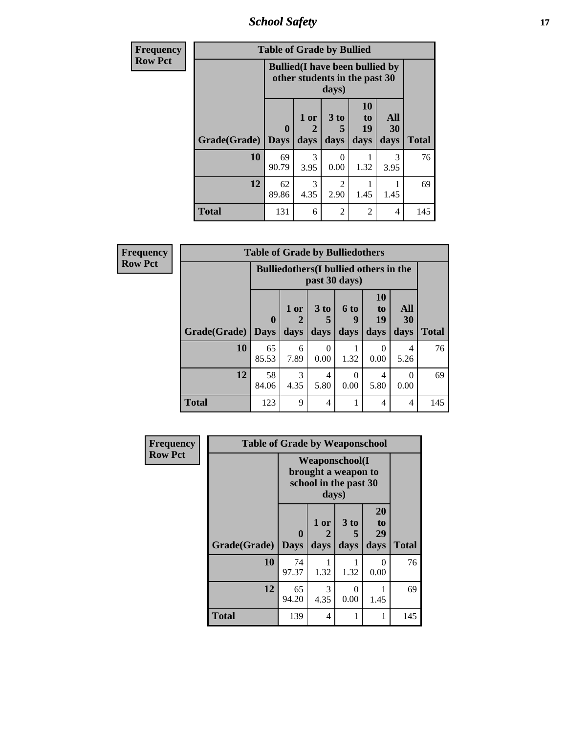| Frequency<br>Row Pct | Table of Grade by Bullied | | | | | |
|---|---|---|---|---|---|---|
| | Bullied(I have been bullied by other students in the past 30 days) | | | | | |
| Grade(Grade) | 0 Days | 1 or 2 days | 3 to 5 days | 10 to 19 days | All 30 days | Total |
| 10 | 69<br>90.79 | 3<br>3.95 | 0<br>0.00 | 1<br>1.32 | 3<br>3.95 | 76 |
| 12 | 62<br>89.86 | 3<br>4.35 | 2<br>2.90 | 1<br>1.45 | 1<br>1.45 | 69 |
| Total | 131 | 6 | 2 | 2 | 4 | 145 |

| Frequency<br>Row Pct | Table of Grade by Bulliedothers | | | | | | |
|---|---|---|---|---|---|---|---|
| | Bulliedothers(I bullied others in the past 30 days) | | | | | | |
| Grade(Grade) | 0 Days | 1 or 2 days | 3 to 5 days | 6 to 9 days | 10 to 19 days | All 30 days | Total |
| 10 | 65<br>85.53 | 6<br>7.89 | 0<br>0.00 | 1<br>1.32 | 0<br>0.00 | 4<br>5.26 | 76 |
| 12 | 58<br>84.06 | 3<br>4.35 | 4<br>5.80 | 0<br>0.00 | 4<br>5.80 | 0<br>0.00 | 69 |
| Total | 123 | 9 | 4 | 1 | 4 | 4 | 145 |

| Frequency<br>Row Pct | Table of Grade by Weaponschool | | | | |
|---|---|---|---|---|---|
| | Weaponschool(I brought a weapon to school in the past 30 days) | | | | |
| Grade(Grade) | 0 Days | 1 or 2 days | 3 to 5 days | 20 to 29 days | Total |
| 10 | 74<br>97.37 | 1<br>1.32 | 1<br>1.32 | 0<br>0.00 | 76 |
| 12 | 65<br>94.20 | 3<br>4.35 | 0<br>0.00 | 1<br>1.45 | 69 |
| Total | 139 | 4 | 1 | 1 | 145 |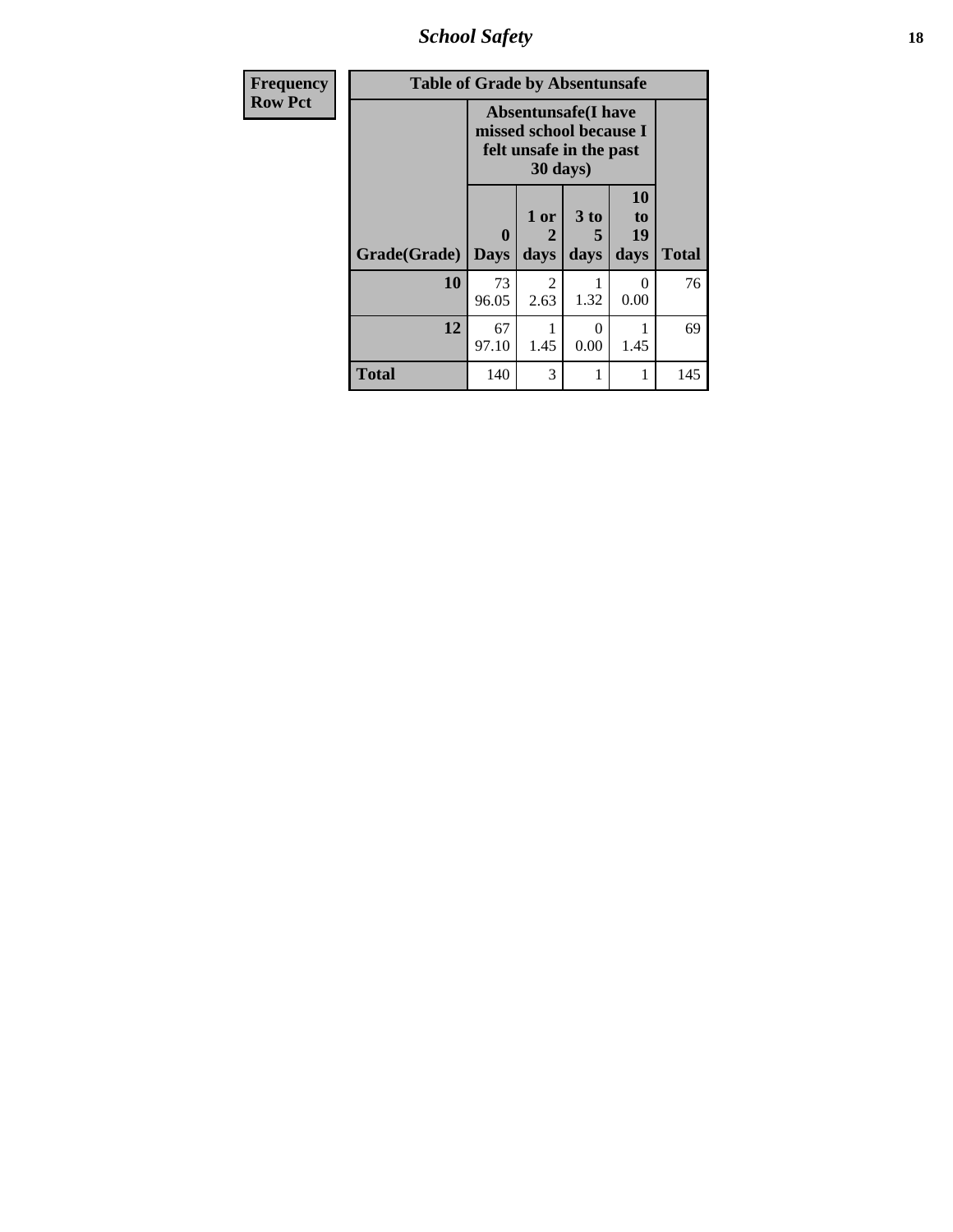| Frequency<br>Row Pct | Table of Grade by Absentunsafe | | | | |
|---|---|---|---|---|---|
| | Absentunsafe(I have missed school because I felt unsafe in the past 30 days) | | | | |
| Grade(Grade) | 0 Days | 1 or 2 days | 3 to 5 days | 10 to 19 days | Total |
| 10 | 73<br>96.05 | 2<br>2.63 | 1<br>1.32 | 0<br>0.00 | 76 |
| 12 | 67<br>97.10 | 1<br>1.45 | 0<br>0.00 | 1<br>1.45 | 69 |
| Total | 140 | 3 | 1 | 1 | 145 |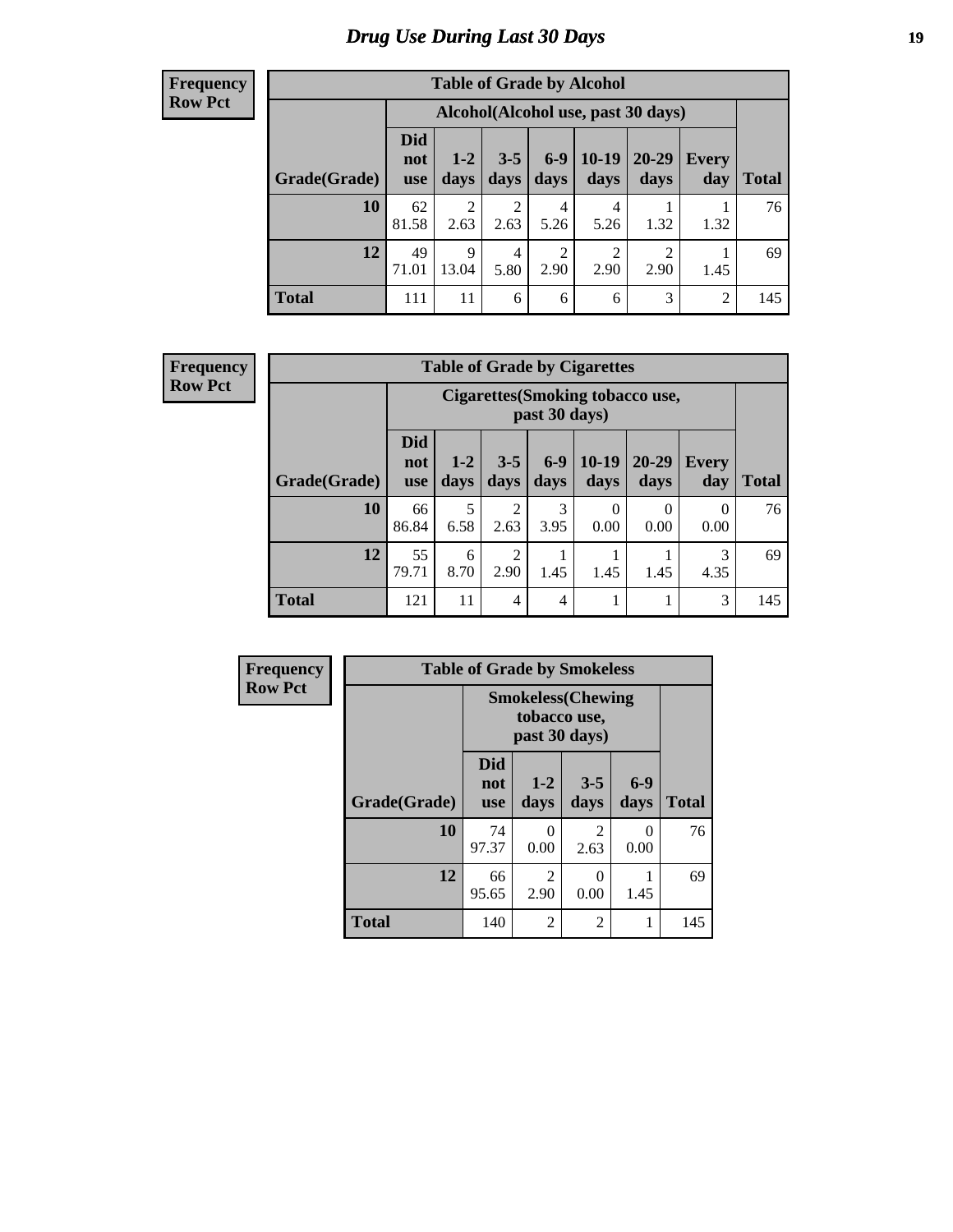# Drug Use During Last 30 Days

**Frequency**
**Row Pct**

| Table of Grade by Alcohol | | | | | | | | |
|---|---|---|---|---|---|---|---|---|
| | Alcohol(Alcohol use, past 30 days) | | | | | | | |
| Grade(Grade) | Did not use | 1-2 days | 3-5 days | 6-9 days | 10-19 days | 20-29 days | Every day | Total |
| 10 | 62<br>81.58 | 2<br>2.63 | 2<br>2.63 | 4<br>5.26 | 4<br>5.26 | 1<br>1.32 | 1<br>1.32 | 76 |
| 12 | 49<br>71.01 | 9<br>13.04 | 4<br>5.80 | 2<br>2.90 | 2<br>2.90 | 2<br>2.90 | 1<br>1.45 | 69 |
| Total | 111 | 11 | 6 | 6 | 6 | 3 | 2 | 145 |

**Frequency**
**Row Pct**

| Table of Grade by Cigarettes | | | | | | | | |
|---|---|---|---|---|---|---|---|---|
| | Cigarettes(Smoking tobacco use, past 30 days) | | | | | | | |
| Grade(Grade) | Did not use | 1-2 days | 3-5 days | 6-9 days | 10-19 days | 20-29 days | Every day | Total |
| 10 | 66<br>86.84 | 5<br>6.58 | 2<br>2.63 | 3<br>3.95 | 0<br>0.00 | 0<br>0.00 | 0<br>0.00 | 76 |
| 12 | 55<br>79.71 | 6<br>8.70 | 2<br>2.90 | 1<br>1.45 | 1<br>1.45 | 1<br>1.45 | 3<br>4.35 | 69 |
| Total | 121 | 11 | 4 | 4 | 1 | 1 | 3 | 145 |

**Frequency**
**Row Pct**

| Table of Grade by Smokeless | | | | | |
|---|---|---|---|---|---|
| | Smokeless(Chewing tobacco use, past 30 days) | | | | |
| Grade(Grade) | Did not use | 1-2 days | 3-5 days | 6-9 days | Total |
| 10 | 74<br>97.37 | 0<br>0.00 | 2<br>2.63 | 0<br>0.00 | 76 |
| 12 | 66<br>95.65 | 2<br>2.90 | 0<br>0.00 | 1<br>1.45 | 69 |
| Total | 140 | 2 | 2 | 1 | 145 |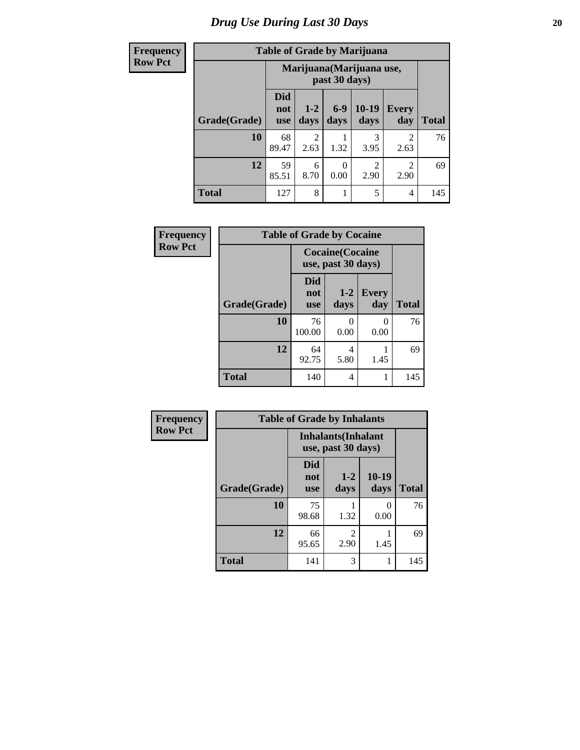# *Drug Use During Last 30 Days*

| Frequency<br>Row Pct |
|---|

**Table of Grade by Marijuana**

| Grade(Grade) | Marijuana(Marijuana use, past 30 days) | | | | | Total |
|---|---|---|---|---|---|---|
| | Did not use | 1-2 days | 6-9 days | 10-19 days | Every day | |
| **10** | 68<br>89.47 | 2<br>2.63 | 1<br>1.32 | 3<br>3.95 | 2<br>2.63 | 76 |
| **12** | 59<br>85.51 | 6<br>8.70 | 0<br>0.00 | 2<br>2.90 | 2<br>2.90 | 69 |
| **Total** | 127 | 8 | 1 | 5 | 4 | 145 |

| Frequency<br>Row Pct |
|---|

**Table of Grade by Cocaine**

| Grade(Grade) | Cocaine(Cocaine use, past 30 days) | | | Total |
|---|---|---|---|---|
| | Did not use | 1-2 days | Every day | |
| **10** | 76<br>100.00 | 0<br>0.00 | 0<br>0.00 | 76 |
| **12** | 64<br>92.75 | 4<br>5.80 | 1<br>1.45 | 69 |
| **Total** | 140 | 4 | 1 | 145 |

| Frequency<br>Row Pct |
|---|

**Table of Grade by Inhalants**

| Grade(Grade) | Inhalants(Inhalant use, past 30 days) | | | Total |
|---|---|---|---|---|
| | Did not use | 1-2 days | 10-19 days | |
| **10** | 75<br>98.68 | 1<br>1.32 | 0<br>0.00 | 76 |
| **12** | 66<br>95.65 | 2<br>2.90 | 1<br>1.45 | 69 |
| **Total** | 141 | 3 | 1 | 145 |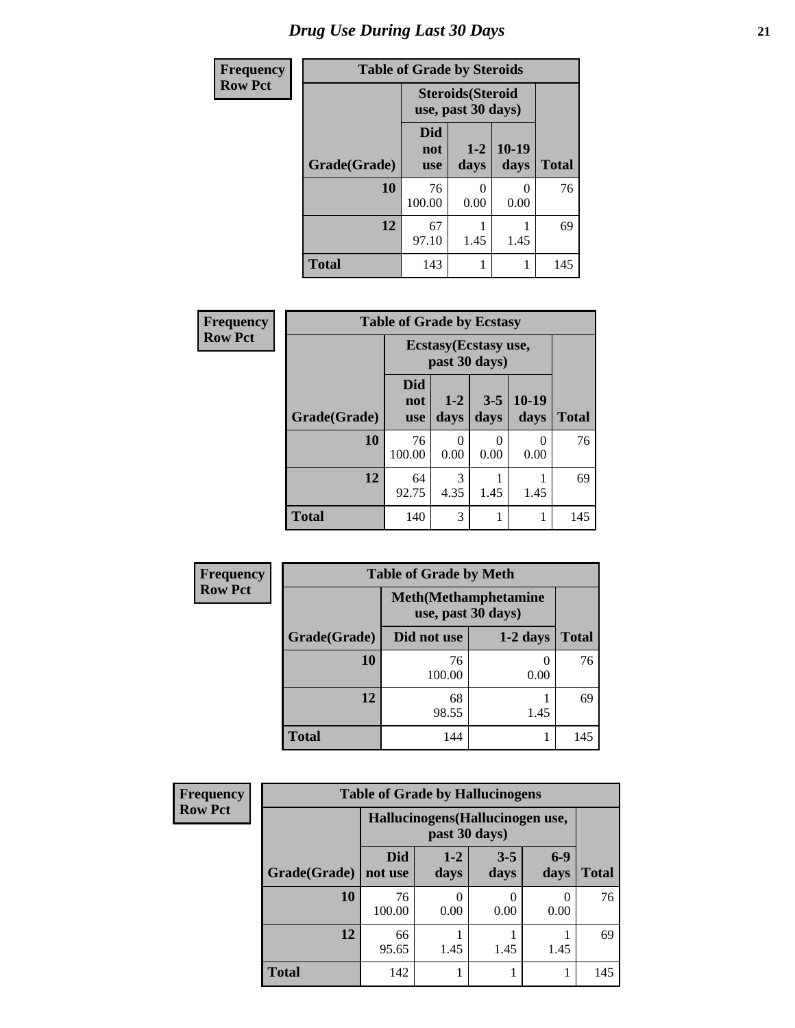# Drug Use During Last 30 Days

| Frequency<br>Row Pct |
|---|

**Table of Grade by Steroids**

| Grade(Grade) | Steroids(Steroid use, past 30 days) | | | Total |
|---|---|---|---|---|
| | Did not use | 1-2 days | 10-19 days | |
| 10 | 76<br>100.00 | 0<br>0.00 | 0<br>0.00 | 76 |
| 12 | 67<br>97.10 | 1<br>1.45 | 1<br>1.45 | 69 |
| Total | 143 | 1 | 1 | 145 |

| Frequency<br>Row Pct |
|---|

**Table of Grade by Ecstasy**

| Grade(Grade) | Ecstasy(Ecstasy use, past 30 days) | | | | Total |
|---|---|---|---|---|---|
| | Did not use | 1-2 days | 3-5 days | 10-19 days | |
| 10 | 76<br>100.00 | 0<br>0.00 | 0<br>0.00 | 0<br>0.00 | 76 |
| 12 | 64<br>92.75 | 3<br>4.35 | 1<br>1.45 | 1<br>1.45 | 69 |
| Total | 140 | 3 | 1 | 1 | 145 |

| Frequency<br>Row Pct |
|---|

**Table of Grade by Meth**

| Grade(Grade) | Meth(Methamphetamine use, past 30 days) | | Total |
|---|---|---|---|
| | Did not use | 1-2 days | |
| 10 | 76<br>100.00 | 0<br>0.00 | 76 |
| 12 | 68<br>98.55 | 1<br>1.45 | 69 |
| Total | 144 | 1 | 145 |

| Frequency<br>Row Pct |
|---|

**Table of Grade by Hallucinogens**

| Grade(Grade) | Hallucinogens(Hallucinogen use, past 30 days) | | | | Total |
|---|---|---|---|---|---|
| | Did not use | 1-2 days | 3-5 days | 6-9 days | |
| 10 | 76<br>100.00 | 0<br>0.00 | 0<br>0.00 | 0<br>0.00 | 76 |
| 12 | 66<br>95.65 | 1<br>1.45 | 1<br>1.45 | 1<br>1.45 | 69 |
| Total | 142 | 1 | 1 | 1 | 145 |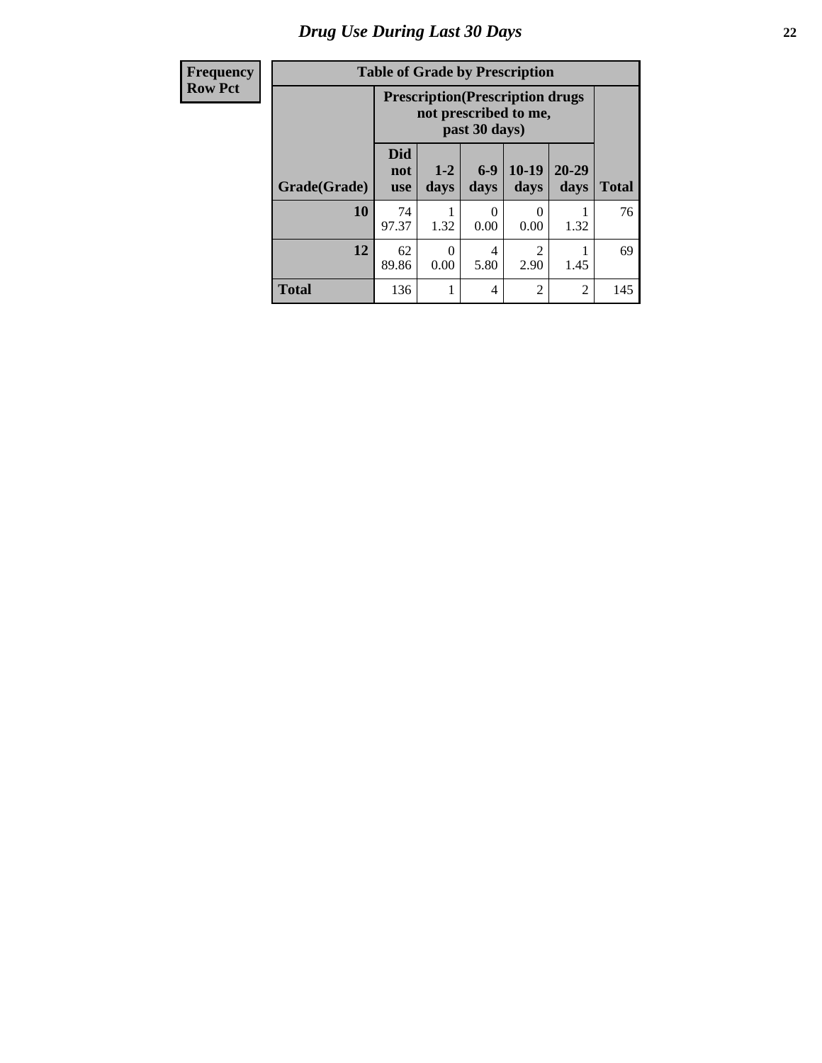# Drug Use During Last 30 Days

| Frequency<br>Row Pct | Table of Grade by Prescription | | | | | |
|---|---|---|---|---|---|---|
| | Prescription(Prescription drugs not prescribed to me, past 30 days) | | | | | |
| Grade(Grade) | Did not use | 1-2 days | 6-9 days | 10-19 days | 20-29 days | Total |
| 10 | 74<br>97.37 | 1<br>1.32 | 0<br>0.00 | 0<br>0.00 | 1<br>1.32 | 76 |
| 12 | 62<br>89.86 | 0<br>0.00 | 4<br>5.80 | 2<br>2.90 | 1<br>1.45 | 69 |
| Total | 136 | 1 | 4 | 2 | 2 | 145 |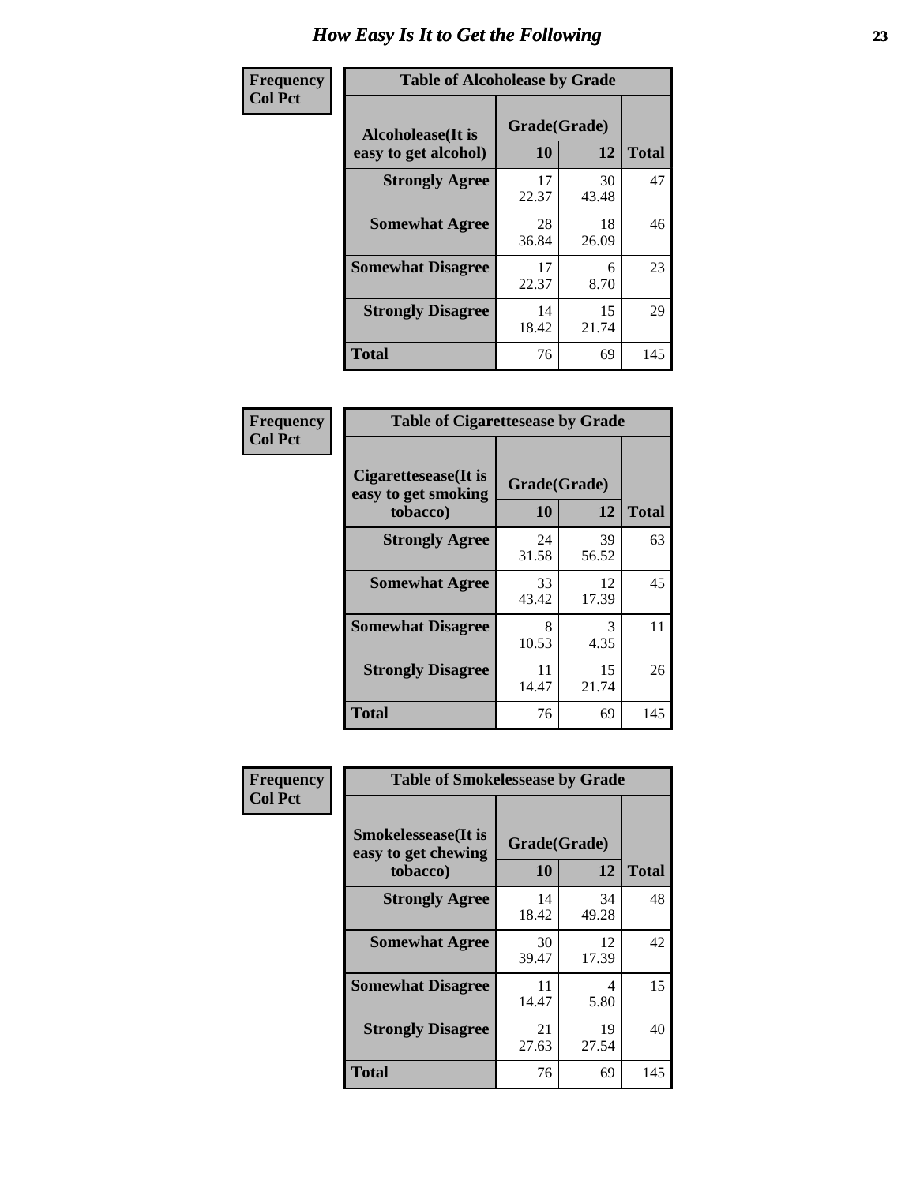# How Easy Is It to Get the Following

**Frequency**
**Col Pct**

| Table of Alcoholease by Grade | | | |
|---|---|---|---|
| Alcoholease(It is easy to get alcohol) | Grade(Grade) | | Total |
| | 10 | 12 | |
| Strongly Agree | 17<br>22.37 | 30<br>43.48 | 47 |
| Somewhat Agree | 28<br>36.84 | 18<br>26.09 | 46 |
| Somewhat Disagree | 17<br>22.37 | 6<br>8.70 | 23 |
| Strongly Disagree | 14<br>18.42 | 15<br>21.74 | 29 |
| Total | 76 | 69 | 145 |

**Frequency**
**Col Pct**

| Table of Cigarettesease by Grade | | | |
|---|---|---|---|
| Cigarettesease(It is easy to get smoking tobacco) | Grade(Grade) | | Total |
| | 10 | 12 | |
| Strongly Agree | 24<br>31.58 | 39<br>56.52 | 63 |
| Somewhat Agree | 33<br>43.42 | 12<br>17.39 | 45 |
| Somewhat Disagree | 8<br>10.53 | 3<br>4.35 | 11 |
| Strongly Disagree | 11<br>14.47 | 15<br>21.74 | 26 |
| Total | 76 | 69 | 145 |

**Frequency**
**Col Pct**

| Table of Smokelessease by Grade | | | |
|---|---|---|---|
| Smokelessease(It is easy to get chewing tobacco) | Grade(Grade) | | Total |
| | 10 | 12 | |
| Strongly Agree | 14<br>18.42 | 34<br>49.28 | 48 |
| Somewhat Agree | 30<br>39.47 | 12<br>17.39 | 42 |
| Somewhat Disagree | 11<br>14.47 | 4<br>5.80 | 15 |
| Strongly Disagree | 21<br>27.63 | 19<br>27.54 | 40 |
| Total | 76 | 69 | 145 |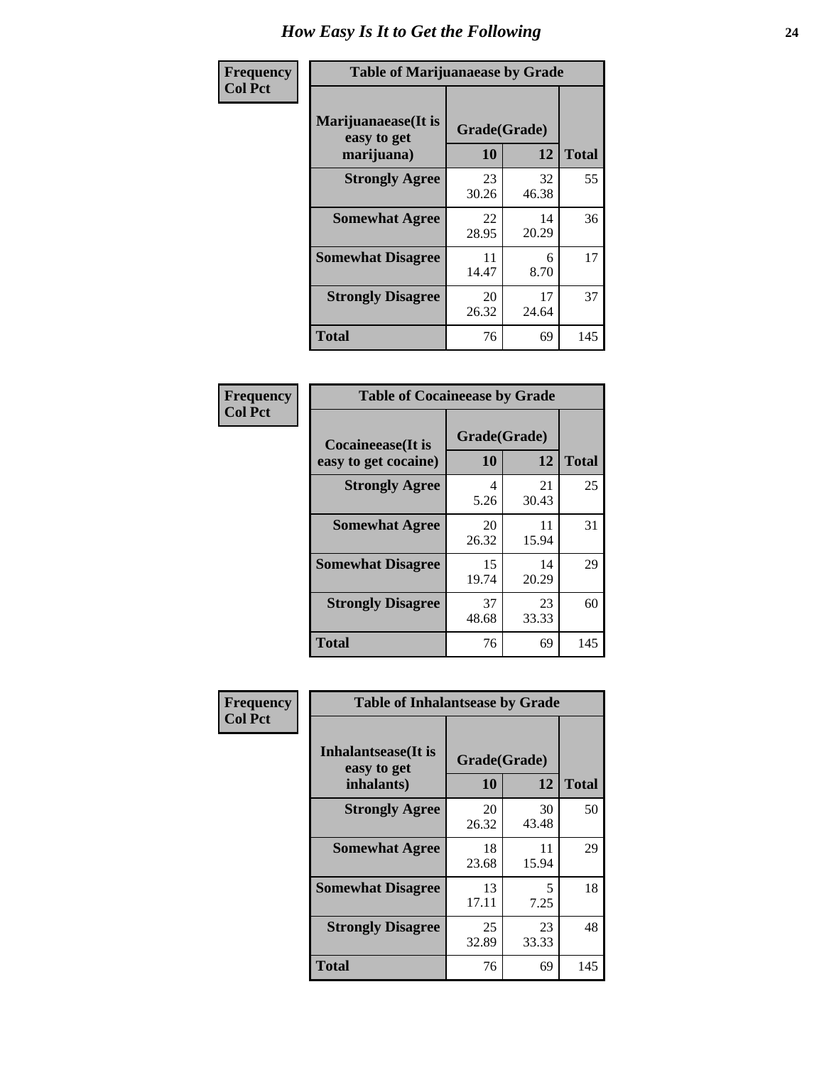# How Easy Is It to Get the Following

**Frequency**
**Col Pct**

| Table of Marijuanaease by Grade | | | |
|---|---|---|---|
| **Marijuanaease(It is easy to get marijuana)** | **Grade(Grade)** | | |
| | **10** | **12** | **Total** |
| **Strongly Agree** | 23<br>30.26 | 32<br>46.38 | 55 |
| **Somewhat Agree** | 22<br>28.95 | 14<br>20.29 | 36 |
| **Somewhat Disagree** | 11<br>14.47 | 6<br>8.70 | 17 |
| **Strongly Disagree** | 20<br>26.32 | 17<br>24.64 | 37 |
| **Total** | 76 | 69 | 145 |

**Frequency**
**Col Pct**

| Table of Cocaineease by Grade | | | |
|---|---|---|---|
| **Cocaineease(It is easy to get cocaine)** | **Grade(Grade)** | | |
| | **10** | **12** | **Total** |
| **Strongly Agree** | 4<br>5.26 | 21<br>30.43 | 25 |
| **Somewhat Agree** | 20<br>26.32 | 11<br>15.94 | 31 |
| **Somewhat Disagree** | 15<br>19.74 | 14<br>20.29 | 29 |
| **Strongly Disagree** | 37<br>48.68 | 23<br>33.33 | 60 |
| **Total** | 76 | 69 | 145 |

**Frequency**
**Col Pct**

| Table of Inhalantsease by Grade | | | |
|---|---|---|---|
| **Inhalantsease(It is easy to get inhalants)** | **Grade(Grade)** | | |
| | **10** | **12** | **Total** |
| **Strongly Agree** | 20<br>26.32 | 30<br>43.48 | 50 |
| **Somewhat Agree** | 18<br>23.68 | 11<br>15.94 | 29 |
| **Somewhat Disagree** | 13<br>17.11 | 5<br>7.25 | 18 |
| **Strongly Disagree** | 25<br>32.89 | 23<br>33.33 | 48 |
| **Total** | 76 | 69 | 145 |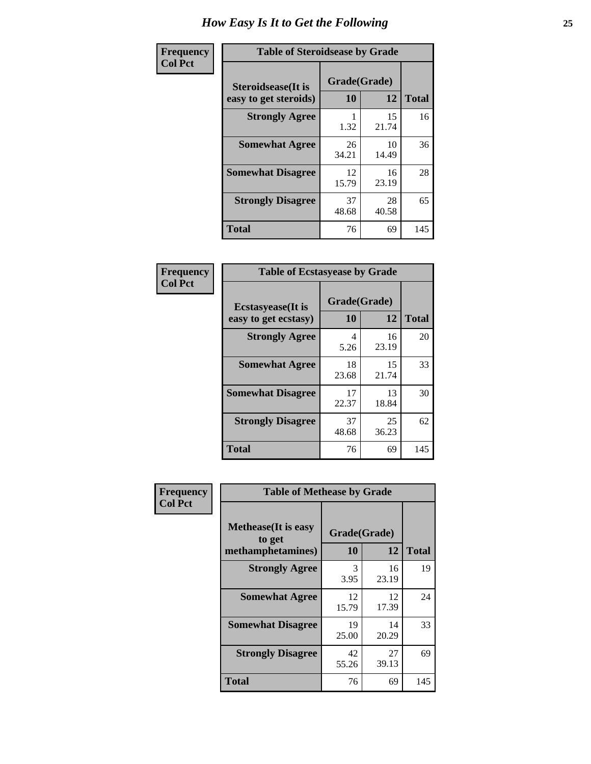# How Easy Is It to Get the Following

**Frequency**
**Col Pct**

| Table of Steroidsease by Grade | | | |
|---|---|---|---|
| Steroidsease(It is easy to get steroids) | Grade(Grade) | | Total |
| | 10 | 12 | |
| **Strongly Agree** | 1<br>1.32 | 15<br>21.74 | 16 |
| **Somewhat Agree** | 26<br>34.21 | 10<br>14.49 | 36 |
| **Somewhat Disagree** | 12<br>15.79 | 16<br>23.19 | 28 |
| **Strongly Disagree** | 37<br>48.68 | 28<br>40.58 | 65 |
| **Total** | 76 | 69 | 145 |

**Frequency**
**Col Pct**

| Table of Ecstasyease by Grade | | | |
|---|---|---|---|
| Ecstasyease(It is easy to get ecstasy) | Grade(Grade) | | Total |
| | 10 | 12 | |
| **Strongly Agree** | 4<br>5.26 | 16<br>23.19 | 20 |
| **Somewhat Agree** | 18<br>23.68 | 15<br>21.74 | 33 |
| **Somewhat Disagree** | 17<br>22.37 | 13<br>18.84 | 30 |
| **Strongly Disagree** | 37<br>48.68 | 25<br>36.23 | 62 |
| **Total** | 76 | 69 | 145 |

**Frequency**
**Col Pct**

| Table of Methease by Grade | | | |
|---|---|---|---|
| Methease(It is easy to get methamphetamines) | Grade(Grade) | | Total |
| | 10 | 12 | |
| **Strongly Agree** | 3<br>3.95 | 16<br>23.19 | 19 |
| **Somewhat Agree** | 12<br>15.79 | 12<br>17.39 | 24 |
| **Somewhat Disagree** | 19<br>25.00 | 14<br>20.29 | 33 |
| **Strongly Disagree** | 42<br>55.26 | 27<br>39.13 | 69 |
| **Total** | 76 | 69 | 145 |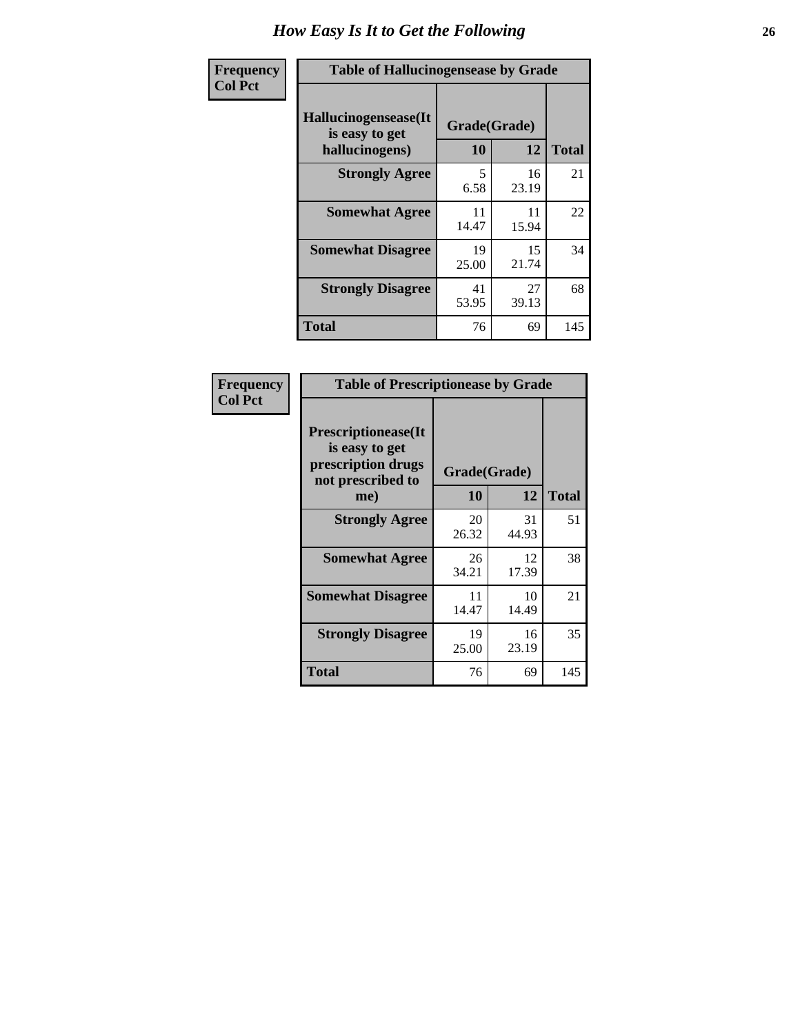## How Easy Is It to Get the Following

| Frequency<br>Col Pct | | | |
|---|---|---|---|

**Table of Hallucinogensease by Grade**

| Hallucinogensease(It is easy to get hallucinogens) | Grade(Grade) 10 | 12 | Total |
|---|---|---|---|
| **Strongly Agree** | 5<br>6.58 | 16<br>23.19 | 21 |
| **Somewhat Agree** | 11<br>14.47 | 11<br>15.94 | 22 |
| **Somewhat Disagree** | 19<br>25.00 | 15<br>21.74 | 34 |
| **Strongly Disagree** | 41<br>53.95 | 27<br>39.13 | 68 |
| **Total** | 76 | 69 | 145 |

| Frequency<br>Col Pct | | | |
|---|---|---|---|

**Table of Prescriptionease by Grade**

| Prescriptionease(It is easy to get prescription drugs not prescribed to me) | Grade(Grade) 10 | 12 | Total |
|---|---|---|---|
| **Strongly Agree** | 20<br>26.32 | 31<br>44.93 | 51 |
| **Somewhat Agree** | 26<br>34.21 | 12<br>17.39 | 38 |
| **Somewhat Disagree** | 11<br>14.47 | 10<br>14.49 | 21 |
| **Strongly Disagree** | 19<br>25.00 | 16<br>23.19 | 35 |
| **Total** | 76 | 69 | 145 |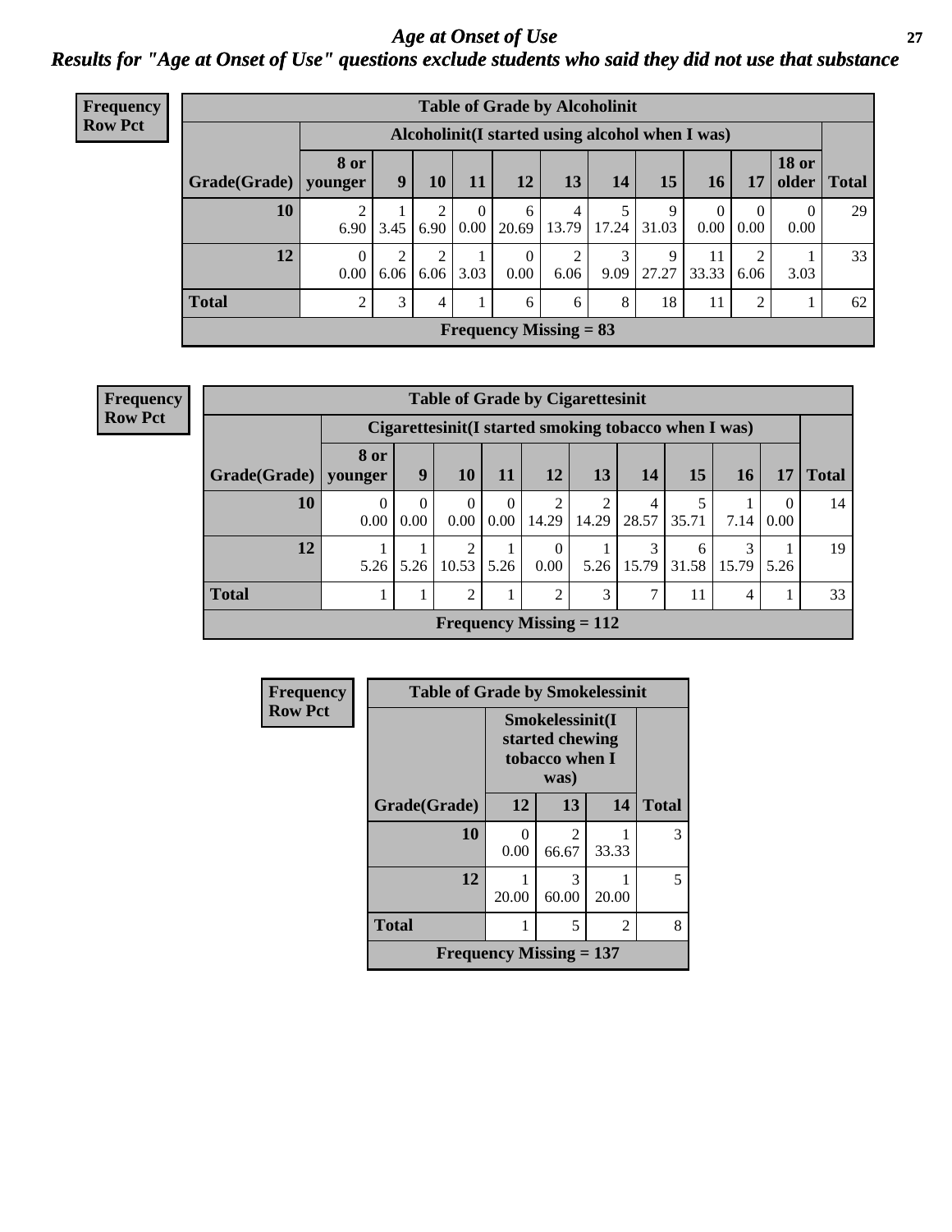# *Age at Onset of Use*

## *Results for "Age at Onset of Use" questions exclude students who said they did not use that substance*

**Frequency**
**Row Pct**

**Table of Grade by Alcoholinit**

| | Alcoholinit(I started using alcohol when I was) | | | | | | | | | | | |
|---|---|---|---|---|---|---|---|---|---|---|---|---|
| **Grade(Grade)** | **8 or younger** | **9** | **10** | **11** | **12** | **13** | **14** | **15** | **16** | **17** | **18 or older** | **Total** |
| **10** | 2<br>6.90 | 1<br>3.45 | 2<br>6.90 | 0<br>0.00 | 6<br>20.69 | 4<br>13.79 | 5<br>17.24 | 9<br>31.03 | 0<br>0.00 | 0<br>0.00 | 0<br>0.00 | 29 |
| **12** | 0<br>0.00 | 2<br>6.06 | 2<br>6.06 | 1<br>3.03 | 0<br>0.00 | 2<br>6.06 | 3<br>9.09 | 9<br>27.27 | 11<br>33.33 | 2<br>6.06 | 1<br>3.03 | 33 |
| **Total** | 2 | 3 | 4 | 1 | 6 | 6 | 8 | 18 | 11 | 2 | 1 | 62 |

**Frequency Missing = 83**

**Frequency**
**Row Pct**

**Table of Grade by Cigarettesinit**

| | Cigarettesinit(I started smoking tobacco when I was) | | | | | | | | | | |
|---|---|---|---|---|---|---|---|---|---|---|---|
| **Grade(Grade)** | **8 or younger** | **9** | **10** | **11** | **12** | **13** | **14** | **15** | **16** | **17** | **Total** |
| **10** | 0<br>0.00 | 0<br>0.00 | 0<br>0.00 | 0<br>0.00 | 2<br>14.29 | 2<br>14.29 | 4<br>28.57 | 5<br>35.71 | 1<br>7.14 | 0<br>0.00 | 14 |
| **12** | 1<br>5.26 | 1<br>5.26 | 2<br>10.53 | 1<br>5.26 | 0<br>0.00 | 1<br>5.26 | 3<br>15.79 | 6<br>31.58 | 3<br>15.79 | 1<br>5.26 | 19 |
| **Total** | 1 | 1 | 2 | 1 | 2 | 3 | 7 | 11 | 4 | 1 | 33 |

**Frequency Missing = 112**

**Frequency**
**Row Pct**

**Table of Grade by Smokelessinit**

| | Smokelessinit(I started chewing tobacco when I was) | | | |
|---|---|---|---|---|
| **Grade(Grade)** | **12** | **13** | **14** | **Total** |
| **10** | 0<br>0.00 | 2<br>66.67 | 1<br>33.33 | 3 |
| **12** | 1<br>20.00 | 3<br>60.00 | 1<br>20.00 | 5 |
| **Total** | 1 | 5 | 2 | 8 |

**Frequency Missing = 137**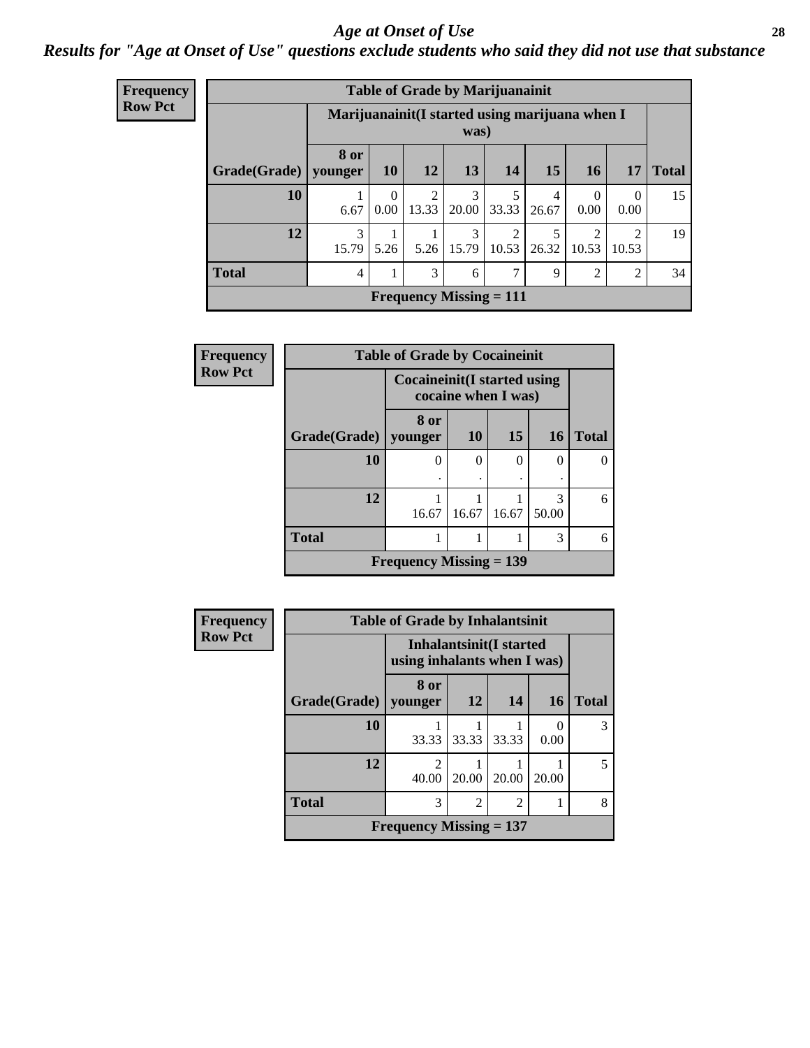## Age at Onset of Use

### Results for "Age at Onset of Use" questions exclude students who said they did not use that substance

**Frequency**
**Row Pct**

**Table of Grade by Marijuanainit**

| Grade(Grade) | Marijuanainit(I started using marijuana when I was) | | | | | | | | Total |
|---|---|---|---|---|---|---|---|---|---|
| | 8 or younger | 10 | 12 | 13 | 14 | 15 | 16 | 17 | |
| 10 | 1<br>6.67 | 0<br>0.00 | 2<br>13.33 | 3<br>20.00 | 5<br>33.33 | 4<br>26.67 | 0<br>0.00 | 0<br>0.00 | 15 |
| 12 | 3<br>15.79 | 1<br>5.26 | 1<br>5.26 | 3<br>15.79 | 2<br>10.53 | 5<br>26.32 | 2<br>10.53 | 2<br>10.53 | 19 |
| Total | 4 | 1 | 3 | 6 | 7 | 9 | 2 | 2 | 34 |

Frequency Missing = 111

**Frequency**
**Row Pct**

**Table of Grade by Cocaineinit**

| Grade(Grade) | Cocaineinit(I started using cocaine when I was) | | | | Total |
|---|---|---|---|---|---|
| | 8 or younger | 10 | 15 | 16 | |
| 10 | 0<br>. | 0<br>. | 0<br>. | 0<br>. | 0 |
| 12 | 1<br>16.67 | 1<br>16.67 | 1<br>16.67 | 3<br>50.00 | 6 |
| Total | 1 | 1 | 1 | 3 | 6 |

Frequency Missing = 139

**Frequency**
**Row Pct**

**Table of Grade by Inhalantsinit**

| Grade(Grade) | Inhalantsinit(I started using inhalants when I was) | | | | Total |
|---|---|---|---|---|---|
| | 8 or younger | 12 | 14 | 16 | |
| 10 | 1<br>33.33 | 1<br>33.33 | 1<br>33.33 | 0<br>0.00 | 3 |
| 12 | 2<br>40.00 | 1<br>20.00 | 1<br>20.00 | 1<br>20.00 | 5 |
| Total | 3 | 2 | 2 | 1 | 8 |

Frequency Missing = 137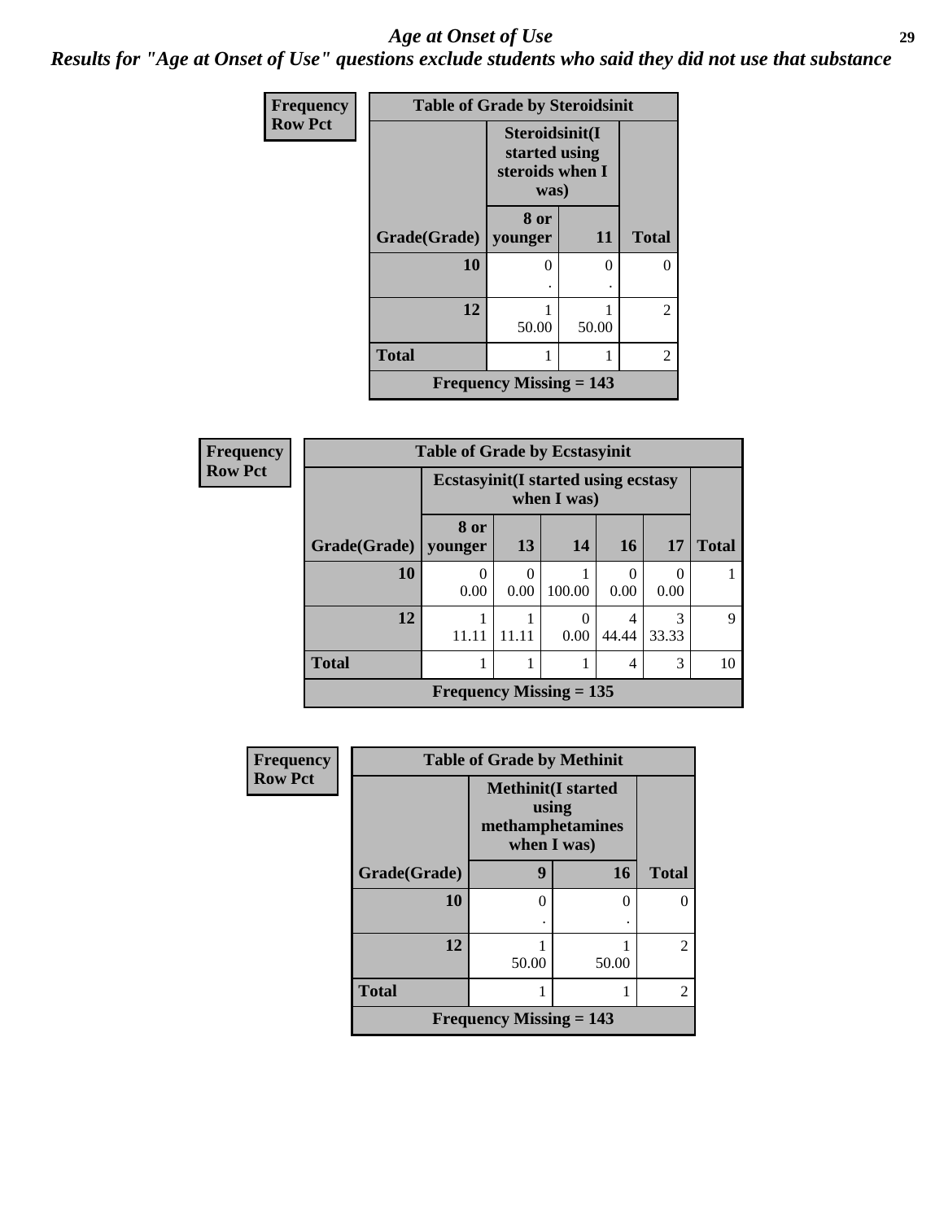# *Age at Onset of Use*

## *Results for "Age at Onset of Use" questions exclude students who said they did not use that substance*

**Frequency**
**Row Pct**

| Table of Grade by Steroidsinit | | | |
|---|---|---|---|
| | Steroidsinit(I started using steroids when I was) | | |
| Grade(Grade) | 8 or younger | 11 | Total |
| 10 | 0<br>. | 0<br>. | 0 |
| 12 | 1<br>50.00 | 1<br>50.00 | 2 |
| Total | 1 | 1 | 2 |
| Frequency Missing = 143 | | | |

**Frequency**
**Row Pct**

| Table of Grade by Ecstasyinit | | | | | | |
|---|---|---|---|---|---|---|
| | Ecstasyinit(I started using ecstasy when I was) | | | | | |
| Grade(Grade) | 8 or younger | 13 | 14 | 16 | 17 | Total |
| 10 | 0<br>0.00 | 0<br>0.00 | 1<br>100.00 | 0<br>0.00 | 0<br>0.00 | 1 |
| 12 | 1<br>11.11 | 1<br>11.11 | 0<br>0.00 | 4<br>44.44 | 3<br>33.33 | 9 |
| Total | 1 | 1 | 1 | 4 | 3 | 10 |
| Frequency Missing = 135 | | | | | | |

**Frequency**
**Row Pct**

| Table of Grade by Methinit | | | |
|---|---|---|---|
| | Methinit(I started using methamphetamines when I was) | | |
| Grade(Grade) | 9 | 16 | Total |
| 10 | 0<br>. | 0<br>. | 0 |
| 12 | 1<br>50.00 | 1<br>50.00 | 2 |
| Total | 1 | 1 | 2 |
| Frequency Missing = 143 | | | |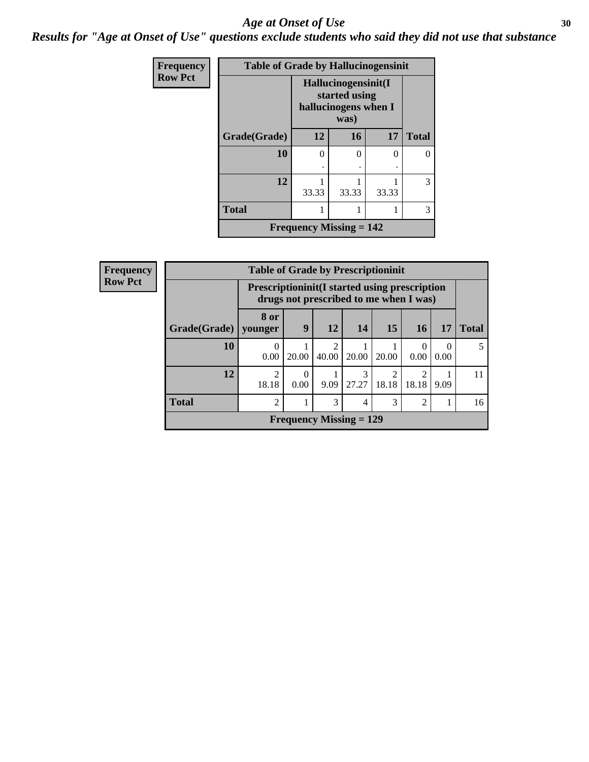# Age at Onset of Use

*Results for "Age at Onset of Use" questions exclude students who said they did not use that substance*

**Frequency**
**Row Pct**

| Table of Grade by Hallucinogensinit | | | | |
|---|---|---|---|---|
| | Hallucinogensinit(I started using hallucinogens when I was) | | | |
| Grade(Grade) | 12 | 16 | 17 | Total |
| 10 | 0<br>. | 0<br>. | 0<br>. | 0 |
| 12 | 1<br>33.33 | 1<br>33.33 | 1<br>33.33 | 3 |
| Total | 1 | 1 | 1 | 3 |
| Frequency Missing = 142 | | | | |

**Frequency**
**Row Pct**

| Table of Grade by Prescriptioninit | | | | | | | | |
|---|---|---|---|---|---|---|---|---|
| | Prescriptioninit(I started using prescription drugs not prescribed to me when I was) | | | | | | | |
| Grade(Grade) | 8 or younger | 9 | 12 | 14 | 15 | 16 | 17 | Total |
| 10 | 0<br>0.00 | 1<br>20.00 | 2<br>40.00 | 1<br>20.00 | 1<br>20.00 | 0<br>0.00 | 0<br>0.00 | 5 |
| 12 | 2<br>18.18 | 0<br>0.00 | 1<br>9.09 | 3<br>27.27 | 2<br>18.18 | 2<br>18.18 | 1<br>9.09 | 11 |
| Total | 2 | 1 | 3 | 4 | 3 | 2 | 1 | 16 |
| Frequency Missing = 129 | | | | | | | | |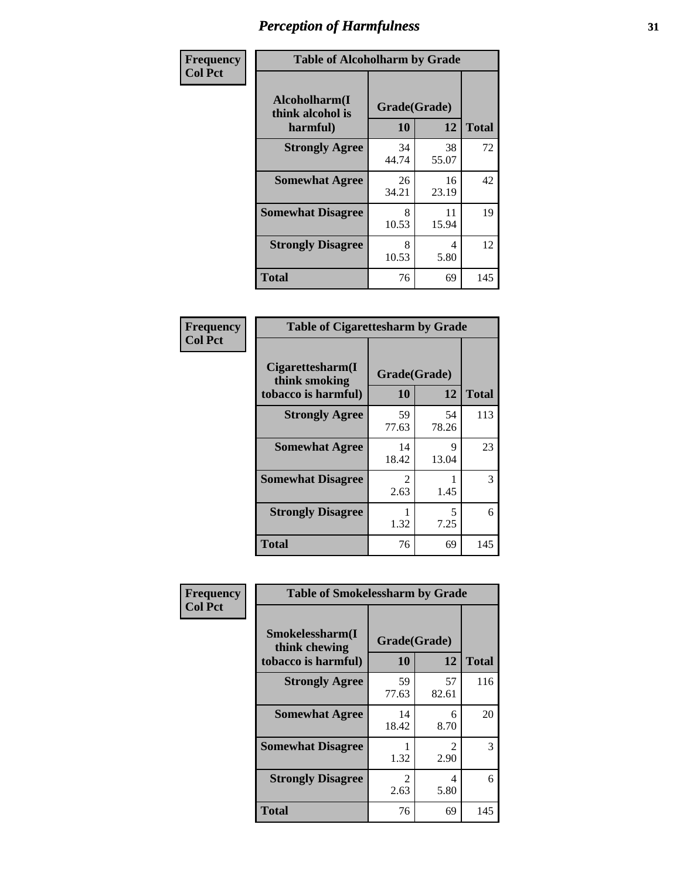# Perception of Harmfulness

**Frequency**
**Col Pct**

| Table of Alcoholharm by Grade | | | |
|---|---|---|---|
| **Alcoholharm(I think alcohol is harmful)** | **Grade(Grade)** | | **Total** |
| | **10** | **12** | |
| **Strongly Agree** | 34<br>44.74 | 38<br>55.07 | 72 |
| **Somewhat Agree** | 26<br>34.21 | 16<br>23.19 | 42 |
| **Somewhat Disagree** | 8<br>10.53 | 11<br>15.94 | 19 |
| **Strongly Disagree** | 8<br>10.53 | 4<br>5.80 | 12 |
| **Total** | 76 | 69 | 145 |

**Frequency**
**Col Pct**

| Table of Cigarettesharm by Grade | | | |
|---|---|---|---|
| **Cigarettesharm(I think smoking tobacco is harmful)** | **Grade(Grade)** | | **Total** |
| | **10** | **12** | |
| **Strongly Agree** | 59<br>77.63 | 54<br>78.26 | 113 |
| **Somewhat Agree** | 14<br>18.42 | 9<br>13.04 | 23 |
| **Somewhat Disagree** | 2<br>2.63 | 1<br>1.45 | 3 |
| **Strongly Disagree** | 1<br>1.32 | 5<br>7.25 | 6 |
| **Total** | 76 | 69 | 145 |

**Frequency**
**Col Pct**

| Table of Smokelessharm by Grade | | | |
|---|---|---|---|
| **Smokelessharm(I think chewing tobacco is harmful)** | **Grade(Grade)** | | **Total** |
| | **10** | **12** | |
| **Strongly Agree** | 59<br>77.63 | 57<br>82.61 | 116 |
| **Somewhat Agree** | 14<br>18.42 | 6<br>8.70 | 20 |
| **Somewhat Disagree** | 1<br>1.32 | 2<br>2.90 | 3 |
| **Strongly Disagree** | 2<br>2.63 | 4<br>5.80 | 6 |
| **Total** | 76 | 69 | 145 |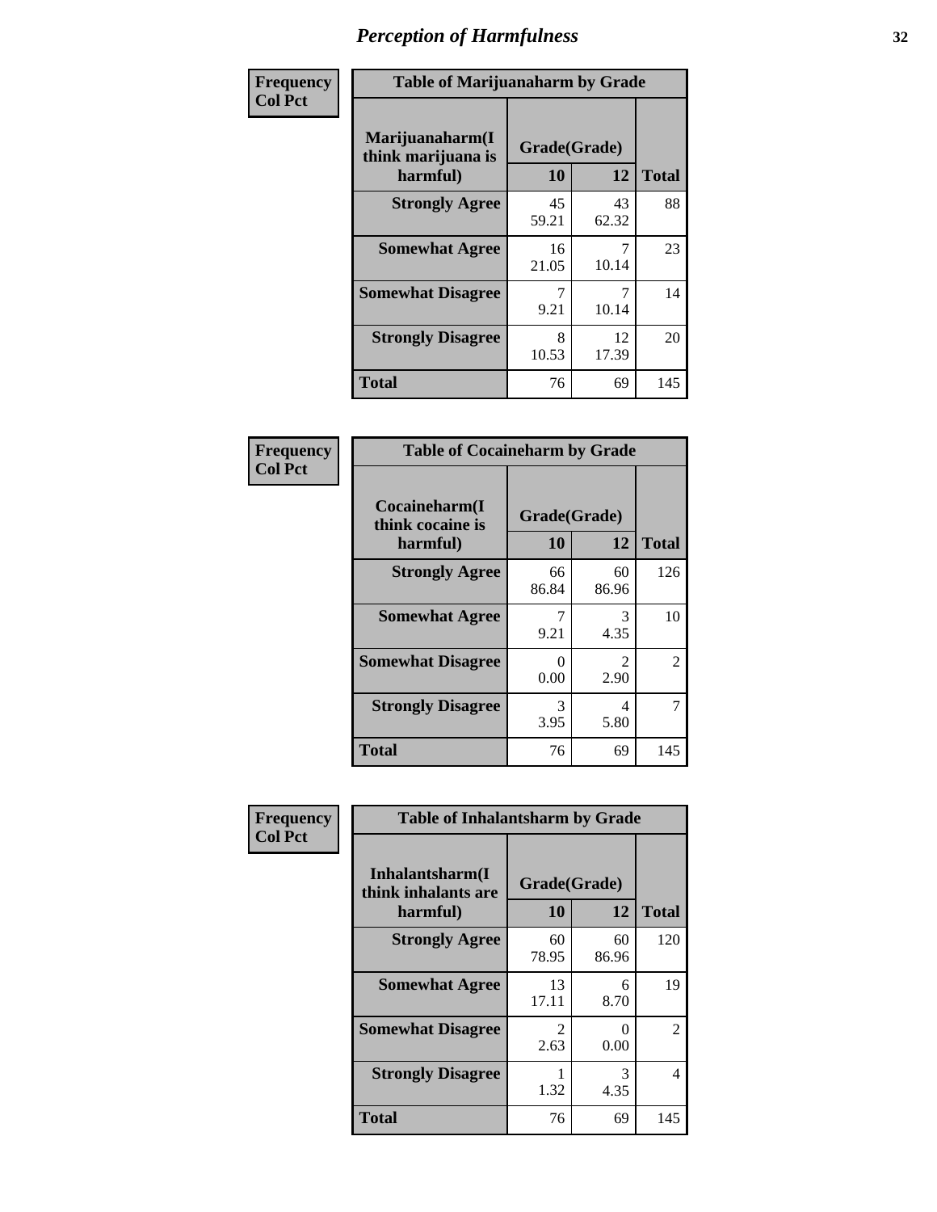# Perception of Harmfulness

**Frequency**
**Col Pct**

| Table of Marijuanaharm by Grade | | | |
|---|---|---|---|
| **Marijuanaharm(I think marijuana is harmful)** | **Grade(Grade)** | | **Total** |
| | **10** | **12** | |
| **Strongly Agree** | 45<br>59.21 | 43<br>62.32 | 88 |
| **Somewhat Agree** | 16<br>21.05 | 7<br>10.14 | 23 |
| **Somewhat Disagree** | 7<br>9.21 | 7<br>10.14 | 14 |
| **Strongly Disagree** | 8<br>10.53 | 12<br>17.39 | 20 |
| **Total** | 76 | 69 | 145 |

**Frequency**
**Col Pct**

| Table of Cocaineharm by Grade | | | |
|---|---|---|---|
| **Cocaineharm(I think cocaine is harmful)** | **Grade(Grade)** | | **Total** |
| | **10** | **12** | |
| **Strongly Agree** | 66<br>86.84 | 60<br>86.96 | 126 |
| **Somewhat Agree** | 7<br>9.21 | 3<br>4.35 | 10 |
| **Somewhat Disagree** | 0<br>0.00 | 2<br>2.90 | 2 |
| **Strongly Disagree** | 3<br>3.95 | 4<br>5.80 | 7 |
| **Total** | 76 | 69 | 145 |

**Frequency**
**Col Pct**

| Table of Inhalantsharm by Grade | | | |
|---|---|---|---|
| **Inhalantsharm(I think inhalants are harmful)** | **Grade(Grade)** | | **Total** |
| | **10** | **12** | |
| **Strongly Agree** | 60<br>78.95 | 60<br>86.96 | 120 |
| **Somewhat Agree** | 13<br>17.11 | 6<br>8.70 | 19 |
| **Somewhat Disagree** | 2<br>2.63 | 0<br>0.00 | 2 |
| **Strongly Disagree** | 1<br>1.32 | 3<br>4.35 | 4 |
| **Total** | 76 | 69 | 145 |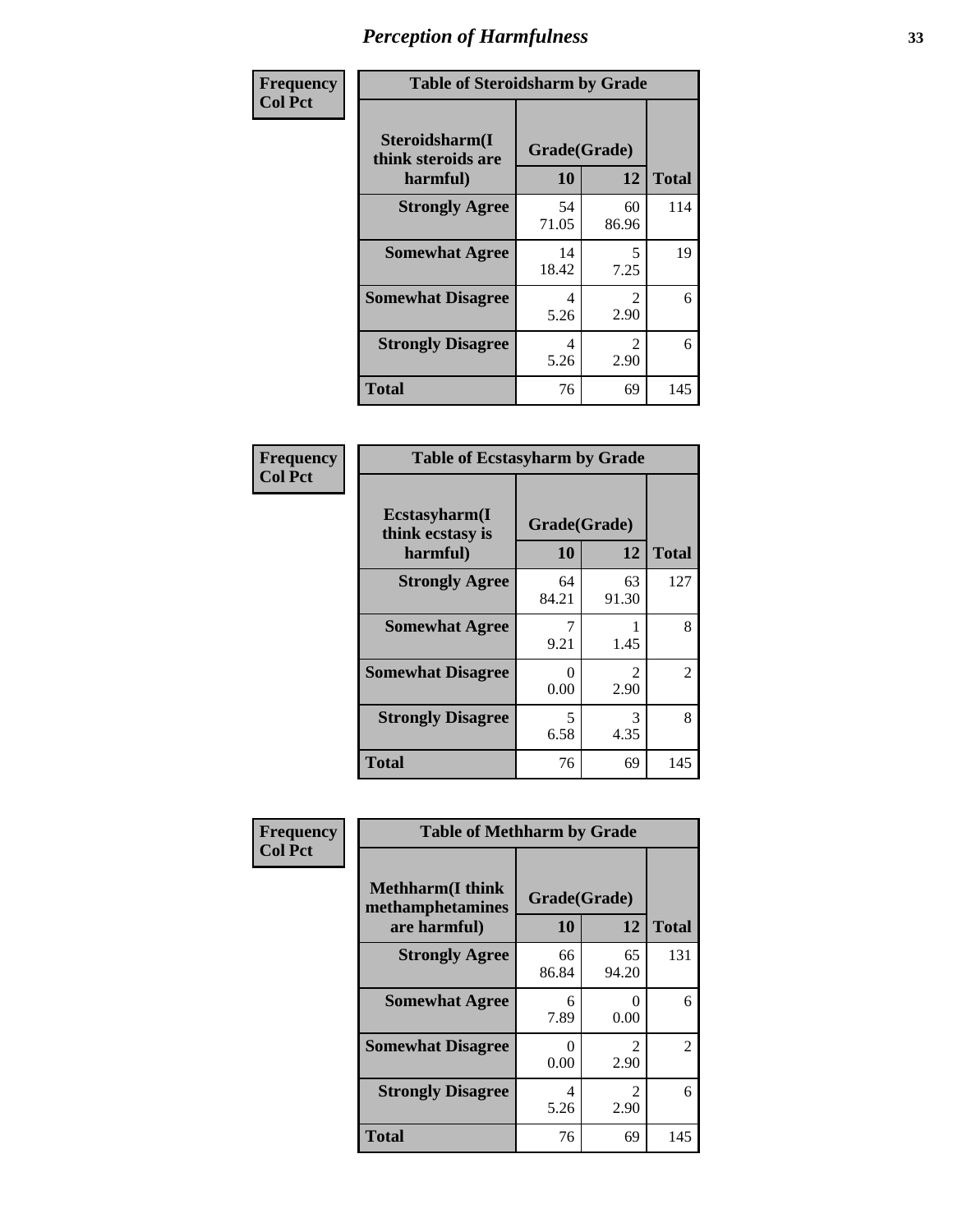# Perception of Harmfulness

**Frequency**
**Col Pct**

| Table of Steroidsharm by Grade | | | |
|---|---|---|---|
| Steroidsharm(I think steroids are harmful) | Grade(Grade) | | |
| | 10 | 12 | Total |
| **Strongly Agree** | 54<br>71.05 | 60<br>86.96 | 114 |
| **Somewhat Agree** | 14<br>18.42 | 5<br>7.25 | 19 |
| **Somewhat Disagree** | 4<br>5.26 | 2<br>2.90 | 6 |
| **Strongly Disagree** | 4<br>5.26 | 2<br>2.90 | 6 |
| **Total** | 76 | 69 | 145 |

**Frequency**
**Col Pct**

| Table of Ecstasyharm by Grade | | | |
|---|---|---|---|
| Ecstasyharm(I think ecstasy is harmful) | Grade(Grade) | | |
| | 10 | 12 | Total |
| **Strongly Agree** | 64<br>84.21 | 63<br>91.30 | 127 |
| **Somewhat Agree** | 7<br>9.21 | 1<br>1.45 | 8 |
| **Somewhat Disagree** | 0<br>0.00 | 2<br>2.90 | 2 |
| **Strongly Disagree** | 5<br>6.58 | 3<br>4.35 | 8 |
| **Total** | 76 | 69 | 145 |

**Frequency**
**Col Pct**

| Table of Methharm by Grade | | | |
|---|---|---|---|
| Methharm(I think methamphetamines are harmful) | Grade(Grade) | | |
| | 10 | 12 | Total |
| **Strongly Agree** | 66<br>86.84 | 65<br>94.20 | 131 |
| **Somewhat Agree** | 6<br>7.89 | 0<br>0.00 | 6 |
| **Somewhat Disagree** | 0<br>0.00 | 2<br>2.90 | 2 |
| **Strongly Disagree** | 4<br>5.26 | 2<br>2.90 | 6 |
| **Total** | 76 | 69 | 145 |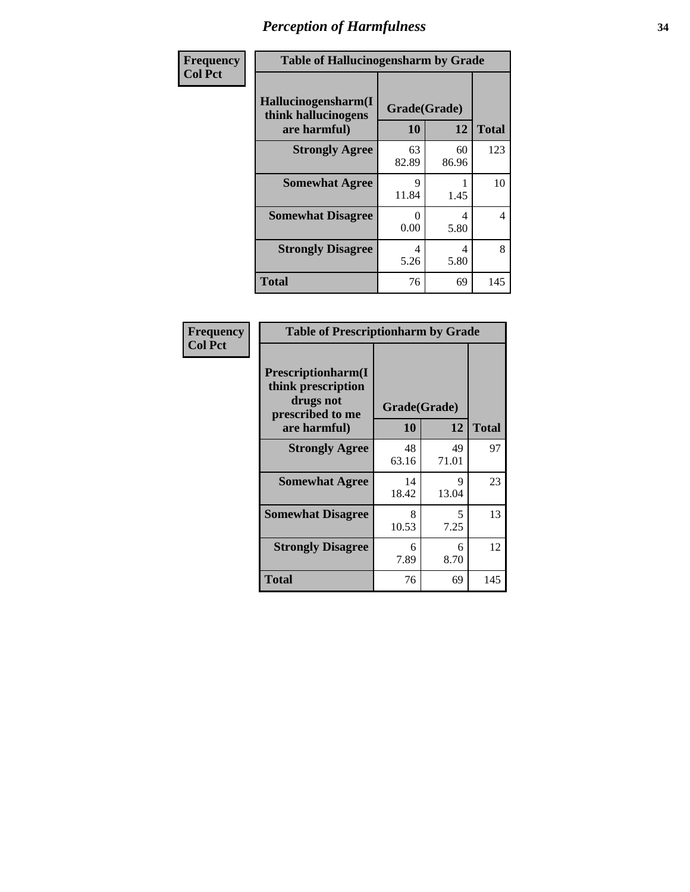# Perception of Harmfulness

| Frequency Col Pct | Table of Hallucinogensharm by Grade | | |
|---|---|---|---|
| Hallucinogensharm(I think hallucinogens are harmful) | Grade(Grade) | | |
| | 10 | 12 | Total |
| Strongly Agree | 63<br>82.89 | 60<br>86.96 | 123 |
| Somewhat Agree | 9<br>11.84 | 1<br>1.45 | 10 |
| Somewhat Disagree | 0<br>0.00 | 4<br>5.80 | 4 |
| Strongly Disagree | 4<br>5.26 | 4<br>5.80 | 8 |
| Total | 76 | 69 | 145 |

| Frequency Col Pct | Table of Prescriptionharm by Grade | | |
|---|---|---|---|
| Prescriptionharm(I think prescription drugs not prescribed to me are harmful) | Grade(Grade) | | |
| | 10 | 12 | Total |
| Strongly Agree | 48<br>63.16 | 49<br>71.01 | 97 |
| Somewhat Agree | 14<br>18.42 | 9<br>13.04 | 23 |
| Somewhat Disagree | 8<br>10.53 | 5<br>7.25 | 13 |
| Strongly Disagree | 6<br>7.89 | 6<br>8.70 | 12 |
| Total | 76 | 69 | 145 |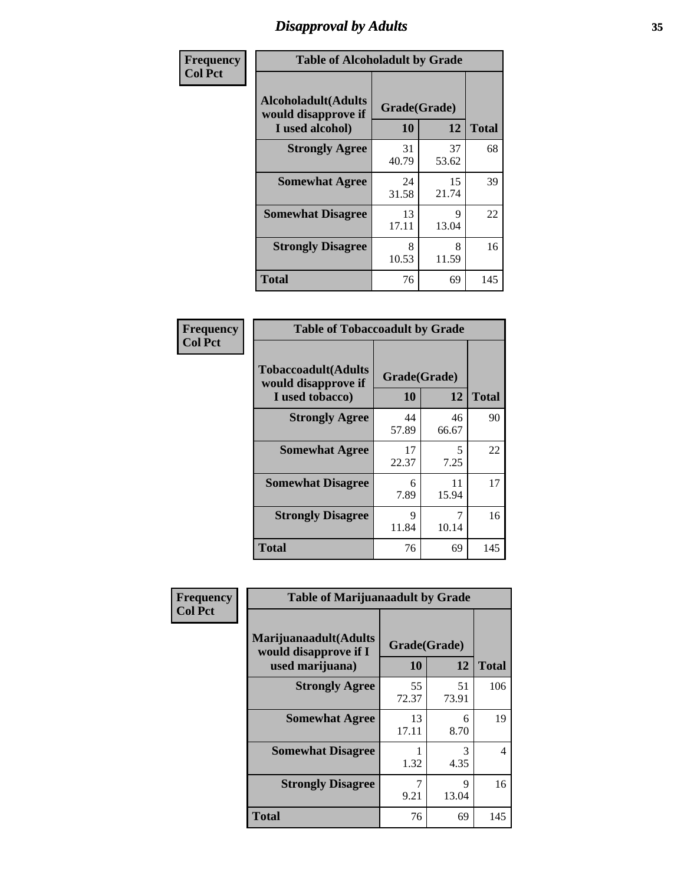# Disapproval by Adults

| Frequency Col Pct | | | |
|---|---|---|---|

**Table of Alcoholadult by Grade**

| Alcoholadult(Adults would disapprove if I used alcohol) | Grade(Grade) 10 | 12 | Total |
|---|---|---|---|
| Strongly Agree | 31<br>40.79 | 37<br>53.62 | 68 |
| Somewhat Agree | 24<br>31.58 | 15<br>21.74 | 39 |
| Somewhat Disagree | 13<br>17.11 | 9<br>13.04 | 22 |
| Strongly Disagree | 8<br>10.53 | 8<br>11.59 | 16 |
| Total | 76 | 69 | 145 |

| Frequency Col Pct | | | |
|---|---|---|---|

**Table of Tobaccoadult by Grade**

| Tobaccoadult(Adults would disapprove if I used tobacco) | Grade(Grade) 10 | 12 | Total |
|---|---|---|---|
| Strongly Agree | 44<br>57.89 | 46<br>66.67 | 90 |
| Somewhat Agree | 17<br>22.37 | 5<br>7.25 | 22 |
| Somewhat Disagree | 6<br>7.89 | 11<br>15.94 | 17 |
| Strongly Disagree | 9<br>11.84 | 7<br>10.14 | 16 |
| Total | 76 | 69 | 145 |

| Frequency Col Pct | | | |
|---|---|---|---|

**Table of Marijuanaadult by Grade**

| Marijuanaadult(Adults would disapprove if I used marijuana) | Grade(Grade) 10 | 12 | Total |
|---|---|---|---|
| Strongly Agree | 55<br>72.37 | 51<br>73.91 | 106 |
| Somewhat Agree | 13<br>17.11 | 6<br>8.70 | 19 |
| Somewhat Disagree | 1<br>1.32 | 3<br>4.35 | 4 |
| Strongly Disagree | 7<br>9.21 | 9<br>13.04 | 16 |
| Total | 76 | 69 | 145 |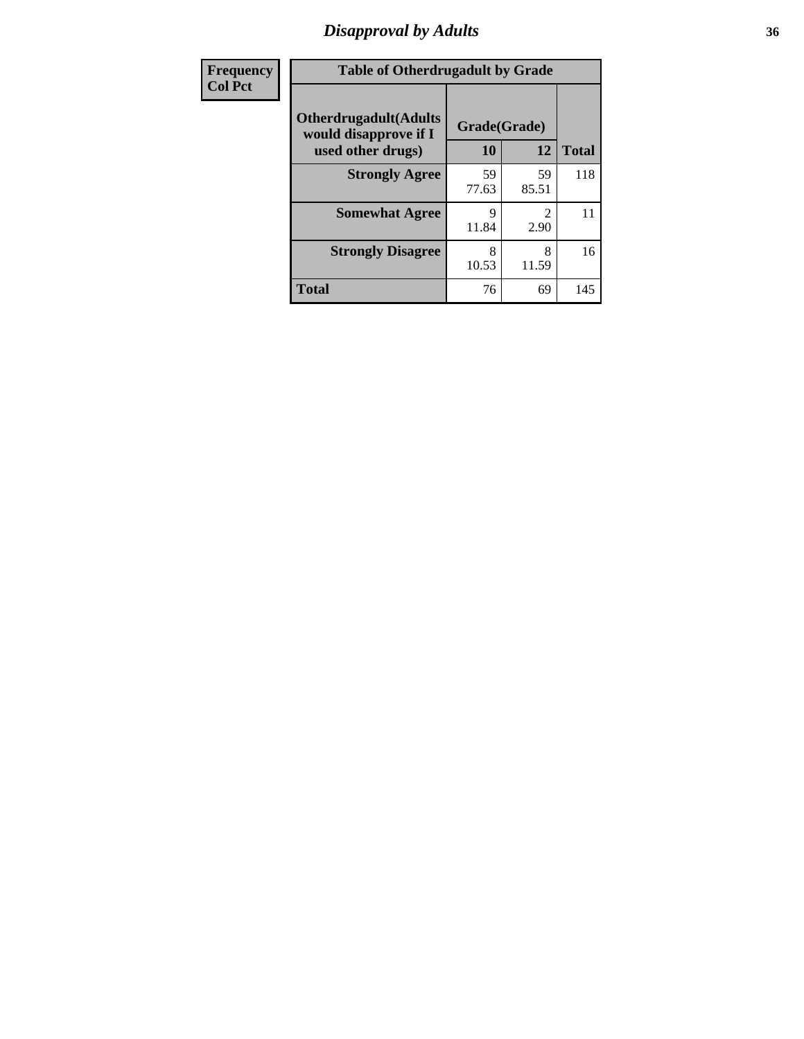# Disapproval by Adults

| Frequency<br>Col Pct | | | |
|---|---|---|---|

**Table of Otherdrugadult by Grade**

| Otherdrugadult(Adults would disapprove if I used other drugs) | Grade(Grade) 10 | 12 | Total |
|---|---|---|---|
| **Strongly Agree** | 59<br>77.63 | 59<br>85.51 | 118 |
| **Somewhat Agree** | 9<br>11.84 | 2<br>2.90 | 11 |
| **Strongly Disagree** | 8<br>10.53 | 8<br>11.59 | 16 |
| **Total** | 76 | 69 | 145 |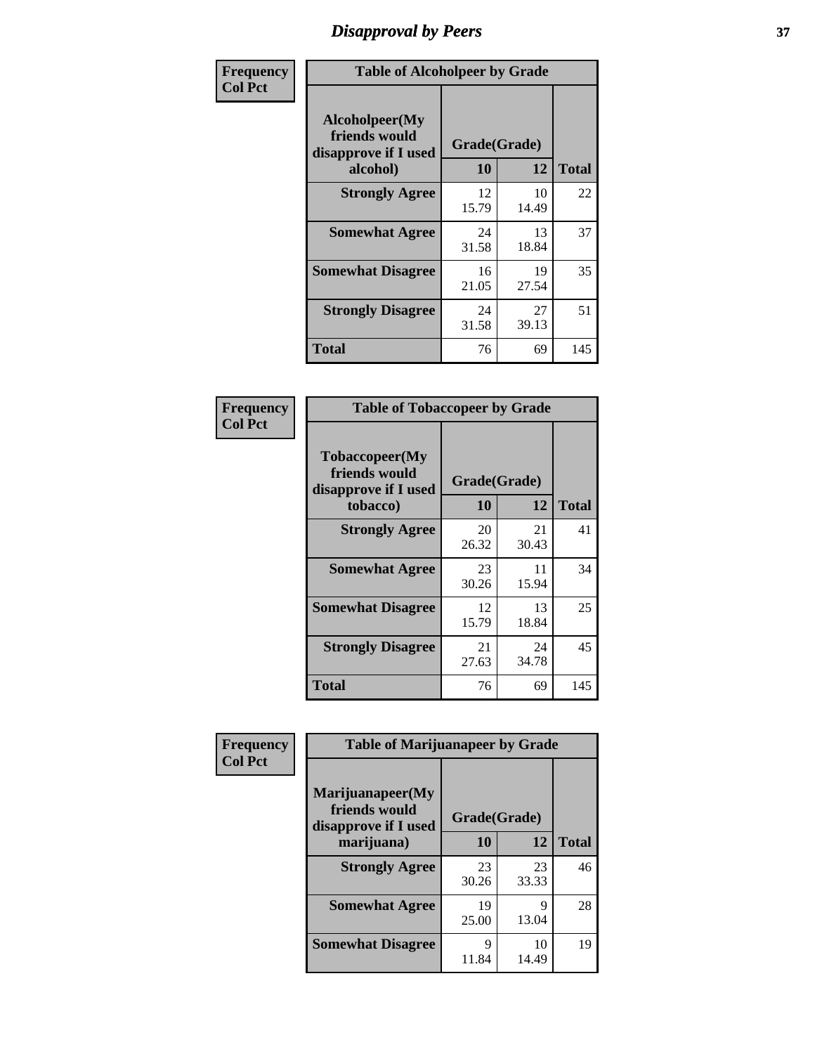# Disapproval by Peers

**Frequency**
**Col Pct**

| Table of Alcoholpeer by Grade | | | |
|---|---|---|---|
| Alcoholpeer(My friends would disapprove if I used alcohol) | Grade(Grade) | | |
| | 10 | 12 | Total |
| **Strongly Agree** | 12<br>15.79 | 10<br>14.49 | 22 |
| **Somewhat Agree** | 24<br>31.58 | 13<br>18.84 | 37 |
| **Somewhat Disagree** | 16<br>21.05 | 19<br>27.54 | 35 |
| **Strongly Disagree** | 24<br>31.58 | 27<br>39.13 | 51 |
| **Total** | 76 | 69 | 145 |

**Frequency**
**Col Pct**

| Table of Tobaccopeer by Grade | | | |
|---|---|---|---|
| Tobaccopeer(My friends would disapprove if I used tobacco) | Grade(Grade) | | |
| | 10 | 12 | Total |
| **Strongly Agree** | 20<br>26.32 | 21<br>30.43 | 41 |
| **Somewhat Agree** | 23<br>30.26 | 11<br>15.94 | 34 |
| **Somewhat Disagree** | 12<br>15.79 | 13<br>18.84 | 25 |
| **Strongly Disagree** | 21<br>27.63 | 24<br>34.78 | 45 |
| **Total** | 76 | 69 | 145 |

**Frequency**
**Col Pct**

| Table of Marijuanapeer by Grade | | | |
|---|---|---|---|
| Marijuanapeer(My friends would disapprove if I used marijuana) | Grade(Grade) | | |
| | 10 | 12 | Total |
| **Strongly Agree** | 23<br>30.26 | 23<br>33.33 | 46 |
| **Somewhat Agree** | 19<br>25.00 | 9<br>13.04 | 28 |
| **Somewhat Disagree** | 9<br>11.84 | 10<br>14.49 | 19 |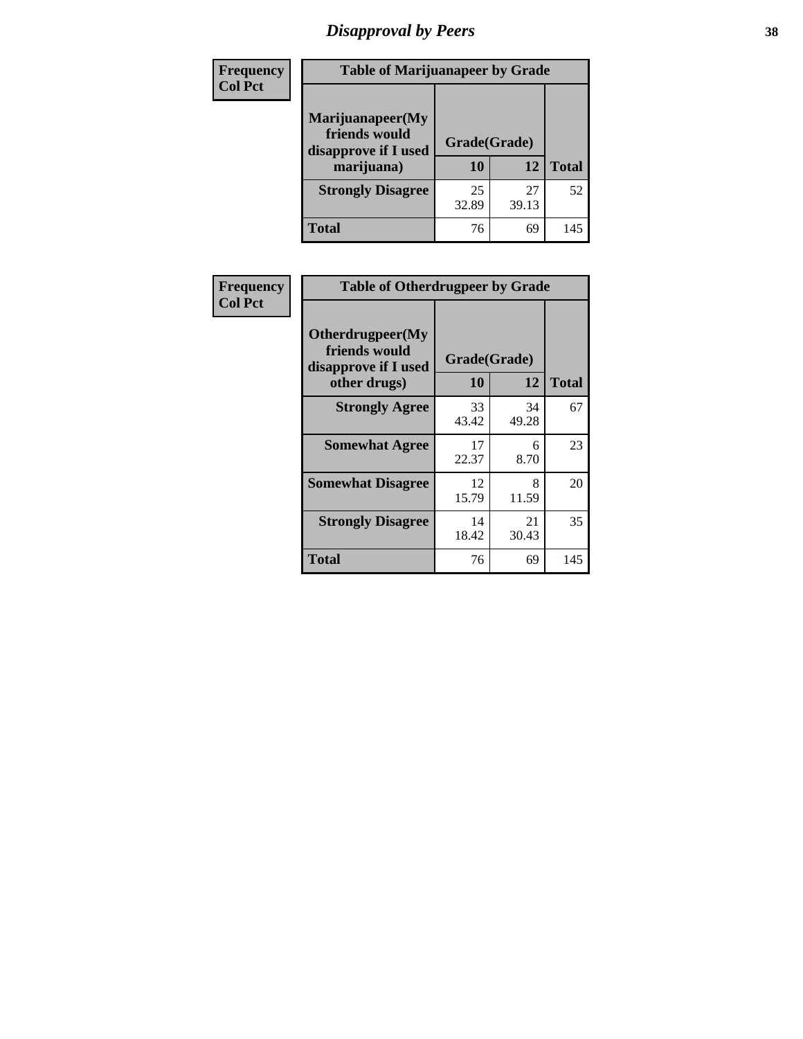# Disapproval by Peers

| Frequency<br>Col Pct | Table of Marijuanapeer by Grade | | |
|---|---|---|---|
| Marijuanapeer(My friends would disapprove if I used marijuana) | Grade(Grade) | | |
| | 10 | 12 | Total |
| Strongly Disagree | 25<br>32.89 | 27<br>39.13 | 52 |
| Total | 76 | 69 | 145 |

| Frequency<br>Col Pct | Table of Otherdrugpeer by Grade | | |
|---|---|---|---|
| Otherdrugpeer(My friends would disapprove if I used other drugs) | Grade(Grade) | | |
| | 10 | 12 | Total |
| Strongly Agree | 33<br>43.42 | 34<br>49.28 | 67 |
| Somewhat Agree | 17<br>22.37 | 6<br>8.70 | 23 |
| Somewhat Disagree | 12<br>15.79 | 8<br>11.59 | 20 |
| Strongly Disagree | 14<br>18.42 | 21<br>30.43 | 35 |
| Total | 76 | 69 | 145 |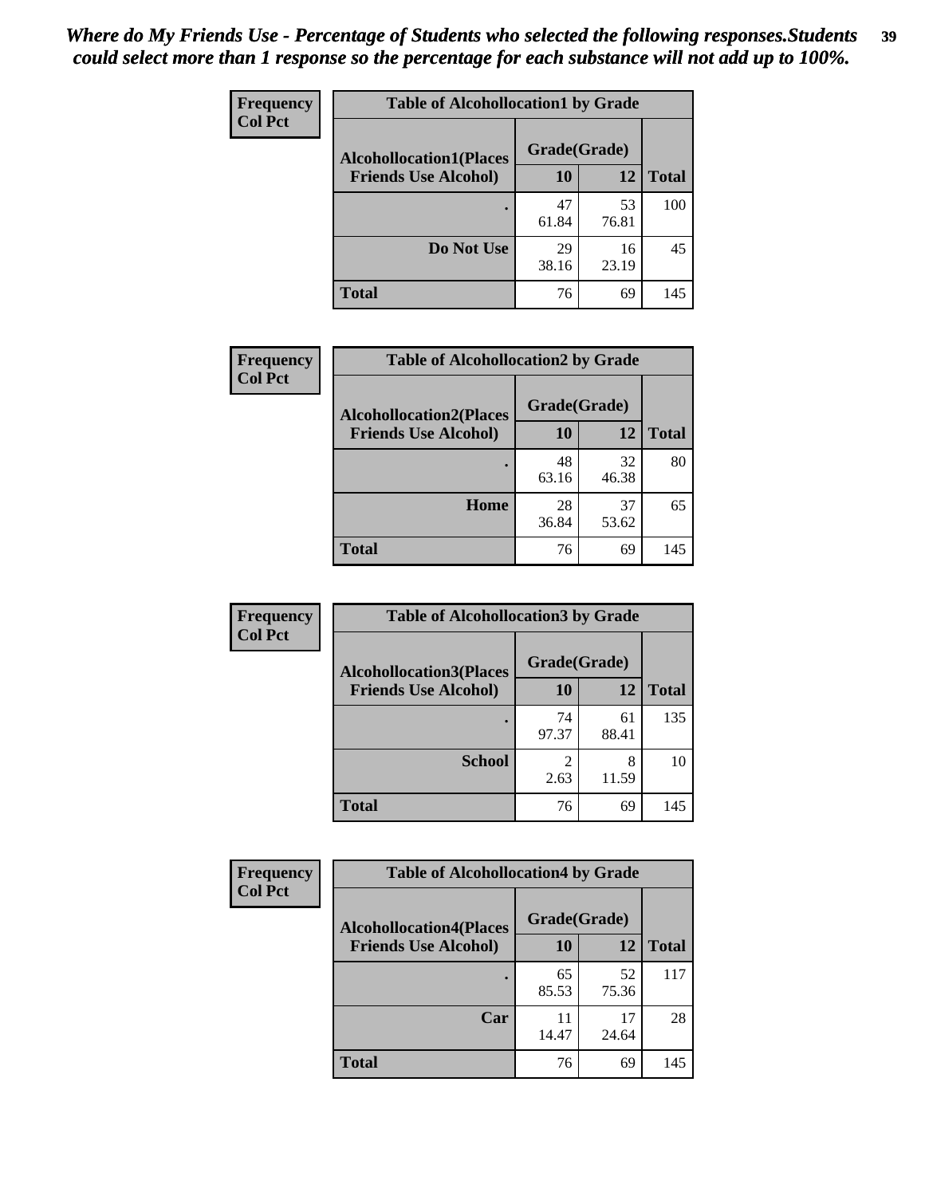*Where do My Friends Use - Percentage of Students who selected the following responses.Students could select more than 1 response so the percentage for each substance will not add up to 100%.*

**Frequency**
**Col Pct**

| Table of Alcohollocation1 by Grade | | | |
|---|---|---|---|
| **Alcohollocation1(Places Friends Use Alcohol)** | **Grade(Grade)** | | **Total** |
| | **10** | **12** | |
| **.** | 47<br>61.84 | 53<br>76.81 | 100 |
| **Do Not Use** | 29<br>38.16 | 16<br>23.19 | 45 |
| **Total** | 76 | 69 | 145 |

**Frequency**
**Col Pct**

| Table of Alcohollocation2 by Grade | | | |
|---|---|---|---|
| **Alcohollocation2(Places Friends Use Alcohol)** | **Grade(Grade)** | | **Total** |
| | **10** | **12** | |
| **.** | 48<br>63.16 | 32<br>46.38 | 80 |
| **Home** | 28<br>36.84 | 37<br>53.62 | 65 |
| **Total** | 76 | 69 | 145 |

**Frequency**
**Col Pct**

| Table of Alcohollocation3 by Grade | | | |
|---|---|---|---|
| **Alcohollocation3(Places Friends Use Alcohol)** | **Grade(Grade)** | | **Total** |
| | **10** | **12** | |
| **.** | 74<br>97.37 | 61<br>88.41 | 135 |
| **School** | 2<br>2.63 | 8<br>11.59 | 10 |
| **Total** | 76 | 69 | 145 |

**Frequency**
**Col Pct**

| Table of Alcohollocation4 by Grade | | | |
|---|---|---|---|
| **Alcohollocation4(Places Friends Use Alcohol)** | **Grade(Grade)** | | **Total** |
| | **10** | **12** | |
| **.** | 65<br>85.53 | 52<br>75.36 | 117 |
| **Car** | 11<br>14.47 | 17<br>24.64 | 28 |
| **Total** | 76 | 69 | 145 |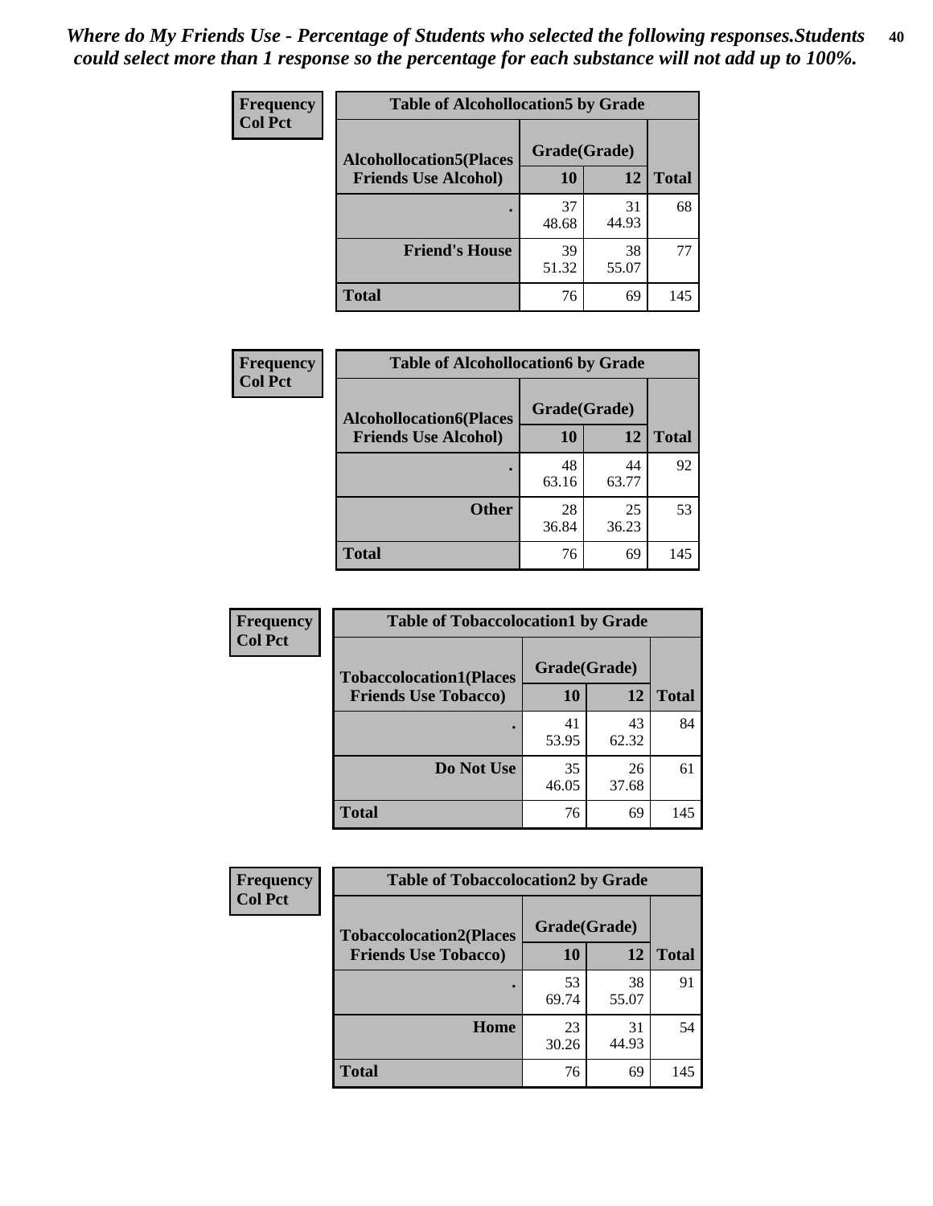*Where do My Friends Use - Percentage of Students who selected the following responses.Students could select more than 1 response so the percentage for each substance will not add up to 100%.*

**Frequency**
**Col Pct**

| Table of Alcohollocation5 by Grade | | | |
|---|---|---|---|
| **Alcohollocation5(Places Friends Use Alcohol)** | **Grade(Grade)** | | **Total** |
| | **10** | **12** | |
| **.** | 37<br>48.68 | 31<br>44.93 | 68 |
| **Friend's House** | 39<br>51.32 | 38<br>55.07 | 77 |
| **Total** | 76 | 69 | 145 |

**Frequency**
**Col Pct**

| Table of Alcohollocation6 by Grade | | | |
|---|---|---|---|
| **Alcohollocation6(Places Friends Use Alcohol)** | **Grade(Grade)** | | **Total** |
| | **10** | **12** | |
| **.** | 48<br>63.16 | 44<br>63.77 | 92 |
| **Other** | 28<br>36.84 | 25<br>36.23 | 53 |
| **Total** | 76 | 69 | 145 |

**Frequency**
**Col Pct**

| Table of Tobaccolocation1 by Grade | | | |
|---|---|---|---|
| **Tobaccolocation1(Places Friends Use Tobacco)** | **Grade(Grade)** | | **Total** |
| | **10** | **12** | |
| **.** | 41<br>53.95 | 43<br>62.32 | 84 |
| **Do Not Use** | 35<br>46.05 | 26<br>37.68 | 61 |
| **Total** | 76 | 69 | 145 |

**Frequency**
**Col Pct**

| Table of Tobaccolocation2 by Grade | | | |
|---|---|---|---|
| **Tobaccolocation2(Places Friends Use Tobacco)** | **Grade(Grade)** | | **Total** |
| | **10** | **12** | |
| **.** | 53<br>69.74 | 38<br>55.07 | 91 |
| **Home** | 23<br>30.26 | 31<br>44.93 | 54 |
| **Total** | 76 | 69 | 145 |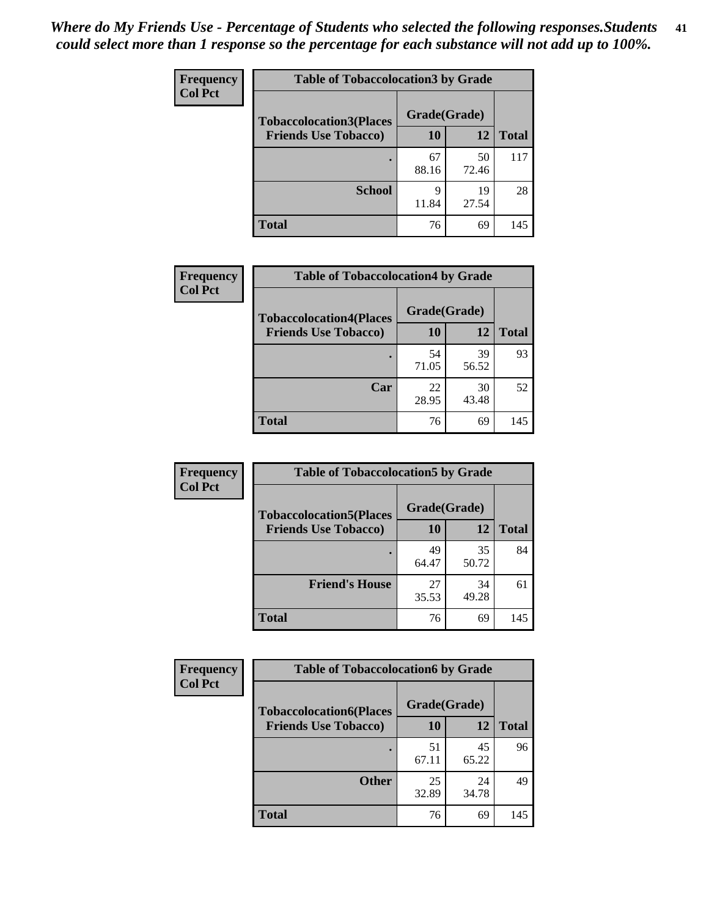*Where do My Friends Use - Percentage of Students who selected the following responses.Students could select more than 1 response so the percentage for each substance will not add up to 100%.*

**Frequency**
**Col Pct**

| Table of Tobaccolocation3 by Grade | | | |
|---|---|---|---|
| **Tobaccolocation3(Places Friends Use Tobacco)** | **Grade(Grade)** | | **Total** |
| | **10** | **12** | |
| **.** | 67<br>88.16 | 50<br>72.46 | 117 |
| **School** | 9<br>11.84 | 19<br>27.54 | 28 |
| **Total** | 76 | 69 | 145 |

**Frequency**
**Col Pct**

| Table of Tobaccolocation4 by Grade | | | |
|---|---|---|---|
| **Tobaccolocation4(Places Friends Use Tobacco)** | **Grade(Grade)** | | **Total** |
| | **10** | **12** | |
| **.** | 54<br>71.05 | 39<br>56.52 | 93 |
| **Car** | 22<br>28.95 | 30<br>43.48 | 52 |
| **Total** | 76 | 69 | 145 |

**Frequency**
**Col Pct**

| Table of Tobaccolocation5 by Grade | | | |
|---|---|---|---|
| **Tobaccolocation5(Places Friends Use Tobacco)** | **Grade(Grade)** | | **Total** |
| | **10** | **12** | |
| **.** | 49<br>64.47 | 35<br>50.72 | 84 |
| **Friend's House** | 27<br>35.53 | 34<br>49.28 | 61 |
| **Total** | 76 | 69 | 145 |

**Frequency**
**Col Pct**

| Table of Tobaccolocation6 by Grade | | | |
|---|---|---|---|
| **Tobaccolocation6(Places Friends Use Tobacco)** | **Grade(Grade)** | | **Total** |
| | **10** | **12** | |
| **.** | 51<br>67.11 | 45<br>65.22 | 96 |
| **Other** | 25<br>32.89 | 24<br>34.78 | 49 |
| **Total** | 76 | 69 | 145 |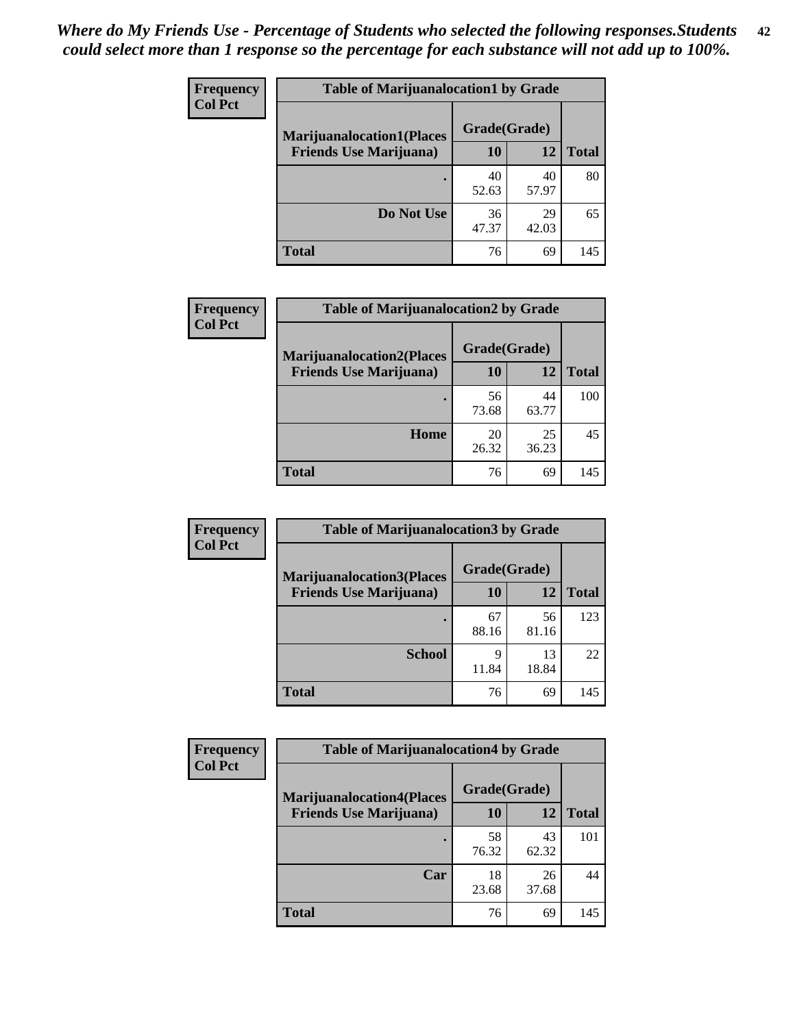*Where do My Friends Use - Percentage of Students who selected the following responses.Students could select more than 1 response so the percentage for each substance will not add up to 100%.*

**Frequency**
**Col Pct**

| Table of Marijuanalocation1 by Grade | | | |
|---|---|---|---|
| **Marijuanalocation1(Places Friends Use Marijuana)** | **Grade(Grade)** | | |
| | **10** | **12** | **Total** |
| **.** | 40<br>52.63 | 40<br>57.97 | 80 |
| **Do Not Use** | 36<br>47.37 | 29<br>42.03 | 65 |
| **Total** | 76 | 69 | 145 |

**Frequency**
**Col Pct**

| Table of Marijuanalocation2 by Grade | | | |
|---|---|---|---|
| **Marijuanalocation2(Places Friends Use Marijuana)** | **Grade(Grade)** | | |
| | **10** | **12** | **Total** |
| **.** | 56<br>73.68 | 44<br>63.77 | 100 |
| **Home** | 20<br>26.32 | 25<br>36.23 | 45 |
| **Total** | 76 | 69 | 145 |

**Frequency**
**Col Pct**

| Table of Marijuanalocation3 by Grade | | | |
|---|---|---|---|
| **Marijuanalocation3(Places Friends Use Marijuana)** | **Grade(Grade)** | | |
| | **10** | **12** | **Total** |
| **.** | 67<br>88.16 | 56<br>81.16 | 123 |
| **School** | 9<br>11.84 | 13<br>18.84 | 22 |
| **Total** | 76 | 69 | 145 |

**Frequency**
**Col Pct**

| Table of Marijuanalocation4 by Grade | | | |
|---|---|---|---|
| **Marijuanalocation4(Places Friends Use Marijuana)** | **Grade(Grade)** | | |
| | **10** | **12** | **Total** |
| **.** | 58<br>76.32 | 43<br>62.32 | 101 |
| **Car** | 18<br>23.68 | 26<br>37.68 | 44 |
| **Total** | 76 | 69 | 145 |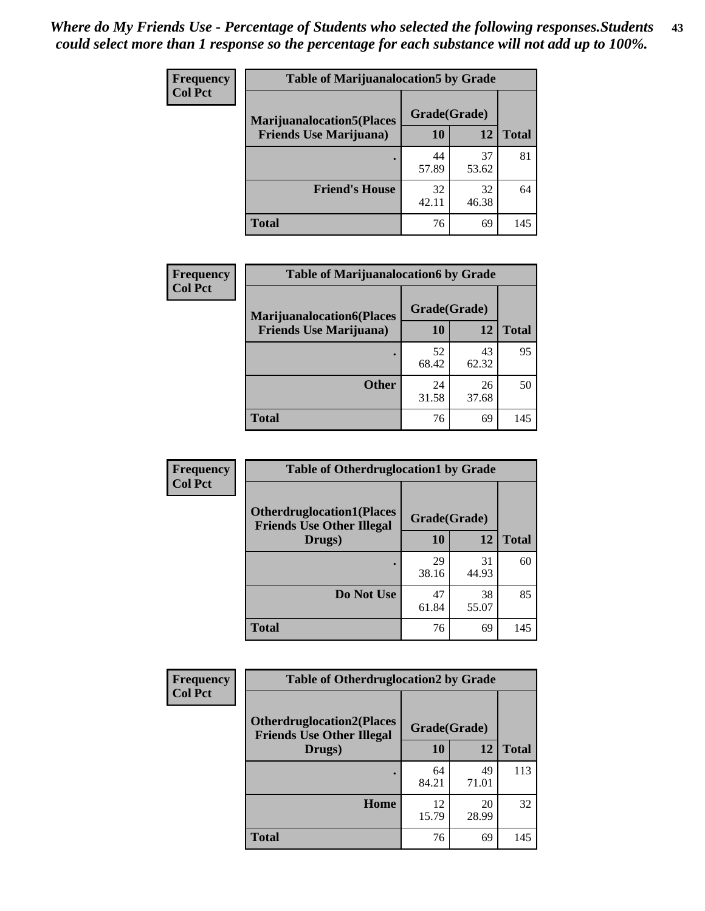*Where do My Friends Use - Percentage of Students who selected the following responses.Students could select more than 1 response so the percentage for each substance will not add up to 100%.*

| Frequency<br>Col Pct | Table of Marijuanalocation5 by Grade | | |
|---|---|---|---|
| Marijuanalocation5(Places Friends Use Marijuana) | Grade(Grade) | | Total |
| | 10 | 12 | |
| . | 44<br>57.89 | 37<br>53.62 | 81 |
| Friend's House | 32<br>42.11 | 32<br>46.38 | 64 |
| Total | 76 | 69 | 145 |

| Frequency<br>Col Pct | Table of Marijuanalocation6 by Grade | | |
|---|---|---|---|
| Marijuanalocation6(Places Friends Use Marijuana) | Grade(Grade) | | Total |
| | 10 | 12 | |
| . | 52<br>68.42 | 43<br>62.32 | 95 |
| Other | 24<br>31.58 | 26<br>37.68 | 50 |
| Total | 76 | 69 | 145 |

| Frequency<br>Col Pct | Table of Otherdruglocation1 by Grade | | |
|---|---|---|---|
| Otherdruglocation1(Places Friends Use Other Illegal Drugs) | Grade(Grade) | | Total |
| | 10 | 12 | |
| . | 29<br>38.16 | 31<br>44.93 | 60 |
| Do Not Use | 47<br>61.84 | 38<br>55.07 | 85 |
| Total | 76 | 69 | 145 |

| Frequency<br>Col Pct | Table of Otherdruglocation2 by Grade | | |
|---|---|---|---|
| Otherdruglocation2(Places Friends Use Other Illegal Drugs) | Grade(Grade) | | Total |
| | 10 | 12 | |
| . | 64<br>84.21 | 49<br>71.01 | 113 |
| Home | 12<br>15.79 | 20<br>28.99 | 32 |
| Total | 76 | 69 | 145 |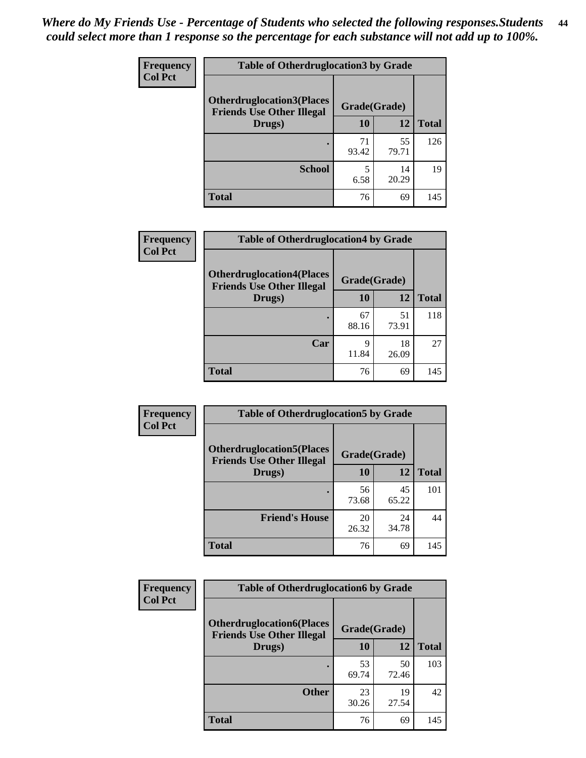*Where do My Friends Use - Percentage of Students who selected the following responses.Students could select more than 1 response so the percentage for each substance will not add up to 100%.*

**Frequency**
**Col Pct**

| Table of Otherdruglocation3 by Grade | | | |
|---|---|---|---|
| **Otherdruglocation3(Places Friends Use Other Illegal Drugs)** | **Grade(Grade)** | | |
| | **10** | **12** | **Total** |
| **.** | 71<br>93.42 | 55<br>79.71 | 126 |
| **School** | 5<br>6.58 | 14<br>20.29 | 19 |
| **Total** | 76 | 69 | 145 |

**Frequency**
**Col Pct**

| Table of Otherdruglocation4 by Grade | | | |
|---|---|---|---|
| **Otherdruglocation4(Places Friends Use Other Illegal Drugs)** | **Grade(Grade)** | | |
| | **10** | **12** | **Total** |
| **.** | 67<br>88.16 | 51<br>73.91 | 118 |
| **Car** | 9<br>11.84 | 18<br>26.09 | 27 |
| **Total** | 76 | 69 | 145 |

**Frequency**
**Col Pct**

| Table of Otherdruglocation5 by Grade | | | |
|---|---|---|---|
| **Otherdruglocation5(Places Friends Use Other Illegal Drugs)** | **Grade(Grade)** | | |
| | **10** | **12** | **Total** |
| **.** | 56<br>73.68 | 45<br>65.22 | 101 |
| **Friend's House** | 20<br>26.32 | 24<br>34.78 | 44 |
| **Total** | 76 | 69 | 145 |

**Frequency**
**Col Pct**

| Table of Otherdruglocation6 by Grade | | | |
|---|---|---|---|
| **Otherdruglocation6(Places Friends Use Other Illegal Drugs)** | **Grade(Grade)** | | |
| | **10** | **12** | **Total** |
| **.** | 53<br>69.74 | 50<br>72.46 | 103 |
| **Other** | 23<br>30.26 | 19<br>27.54 | 42 |
| **Total** | 76 | 69 | 145 |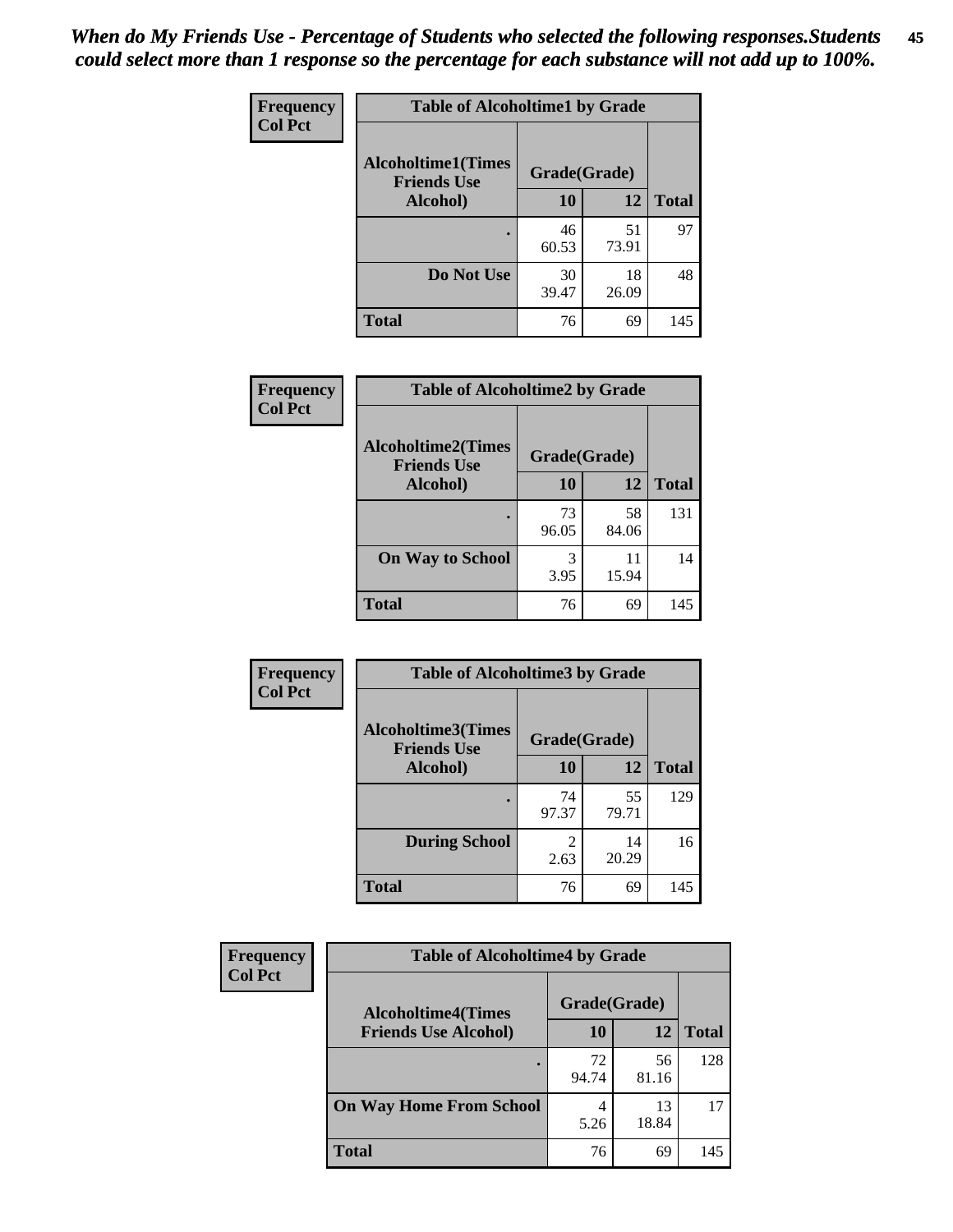*When do My Friends Use - Percentage of Students who selected the following responses.Students could select more than 1 response so the percentage for each substance will not add up to 100%.*

**Frequency**
**Col Pct**

| Table of Alcoholtime1 by Grade | | | |
|---|---|---|---|
| Alcoholtime1(Times Friends Use Alcohol) | Grade(Grade) | | Total |
| | 10 | 12 | |
| . | 46<br>60.53 | 51<br>73.91 | 97 |
| Do Not Use | 30<br>39.47 | 18<br>26.09 | 48 |
| Total | 76 | 69 | 145 |

**Frequency**
**Col Pct**

| Table of Alcoholtime2 by Grade | | | |
|---|---|---|---|
| Alcoholtime2(Times Friends Use Alcohol) | Grade(Grade) | | Total |
| | 10 | 12 | |
| . | 73<br>96.05 | 58<br>84.06 | 131 |
| On Way to School | 3<br>3.95 | 11<br>15.94 | 14 |
| Total | 76 | 69 | 145 |

**Frequency**
**Col Pct**

| Table of Alcoholtime3 by Grade | | | |
|---|---|---|---|
| Alcoholtime3(Times Friends Use Alcohol) | Grade(Grade) | | Total |
| | 10 | 12 | |
| . | 74<br>97.37 | 55<br>79.71 | 129 |
| During School | 2<br>2.63 | 14<br>20.29 | 16 |
| Total | 76 | 69 | 145 |

**Frequency**
**Col Pct**

| Table of Alcoholtime4 by Grade | | | |
|---|---|---|---|
| Alcoholtime4(Times Friends Use Alcohol) | Grade(Grade) | | Total |
| | 10 | 12 | |
| . | 72<br>94.74 | 56<br>81.16 | 128 |
| On Way Home From School | 4<br>5.26 | 13<br>18.84 | 17 |
| Total | 76 | 69 | 145 |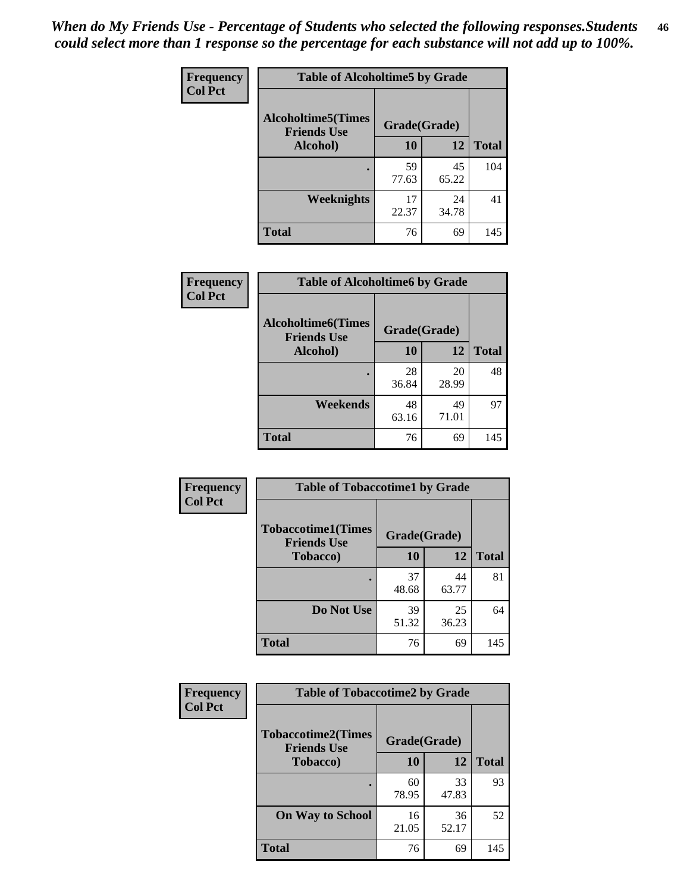*When do My Friends Use - Percentage of Students who selected the following responses.Students could select more than 1 response so the percentage for each substance will not add up to 100%.*

**Frequency**
**Col Pct**

| Table of Alcoholtime5 by Grade | | | |
|---|---|---|---|
| Alcoholtime5(Times Friends Use Alcohol) | Grade(Grade) | | Total |
| | 10 | 12 | |
| . | 59<br>77.63 | 45<br>65.22 | 104 |
| Weeknights | 17<br>22.37 | 24<br>34.78 | 41 |
| Total | 76 | 69 | 145 |

**Frequency**
**Col Pct**

| Table of Alcoholtime6 by Grade | | | |
|---|---|---|---|
| Alcoholtime6(Times Friends Use Alcohol) | Grade(Grade) | | Total |
| | 10 | 12 | |
| . | 28<br>36.84 | 20<br>28.99 | 48 |
| Weekends | 48<br>63.16 | 49<br>71.01 | 97 |
| Total | 76 | 69 | 145 |

**Frequency**
**Col Pct**

| Table of Tobaccotime1 by Grade | | | |
|---|---|---|---|
| Tobaccotime1(Times Friends Use Tobacco) | Grade(Grade) | | Total |
| | 10 | 12 | |
| . | 37<br>48.68 | 44<br>63.77 | 81 |
| Do Not Use | 39<br>51.32 | 25<br>36.23 | 64 |
| Total | 76 | 69 | 145 |

**Frequency**
**Col Pct**

| Table of Tobaccotime2 by Grade | | | |
|---|---|---|---|
| Tobaccotime2(Times Friends Use Tobacco) | Grade(Grade) | | Total |
| | 10 | 12 | |
| . | 60<br>78.95 | 33<br>47.83 | 93 |
| On Way to School | 16<br>21.05 | 36<br>52.17 | 52 |
| Total | 76 | 69 | 145 |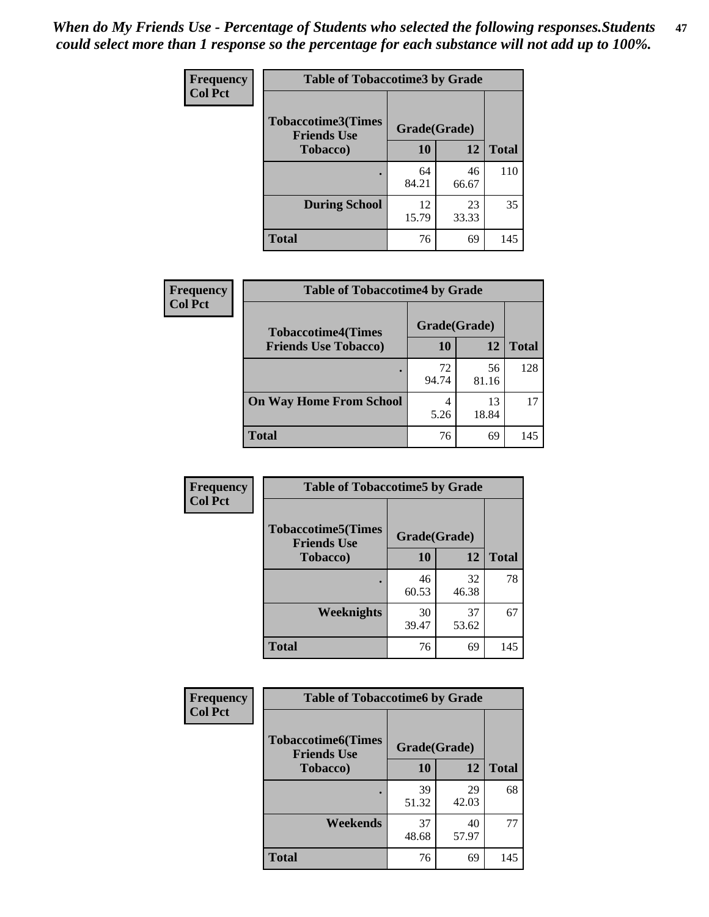*When do My Friends Use - Percentage of Students who selected the following responses.Students could select more than 1 response so the percentage for each substance will not add up to 100%.*

**Frequency**
**Col Pct**

| Table of Tobaccotime3 by Grade | | | |
|---|---|---|---|
| **Tobaccotime3(Times Friends Use Tobacco)** | **Grade(Grade)** | | **Total** |
| | **10** | **12** | |
| **.** | 64<br>84.21 | 46<br>66.67 | 110 |
| **During School** | 12<br>15.79 | 23<br>33.33 | 35 |
| **Total** | 76 | 69 | 145 |

**Frequency**
**Col Pct**

| Table of Tobaccotime4 by Grade | | | |
|---|---|---|---|
| **Tobaccotime4(Times Friends Use Tobacco)** | **Grade(Grade)** | | **Total** |
| | **10** | **12** | |
| **.** | 72<br>94.74 | 56<br>81.16 | 128 |
| **On Way Home From School** | 4<br>5.26 | 13<br>18.84 | 17 |
| **Total** | 76 | 69 | 145 |

**Frequency**
**Col Pct**

| Table of Tobaccotime5 by Grade | | | |
|---|---|---|---|
| **Tobaccotime5(Times Friends Use Tobacco)** | **Grade(Grade)** | | **Total** |
| | **10** | **12** | |
| **.** | 46<br>60.53 | 32<br>46.38 | 78 |
| **Weeknights** | 30<br>39.47 | 37<br>53.62 | 67 |
| **Total** | 76 | 69 | 145 |

**Frequency**
**Col Pct**

| Table of Tobaccotime6 by Grade | | | |
|---|---|---|---|
| **Tobaccotime6(Times Friends Use Tobacco)** | **Grade(Grade)** | | **Total** |
| | **10** | **12** | |
| **.** | 39<br>51.32 | 29<br>42.03 | 68 |
| **Weekends** | 37<br>48.68 | 40<br>57.97 | 77 |
| **Total** | 76 | 69 | 145 |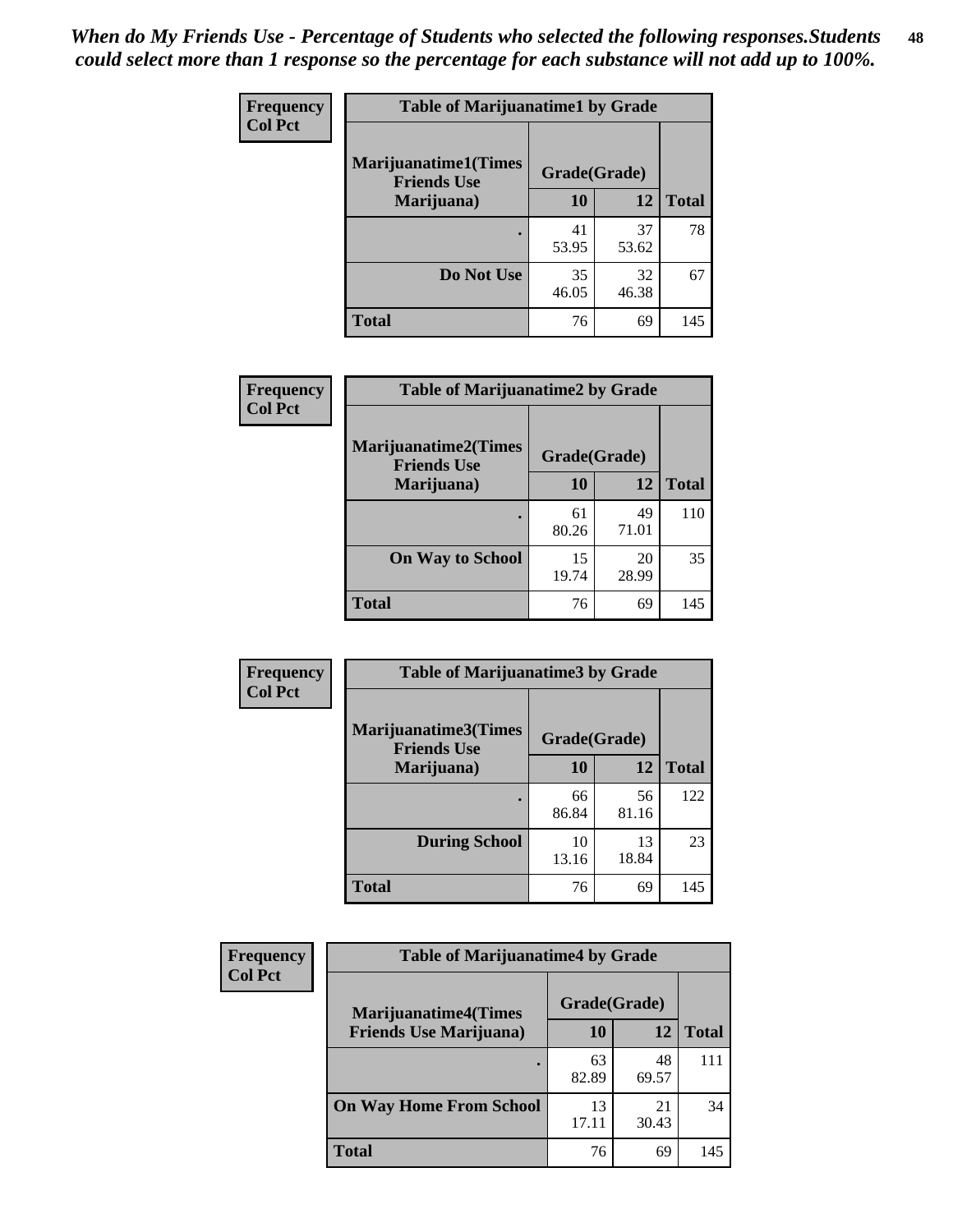*When do My Friends Use - Percentage of Students who selected the following responses.Students could select more than 1 response so the percentage for each substance will not add up to 100%.*

**Frequency**
**Col Pct**

| Table of Marijuanatime1 by Grade | | | |
|---|---|---|---|
| **Marijuanatime1(Times Friends Use Marijuana)** | **Grade(Grade)** | | |
| | **10** | **12** | **Total** |
| **.** | 41<br>53.95 | 37<br>53.62 | 78 |
| **Do Not Use** | 35<br>46.05 | 32<br>46.38 | 67 |
| **Total** | 76 | 69 | 145 |

**Frequency**
**Col Pct**

| Table of Marijuanatime2 by Grade | | | |
|---|---|---|---|
| **Marijuanatime2(Times Friends Use Marijuana)** | **Grade(Grade)** | | |
| | **10** | **12** | **Total** |
| **.** | 61<br>80.26 | 49<br>71.01 | 110 |
| **On Way to School** | 15<br>19.74 | 20<br>28.99 | 35 |
| **Total** | 76 | 69 | 145 |

**Frequency**
**Col Pct**

| Table of Marijuanatime3 by Grade | | | |
|---|---|---|---|
| **Marijuanatime3(Times Friends Use Marijuana)** | **Grade(Grade)** | | |
| | **10** | **12** | **Total** |
| **.** | 66<br>86.84 | 56<br>81.16 | 122 |
| **During School** | 10<br>13.16 | 13<br>18.84 | 23 |
| **Total** | 76 | 69 | 145 |

**Frequency**
**Col Pct**

| Table of Marijuanatime4 by Grade | | | |
|---|---|---|---|
| **Marijuanatime4(Times Friends Use Marijuana)** | **Grade(Grade)** | | |
| | **10** | **12** | **Total** |
| **.** | 63<br>82.89 | 48<br>69.57 | 111 |
| **On Way Home From School** | 13<br>17.11 | 21<br>30.43 | 34 |
| **Total** | 76 | 69 | 145 |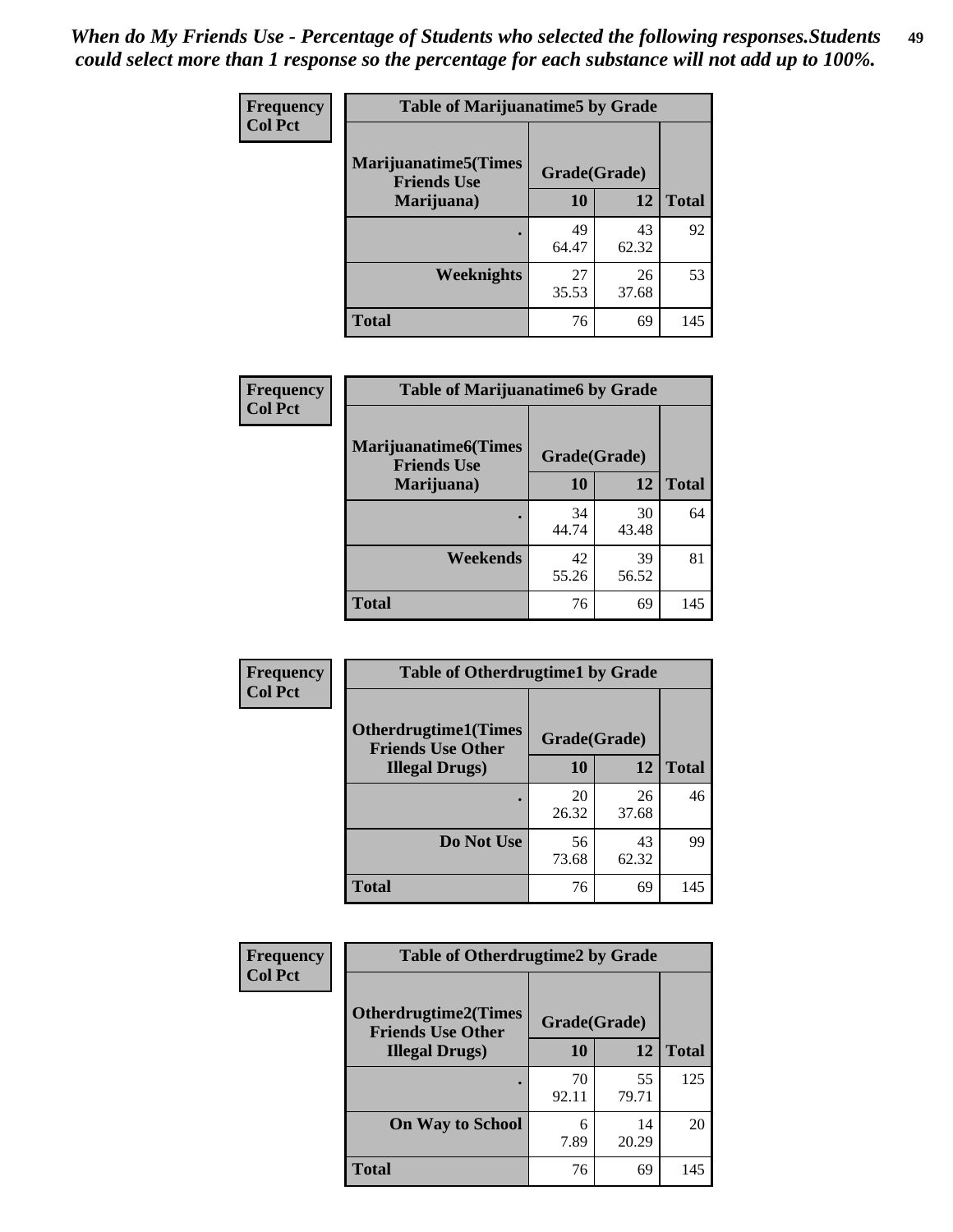*When do My Friends Use - Percentage of Students who selected the following responses.Students could select more than 1 response so the percentage for each substance will not add up to 100%.*

**Frequency**
**Col Pct**

| Table of Marijuanatime5 by Grade | | | |
|---|---|---|---|
| **Marijuanatime5(Times Friends Use Marijuana)** | **Grade(Grade)** | | |
| | **10** | **12** | **Total** |
| **.** | 49<br>64.47 | 43<br>62.32 | 92 |
| **Weeknights** | 27<br>35.53 | 26<br>37.68 | 53 |
| **Total** | 76 | 69 | 145 |

**Frequency**
**Col Pct**

| Table of Marijuanatime6 by Grade | | | |
|---|---|---|---|
| **Marijuanatime6(Times Friends Use Marijuana)** | **Grade(Grade)** | | |
| | **10** | **12** | **Total** |
| **.** | 34<br>44.74 | 30<br>43.48 | 64 |
| **Weekends** | 42<br>55.26 | 39<br>56.52 | 81 |
| **Total** | 76 | 69 | 145 |

**Frequency**
**Col Pct**

| Table of Otherdrugtime1 by Grade | | | |
|---|---|---|---|
| **Otherdrugtime1(Times Friends Use Other Illegal Drugs)** | **Grade(Grade)** | | |
| | **10** | **12** | **Total** |
| **.** | 20<br>26.32 | 26<br>37.68 | 46 |
| **Do Not Use** | 56<br>73.68 | 43<br>62.32 | 99 |
| **Total** | 76 | 69 | 145 |

**Frequency**
**Col Pct**

| Table of Otherdrugtime2 by Grade | | | |
|---|---|---|---|
| **Otherdrugtime2(Times Friends Use Other Illegal Drugs)** | **Grade(Grade)** | | |
| | **10** | **12** | **Total** |
| **.** | 70<br>92.11 | 55<br>79.71 | 125 |
| **On Way to School** | 6<br>7.89 | 14<br>20.29 | 20 |
| **Total** | 76 | 69 | 145 |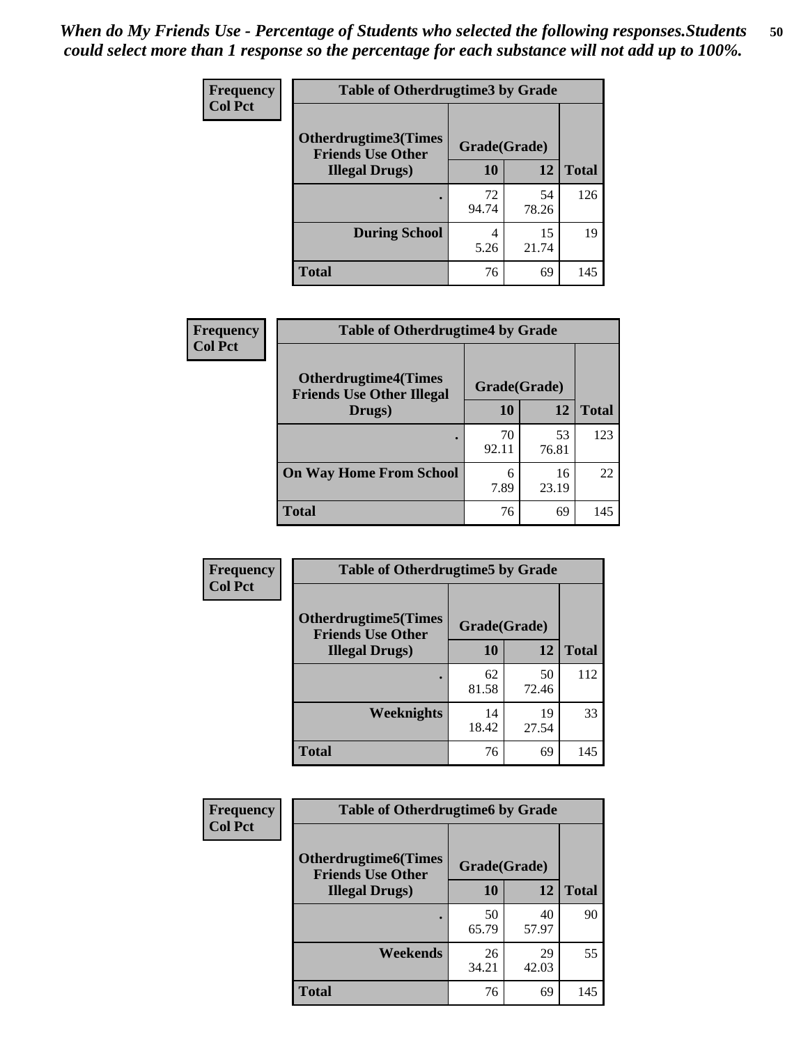*When do My Friends Use - Percentage of Students who selected the following responses.Students could select more than 1 response so the percentage for each substance will not add up to 100%.*

**Frequency**
**Col Pct**

| Table of Otherdrugtime3 by Grade | | | |
|---|---|---|---|
| **Otherdrugtime3(Times Friends Use Other Illegal Drugs)** | **Grade(Grade)** | | |
| | **10** | **12** | **Total** |
| **.** | 72<br>94.74 | 54<br>78.26 | 126 |
| **During School** | 4<br>5.26 | 15<br>21.74 | 19 |
| **Total** | 76 | 69 | 145 |

**Frequency**
**Col Pct**

| Table of Otherdrugtime4 by Grade | | | |
|---|---|---|---|
| **Otherdrugtime4(Times Friends Use Other Illegal Drugs)** | **Grade(Grade)** | | |
| | **10** | **12** | **Total** |
| **.** | 70<br>92.11 | 53<br>76.81 | 123 |
| **On Way Home From School** | 6<br>7.89 | 16<br>23.19 | 22 |
| **Total** | 76 | 69 | 145 |

**Frequency**
**Col Pct**

| Table of Otherdrugtime5 by Grade | | | |
|---|---|---|---|
| **Otherdrugtime5(Times Friends Use Other Illegal Drugs)** | **Grade(Grade)** | | |
| | **10** | **12** | **Total** |
| **.** | 62<br>81.58 | 50<br>72.46 | 112 |
| **Weeknights** | 14<br>18.42 | 19<br>27.54 | 33 |
| **Total** | 76 | 69 | 145 |

**Frequency**
**Col Pct**

| Table of Otherdrugtime6 by Grade | | | |
|---|---|---|---|
| **Otherdrugtime6(Times Friends Use Other Illegal Drugs)** | **Grade(Grade)** | | |
| | **10** | **12** | **Total** |
| **.** | 50<br>65.79 | 40<br>57.97 | 90 |
| **Weekends** | 26<br>34.21 | 29<br>42.03 | 55 |
| **Total** | 76 | 69 | 145 |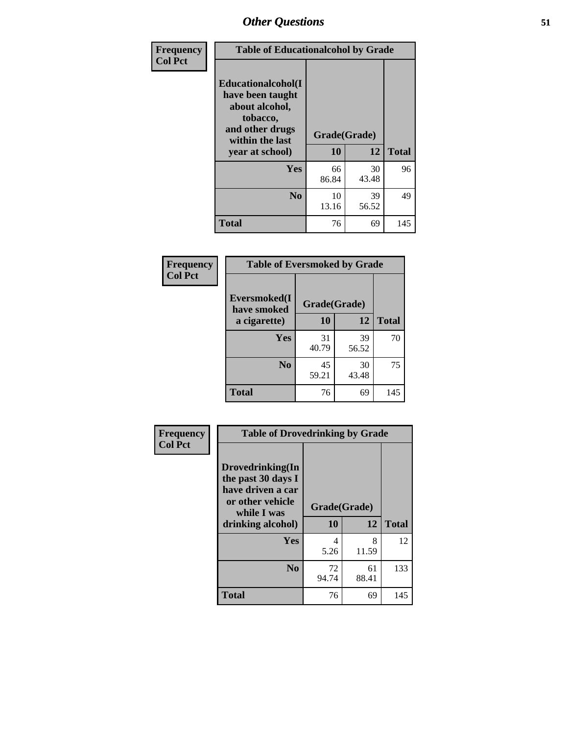# *Other Questions*

| Frequency<br>Col Pct | Table of Educationalalcohol by Grade | | |
|---|---|---|---|
| Educationalalcohol(I have been taught about alcohol, tobacco, and other drugs within the last year at school) | Grade(Grade) | | |
| | 10 | 12 | Total |
| Yes | 66<br>86.84 | 30<br>43.48 | 96 |
| No | 10<br>13.16 | 39<br>56.52 | 49 |
| Total | 76 | 69 | 145 |

| Frequency<br>Col Pct | Table of Eversmoked by Grade | | |
|---|---|---|---|
| Eversmoked(I have smoked a cigarette) | Grade(Grade) | | |
| | 10 | 12 | Total |
| Yes | 31<br>40.79 | 39<br>56.52 | 70 |
| No | 45<br>59.21 | 30<br>43.48 | 75 |
| Total | 76 | 69 | 145 |

| Frequency<br>Col Pct | Table of Drovedrinking by Grade | | |
|---|---|---|---|
| Drovedrinking(In the past 30 days I have driven a car or other vehicle while I was drinking alcohol) | Grade(Grade) | | |
| | 10 | 12 | Total |
| Yes | 4<br>5.26 | 8<br>11.59 | 12 |
| No | 72<br>94.74 | 61<br>88.41 | 133 |
| Total | 76 | 69 | 145 |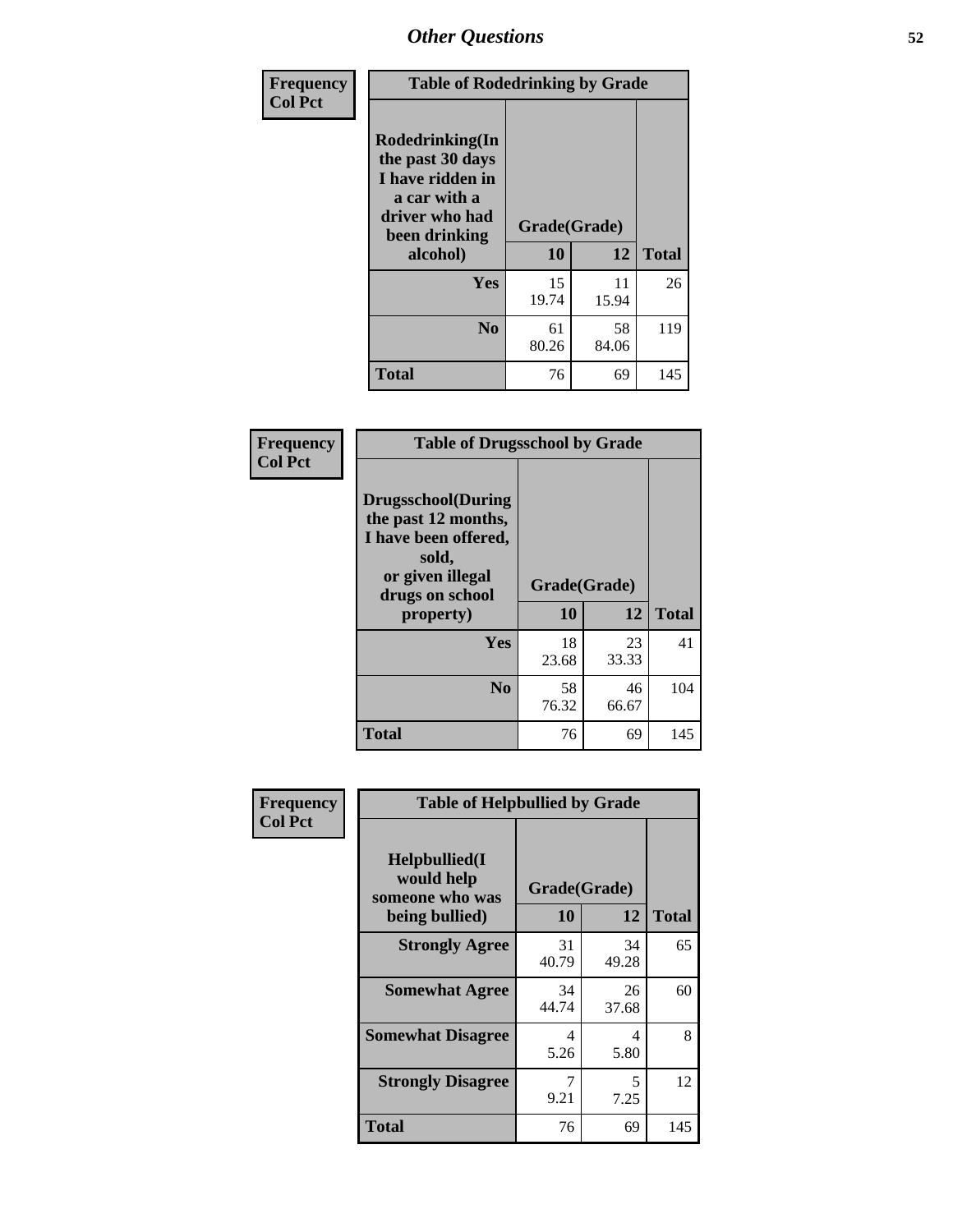## Other Questions

**Frequency**
**Col Pct**

| Table of Rodedrinking by Grade | | | |
|---|---|---|---|
| **Rodedrinking(In the past 30 days I have ridden in a car with a driver who had been drinking alcohol)** | **Grade(Grade)** | | |
| | **10** | **12** | **Total** |
| **Yes** | 15<br>19.74 | 11<br>15.94 | 26 |
| **No** | 61<br>80.26 | 58<br>84.06 | 119 |
| **Total** | 76 | 69 | 145 |

**Frequency**
**Col Pct**

| Table of Drugsschool by Grade | | | |
|---|---|---|---|
| **Drugsschool(During the past 12 months, I have been offered, sold, or given illegal drugs on school property)** | **Grade(Grade)** | | |
| | **10** | **12** | **Total** |
| **Yes** | 18<br>23.68 | 23<br>33.33 | 41 |
| **No** | 58<br>76.32 | 46<br>66.67 | 104 |
| **Total** | 76 | 69 | 145 |

**Frequency**
**Col Pct**

| Table of Helpbullied by Grade | | | |
|---|---|---|---|
| **Helpbullied(I would help someone who was being bullied)** | **Grade(Grade)** | | |
| | **10** | **12** | **Total** |
| **Strongly Agree** | 31<br>40.79 | 34<br>49.28 | 65 |
| **Somewhat Agree** | 34<br>44.74 | 26<br>37.68 | 60 |
| **Somewhat Disagree** | 4<br>5.26 | 4<br>5.80 | 8 |
| **Strongly Disagree** | 7<br>9.21 | 5<br>7.25 | 12 |
| **Total** | 76 | 69 | 145 |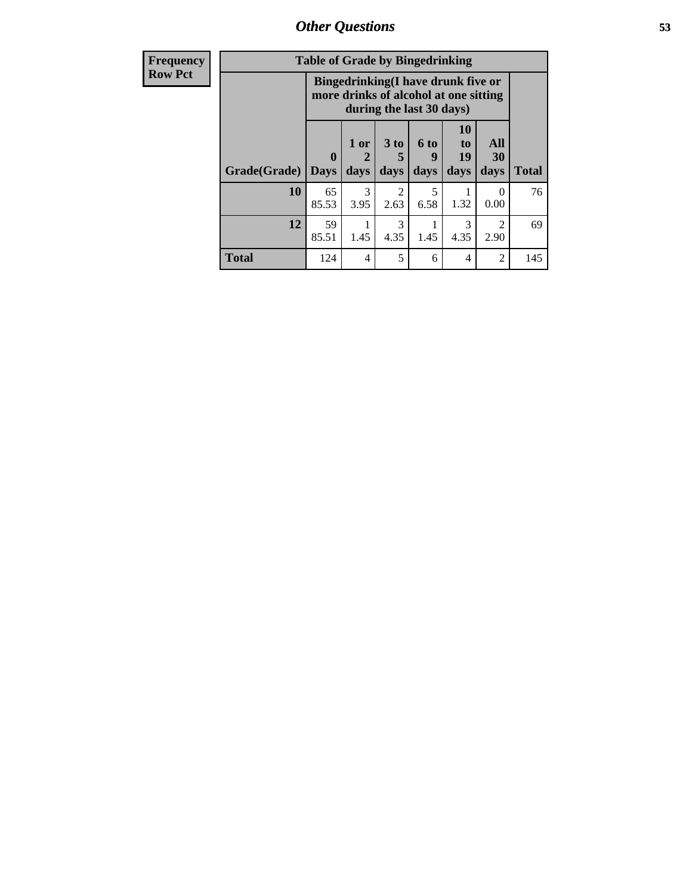## Other Questions

| Frequency Row Pct | | | | | | | |
|---|---|---|---|---|---|---|---|
| **Table of Grade by Bingedrinking** | | | | | | | |
| | **Bingedrinking(I have drunk five or more drinks of alcohol at one sitting during the last 30 days)** | | | | | | |
| **Grade(Grade)** | **0 Days** | **1 or 2 days** | **3 to 5 days** | **6 to 9 days** | **10 to 19 days** | **All 30 days** | **Total** |
| **10** | 65<br>85.53 | 3<br>3.95 | 2<br>2.63 | 5<br>6.58 | 1<br>1.32 | 0<br>0.00 | 76 |
| **12** | 59<br>85.51 | 1<br>1.45 | 3<br>4.35 | 1<br>1.45 | 3<br>4.35 | 2<br>2.90 | 69 |
| **Total** | 124 | 4 | 5 | 6 | 4 | 2 | 145 |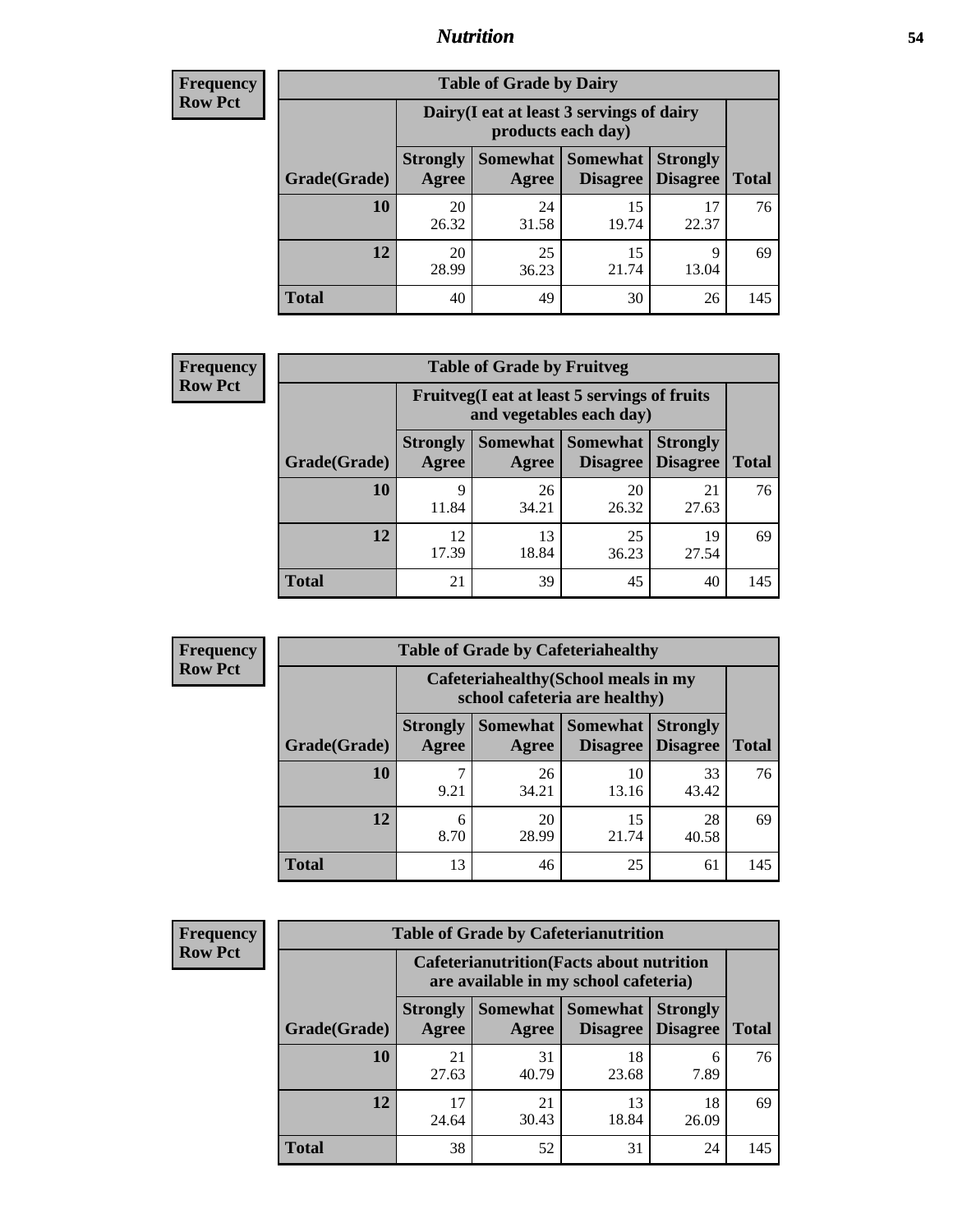## Nutrition

**Frequency**
**Row Pct**

| Table of Grade by Dairy | | | | | |
|---|---|---|---|---|---|
| | Dairy(I eat at least 3 servings of dairy products each day) | | | | |
| Grade(Grade) | Strongly Agree | Somewhat Agree | Somewhat Disagree | Strongly Disagree | Total |
| **10** | 20<br>26.32 | 24<br>31.58 | 15<br>19.74 | 17<br>22.37 | 76 |
| **12** | 20<br>28.99 | 25<br>36.23 | 15<br>21.74 | 9<br>13.04 | 69 |
| **Total** | 40 | 49 | 30 | 26 | 145 |

**Frequency**
**Row Pct**

| Table of Grade by Fruitveg | | | | | |
|---|---|---|---|---|---|
| | Fruitveg(I eat at least 5 servings of fruits and vegetables each day) | | | | |
| Grade(Grade) | Strongly Agree | Somewhat Agree | Somewhat Disagree | Strongly Disagree | Total |
| **10** | 9<br>11.84 | 26<br>34.21 | 20<br>26.32 | 21<br>27.63 | 76 |
| **12** | 12<br>17.39 | 13<br>18.84 | 25<br>36.23 | 19<br>27.54 | 69 |
| **Total** | 21 | 39 | 45 | 40 | 145 |

**Frequency**
**Row Pct**

| Table of Grade by Cafeteriahealthy | | | | | |
|---|---|---|---|---|---|
| | Cafeteriahealthy(School meals in my school cafeteria are healthy) | | | | |
| Grade(Grade) | Strongly Agree | Somewhat Agree | Somewhat Disagree | Strongly Disagree | Total |
| **10** | 7<br>9.21 | 26<br>34.21 | 10<br>13.16 | 33<br>43.42 | 76 |
| **12** | 6<br>8.70 | 20<br>28.99 | 15<br>21.74 | 28<br>40.58 | 69 |
| **Total** | 13 | 46 | 25 | 61 | 145 |

**Frequency**
**Row Pct**

| Table of Grade by Cafeterianutrition | | | | | |
|---|---|---|---|---|---|
| | Cafeterianutrition(Facts about nutrition are available in my school cafeteria) | | | | |
| Grade(Grade) | Strongly Agree | Somewhat Agree | Somewhat Disagree | Strongly Disagree | Total |
| **10** | 21<br>27.63 | 31<br>40.79 | 18<br>23.68 | 6<br>7.89 | 76 |
| **12** | 17<br>24.64 | 21<br>30.43 | 13<br>18.84 | 18<br>26.09 | 69 |
| **Total** | 38 | 52 | 31 | 24 | 145 |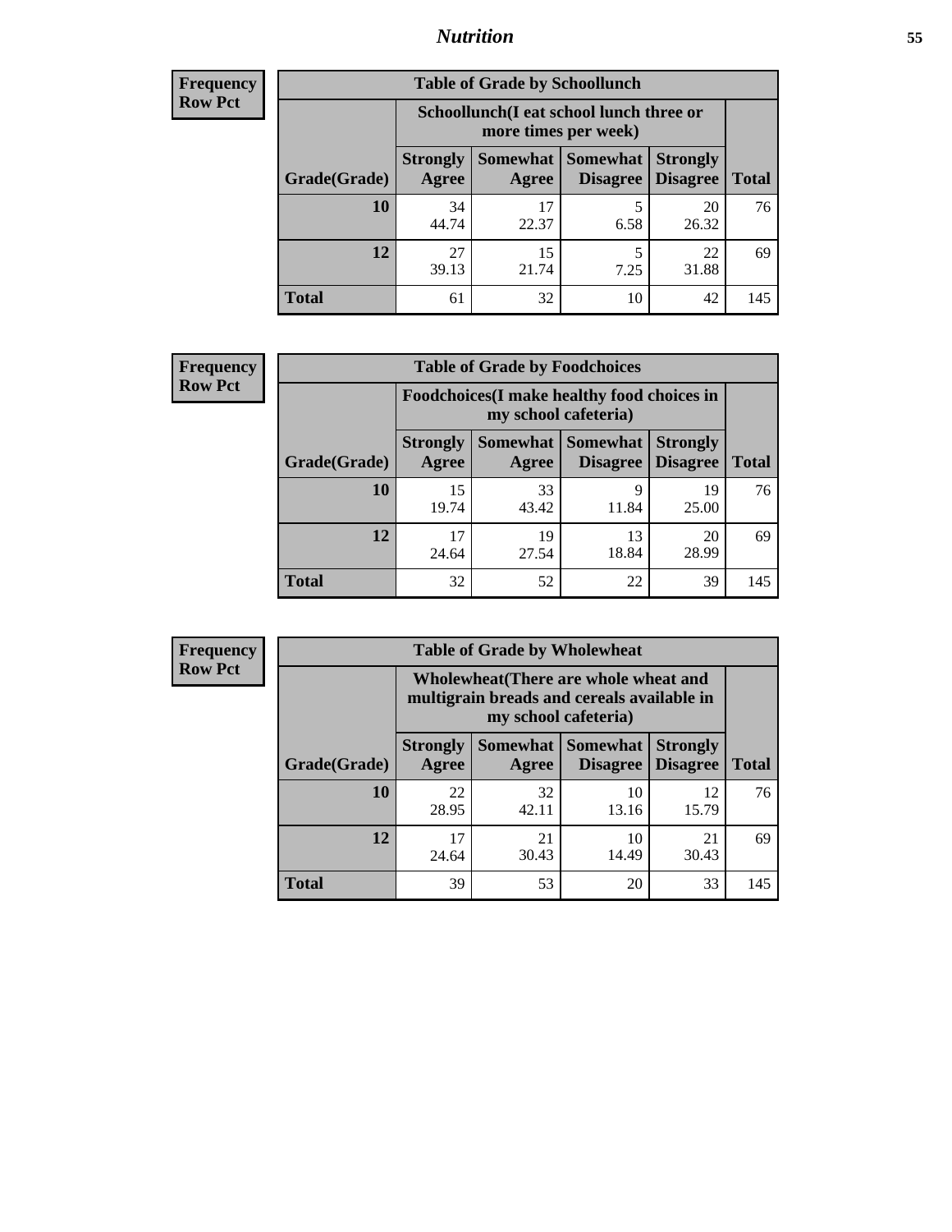# Nutrition

**Frequency**
**Row Pct**

| Table of Grade by Schoollunch | | | | | |
|---|---|---|---|---|---|
| | Schoollunch(I eat school lunch three or more times per week) | | | | |
| Grade(Grade) | Strongly Agree | Somewhat Agree | Somewhat Disagree | Strongly Disagree | Total |
| 10 | 34<br>44.74 | 17<br>22.37 | 5<br>6.58 | 20<br>26.32 | 76 |
| 12 | 27<br>39.13 | 15<br>21.74 | 5<br>7.25 | 22<br>31.88 | 69 |
| Total | 61 | 32 | 10 | 42 | 145 |

**Frequency**
**Row Pct**

| Table of Grade by Foodchoices | | | | | |
|---|---|---|---|---|---|
| | Foodchoices(I make healthy food choices in my school cafeteria) | | | | |
| Grade(Grade) | Strongly Agree | Somewhat Agree | Somewhat Disagree | Strongly Disagree | Total |
| 10 | 15<br>19.74 | 33<br>43.42 | 9<br>11.84 | 19<br>25.00 | 76 |
| 12 | 17<br>24.64 | 19<br>27.54 | 13<br>18.84 | 20<br>28.99 | 69 |
| Total | 32 | 52 | 22 | 39 | 145 |

**Frequency**
**Row Pct**

| Table of Grade by Wholewheat | | | | | |
|---|---|---|---|---|---|
| | Wholewheat(There are whole wheat and multigrain breads and cereals available in my school cafeteria) | | | | |
| Grade(Grade) | Strongly Agree | Somewhat Agree | Somewhat Disagree | Strongly Disagree | Total |
| 10 | 22<br>28.95 | 32<br>42.11 | 10<br>13.16 | 12<br>15.79 | 76 |
| 12 | 17<br>24.64 | 21<br>30.43 | 10<br>14.49 | 21<br>30.43 | 69 |
| Total | 39 | 53 | 20 | 33 | 145 |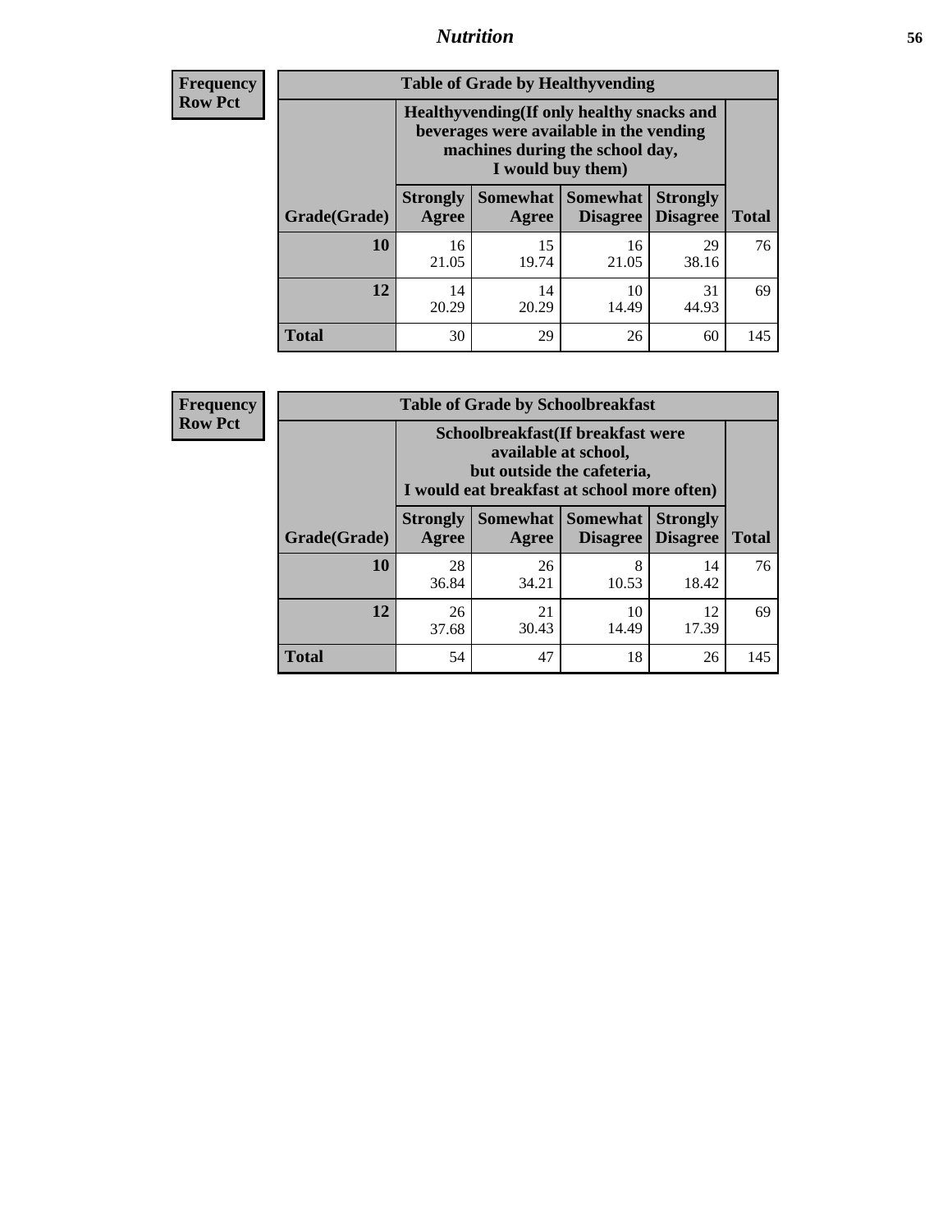## Nutrition

**Frequency**
**Row Pct**

| Table of Grade by Healthyvending | | | | | |
|---|---|---|---|---|---|
| | Healthyvending(If only healthy snacks and beverages were available in the vending machines during the school day, I would buy them) | | | | |
| Grade(Grade) | Strongly Agree | Somewhat Agree | Somewhat Disagree | Strongly Disagree | Total |
| **10** | 16<br>21.05 | 15<br>19.74 | 16<br>21.05 | 29<br>38.16 | 76 |
| **12** | 14<br>20.29 | 14<br>20.29 | 10<br>14.49 | 31<br>44.93 | 69 |
| **Total** | 30 | 29 | 26 | 60 | 145 |

**Frequency**
**Row Pct**

| Table of Grade by Schoolbreakfast | | | | | |
|---|---|---|---|---|---|
| | Schoolbreakfast(If breakfast were available at school, but outside the cafeteria, I would eat breakfast at school more often) | | | | |
| Grade(Grade) | Strongly Agree | Somewhat Agree | Somewhat Disagree | Strongly Disagree | Total |
| **10** | 28<br>36.84 | 26<br>34.21 | 8<br>10.53 | 14<br>18.42 | 76 |
| **12** | 26<br>37.68 | 21<br>30.43 | 10<br>14.49 | 12<br>17.39 | 69 |
| **Total** | 54 | 47 | 18 | 26 | 145 |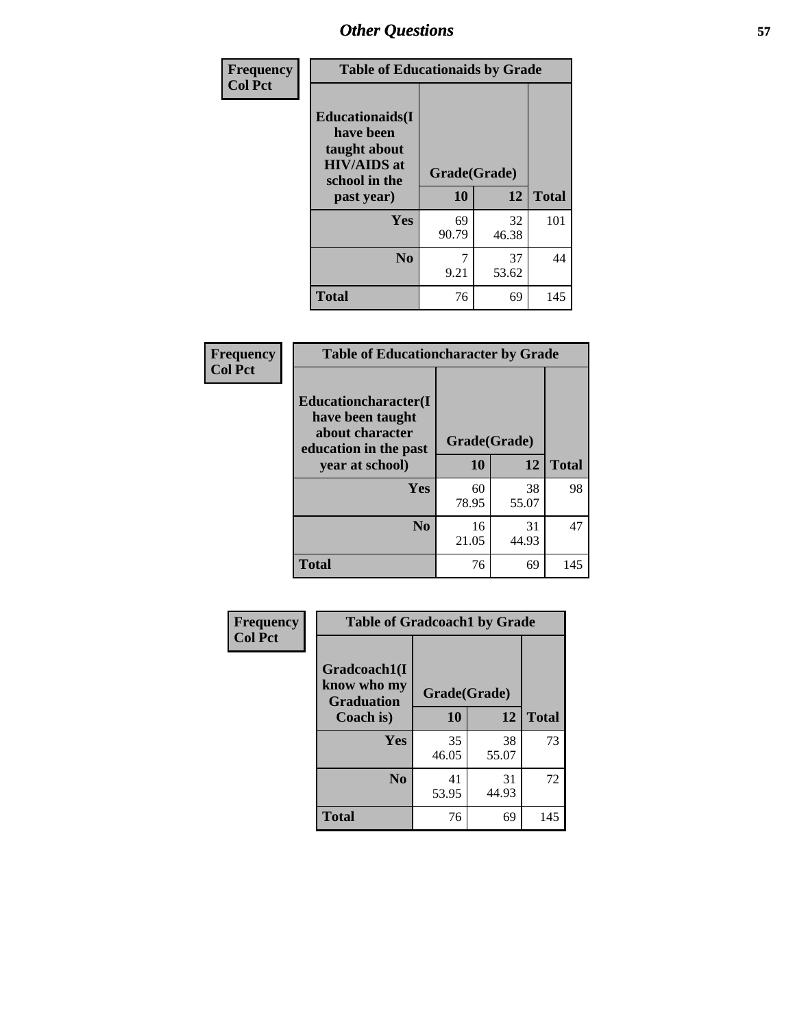## Other Questions

| Frequency Col Pct |
|---|

**Table of Educationaids by Grade**

| Educationaids(I have been taught about HIV/AIDS at school in the past year) | Grade(Grade) 10 | 12 | Total |
|---|---|---|---|
| Yes | 69<br>90.79 | 32<br>46.38 | 101 |
| No | 7<br>9.21 | 37<br>53.62 | 44 |
| Total | 76 | 69 | 145 |

| Frequency Col Pct |
|---|

**Table of Educationcharacter by Grade**

| Educationcharacter(I have been taught about character education in the past year at school) | Grade(Grade) 10 | 12 | Total |
|---|---|---|---|
| Yes | 60<br>78.95 | 38<br>55.07 | 98 |
| No | 16<br>21.05 | 31<br>44.93 | 47 |
| Total | 76 | 69 | 145 |

| Frequency Col Pct |
|---|

**Table of Gradcoach1 by Grade**

| Gradcoach1(I know who my Graduation Coach is) | Grade(Grade) 10 | 12 | Total |
|---|---|---|---|
| Yes | 35<br>46.05 | 38<br>55.07 | 73 |
| No | 41<br>53.95 | 31<br>44.93 | 72 |
| Total | 76 | 69 | 145 |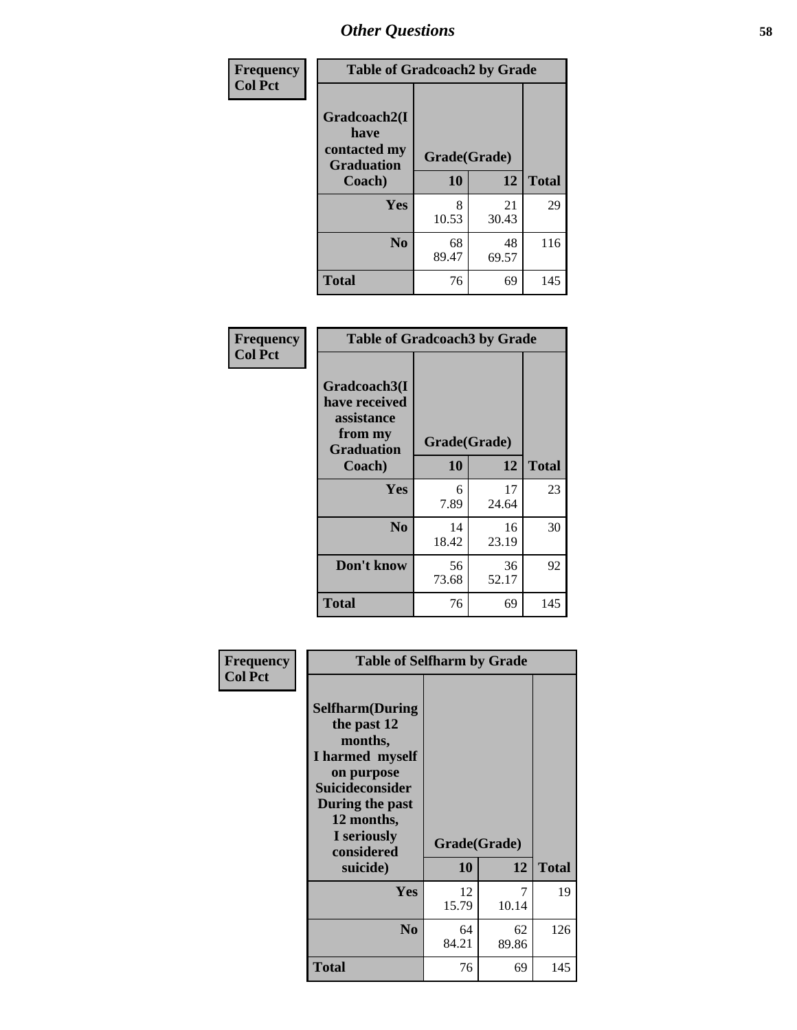# Other Questions

**Frequency**
**Col Pct**

| Table of Gradcoach2 by Grade | | | |
|---|---|---|---|
| Gradcoach2(I have contacted my Graduation Coach) | Grade(Grade) | | |
| | 10 | 12 | Total |
| Yes | 8<br>10.53 | 21<br>30.43 | 29 |
| No | 68<br>89.47 | 48<br>69.57 | 116 |
| Total | 76 | 69 | 145 |

**Frequency**
**Col Pct**

| Table of Gradcoach3 by Grade | | | |
|---|---|---|---|
| Gradcoach3(I have received assistance from my Graduation Coach) | Grade(Grade) | | |
| | 10 | 12 | Total |
| Yes | 6<br>7.89 | 17<br>24.64 | 23 |
| No | 14<br>18.42 | 16<br>23.19 | 30 |
| Don't know | 56<br>73.68 | 36<br>52.17 | 92 |
| Total | 76 | 69 | 145 |

**Frequency**
**Col Pct**

| Table of Selfharm by Grade | | | |
|---|---|---|---|
| Selfharm(During the past 12 months, I harmed myself on purpose Suicideconsider During the past 12 months, I seriously considered suicide) | Grade(Grade) | | |
| | 10 | 12 | Total |
| Yes | 12<br>15.79 | 7<br>10.14 | 19 |
| No | 64<br>84.21 | 62<br>89.86 | 126 |
| Total | 76 | 69 | 145 |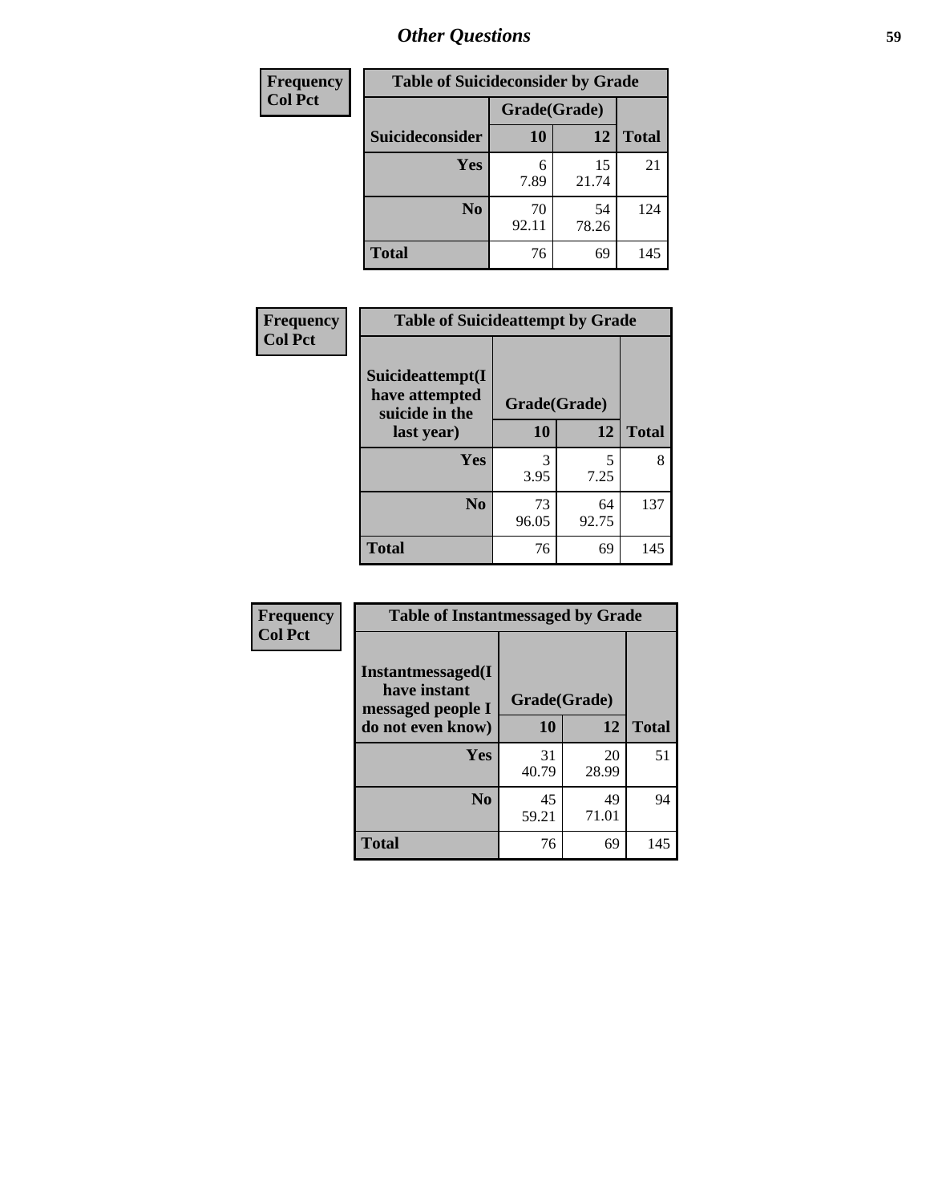## Other Questions

| Frequency<br>Col Pct |
|---|

**Table of Suicideconsider by Grade**

| Suicideconsider | Grade(Grade) 10 | 12 | Total |
|---|---|---|---|
| Yes | 6<br>7.89 | 15<br>21.74 | 21 |
| No | 70<br>92.11 | 54<br>78.26 | 124 |
| Total | 76 | 69 | 145 |

| Frequency<br>Col Pct |
|---|

**Table of Suicideattempt by Grade**

| Suicideattempt(I have attempted suicide in the last year) | Grade(Grade) 10 | 12 | Total |
|---|---|---|---|
| Yes | 3<br>3.95 | 5<br>7.25 | 8 |
| No | 73<br>96.05 | 64<br>92.75 | 137 |
| Total | 76 | 69 | 145 |

| Frequency<br>Col Pct |
|---|

**Table of Instantmessaged by Grade**

| Instantmessaged(I have instant messaged people I do not even know) | Grade(Grade) 10 | 12 | Total |
|---|---|---|---|
| Yes | 31<br>40.79 | 20<br>28.99 | 51 |
| No | 45<br>59.21 | 49<br>71.01 | 94 |
| Total | 76 | 69 | 145 |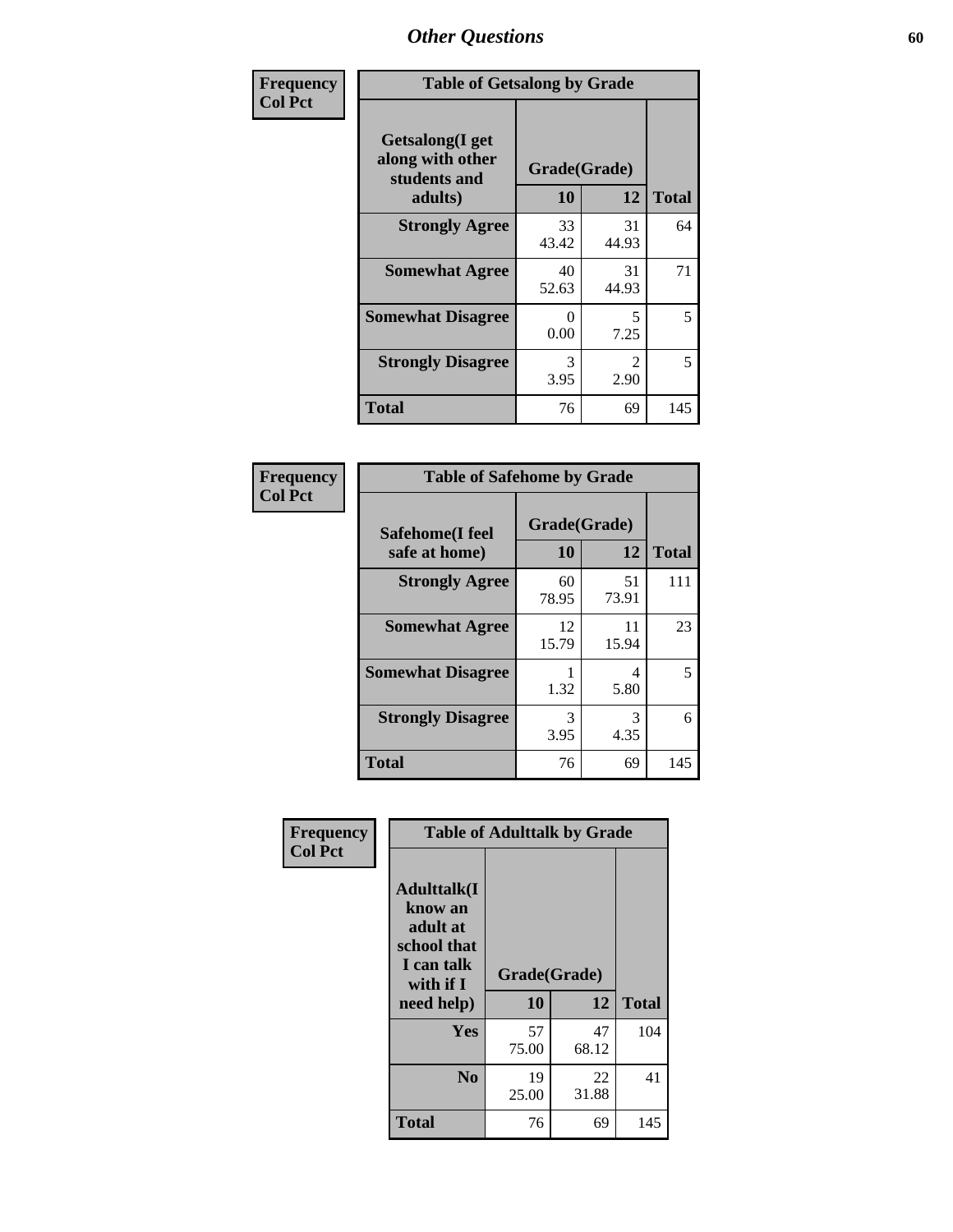# Other Questions

**Frequency**
**Col Pct**

| Table of Getsalong by Grade | | | |
|---|---|---|---|
| **Getsalong(I get along with other students and adults)** | **Grade(Grade)** | | **Total** |
| | **10** | **12** | |
| **Strongly Agree** | 33<br>43.42 | 31<br>44.93 | 64 |
| **Somewhat Agree** | 40<br>52.63 | 31<br>44.93 | 71 |
| **Somewhat Disagree** | 0<br>0.00 | 5<br>7.25 | 5 |
| **Strongly Disagree** | 3<br>3.95 | 2<br>2.90 | 5 |
| **Total** | 76 | 69 | 145 |

**Frequency**
**Col Pct**

| Table of Safehome by Grade | | | |
|---|---|---|---|
| **Safehome(I feel safe at home)** | **Grade(Grade)** | | **Total** |
| | **10** | **12** | |
| **Strongly Agree** | 60<br>78.95 | 51<br>73.91 | 111 |
| **Somewhat Agree** | 12<br>15.79 | 11<br>15.94 | 23 |
| **Somewhat Disagree** | 1<br>1.32 | 4<br>5.80 | 5 |
| **Strongly Disagree** | 3<br>3.95 | 3<br>4.35 | 6 |
| **Total** | 76 | 69 | 145 |

**Frequency**
**Col Pct**

| Table of Adulttalk by Grade | | | |
|---|---|---|---|
| **Adulttalk(I know an adult at school that I can talk with if I need help)** | **Grade(Grade)** | | **Total** |
| | **10** | **12** | |
| **Yes** | 57<br>75.00 | 47<br>68.12 | 104 |
| **No** | 19<br>25.00 | 22<br>31.88 | 41 |
| **Total** | 76 | 69 | 145 |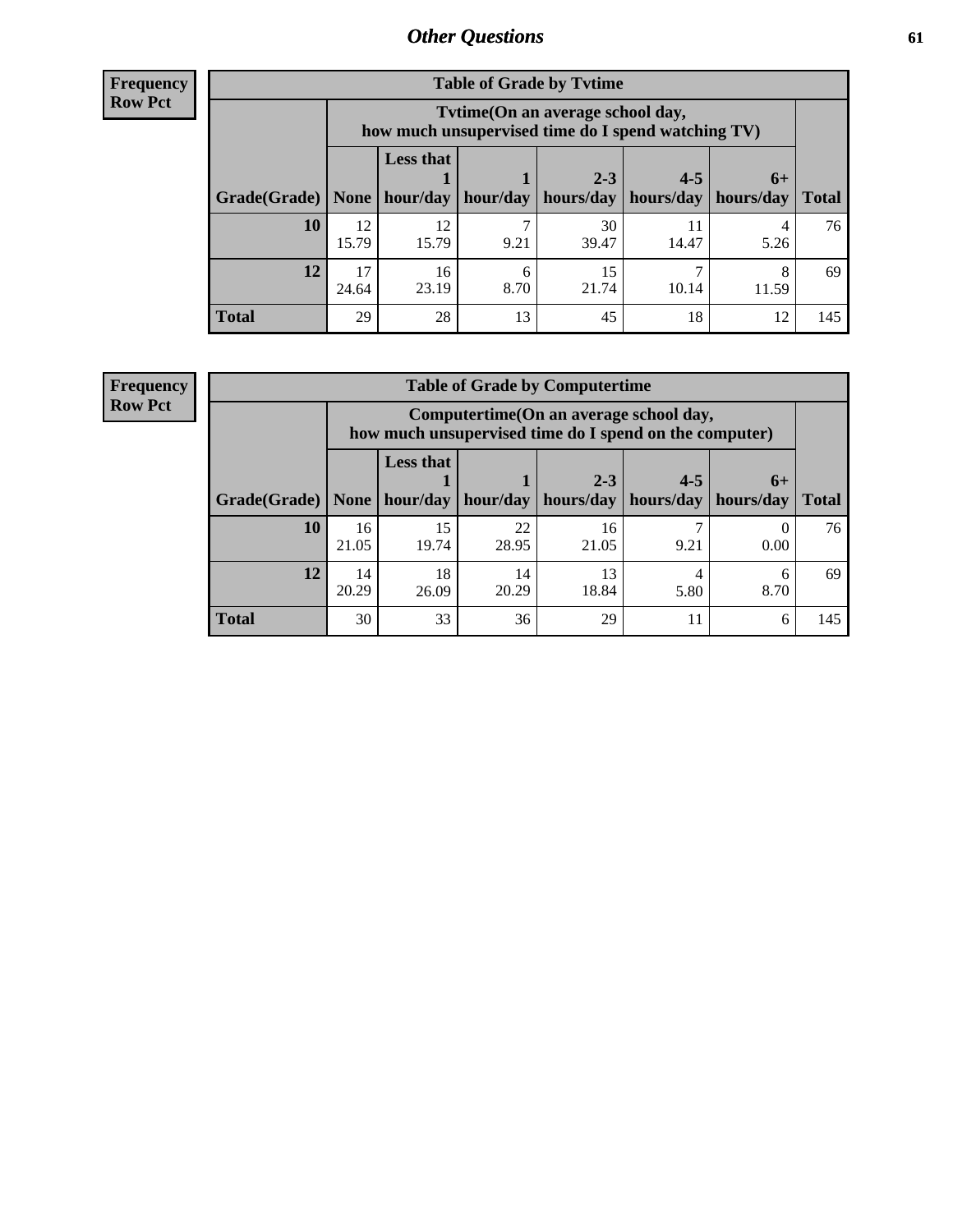## Other Questions

**Frequency**
**Row Pct**

**Table of Grade by Tvtime**

| Grade(Grade) | Tvtime(On an average school day, how much unsupervised time do I spend watching TV) | | | | | | Total |
|---|---|---|---|---|---|---|---|
| | None | Less that 1 hour/day | 1 hour/day | 2-3 hours/day | 4-5 hours/day | 6+ hours/day | |
| **10** | 12<br>15.79 | 12<br>15.79 | 7<br>9.21 | 30<br>39.47 | 11<br>14.47 | 4<br>5.26 | 76 |
| **12** | 17<br>24.64 | 16<br>23.19 | 6<br>8.70 | 15<br>21.74 | 7<br>10.14 | 8<br>11.59 | 69 |
| **Total** | 29 | 28 | 13 | 45 | 18 | 12 | 145 |

**Frequency**
**Row Pct**

**Table of Grade by Computertime**

| Grade(Grade) | Computertime(On an average school day, how much unsupervised time do I spend on the computer) | | | | | | Total |
|---|---|---|---|---|---|---|---|
| | None | Less that 1 hour/day | 1 hour/day | 2-3 hours/day | 4-5 hours/day | 6+ hours/day | |
| **10** | 16<br>21.05 | 15<br>19.74 | 22<br>28.95 | 16<br>21.05 | 7<br>9.21 | 0<br>0.00 | 76 |
| **12** | 14<br>20.29 | 18<br>26.09 | 14<br>20.29 | 13<br>18.84 | 4<br>5.80 | 6<br>8.70 | 69 |
| **Total** | 30 | 33 | 36 | 29 | 11 | 6 | 145 |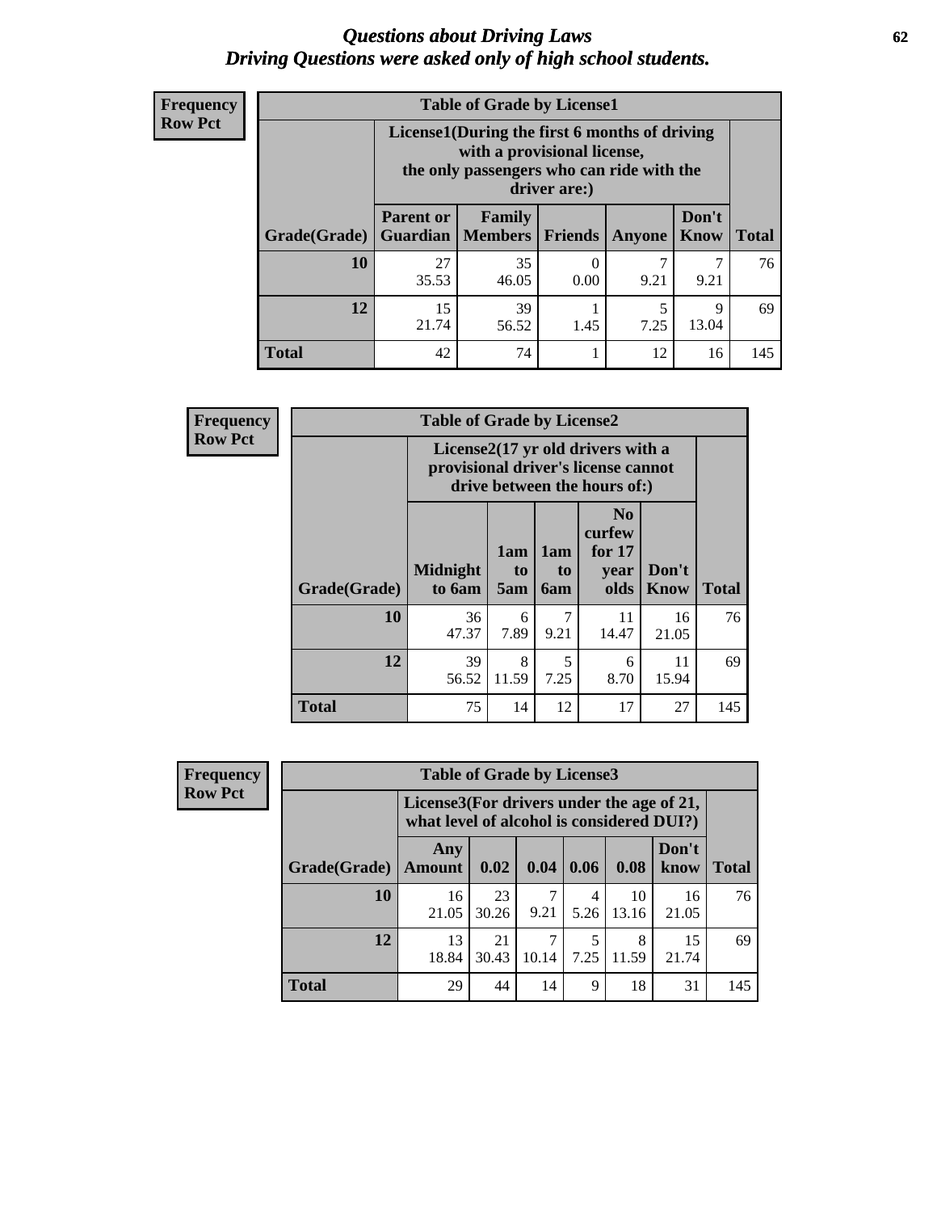# Questions about Driving Laws
*Driving Questions were asked only of high school students.*

**Frequency**
**Row Pct**

| Table of Grade by License1 | | | | | | |
|---|---|---|---|---|---|---|
| | License1(During the first 6 months of driving with a provisional license, the only passengers who can ride with the driver are:) | | | | | |
| Grade(Grade) | Parent or Guardian | Family Members | Friends | Anyone | Don't Know | Total |
| 10 | 27<br>35.53 | 35<br>46.05 | 0<br>0.00 | 7<br>9.21 | 7<br>9.21 | 76 |
| 12 | 15<br>21.74 | 39<br>56.52 | 1<br>1.45 | 5<br>7.25 | 9<br>13.04 | 69 |
| Total | 42 | 74 | 1 | 12 | 16 | 145 |

**Frequency**
**Row Pct**

| Table of Grade by License2 | | | | | | |
|---|---|---|---|---|---|---|
| | License2(17 yr old drivers with a provisional driver's license cannot drive between the hours of:) | | | | | |
| Grade(Grade) | Midnight to 6am | 1am to 5am | 1am to 6am | No curfew for 17 year olds | Don't Know | Total |
| 10 | 36<br>47.37 | 6<br>7.89 | 7<br>9.21 | 11<br>14.47 | 16<br>21.05 | 76 |
| 12 | 39<br>56.52 | 8<br>11.59 | 5<br>7.25 | 6<br>8.70 | 11<br>15.94 | 69 |
| Total | 75 | 14 | 12 | 17 | 27 | 145 |

**Frequency**
**Row Pct**

| Table of Grade by License3 | | | | | | | |
|---|---|---|---|---|---|---|---|
| | License3(For drivers under the age of 21, what level of alcohol is considered DUI?) | | | | | | |
| Grade(Grade) | Any Amount | 0.02 | 0.04 | 0.06 | 0.08 | Don't know | Total |
| 10 | 16<br>21.05 | 23<br>30.26 | 7<br>9.21 | 4<br>5.26 | 10<br>13.16 | 16<br>21.05 | 76 |
| 12 | 13<br>18.84 | 21<br>30.43 | 7<br>10.14 | 5<br>7.25 | 8<br>11.59 | 15<br>21.74 | 69 |
| Total | 29 | 44 | 14 | 9 | 18 | 31 | 145 |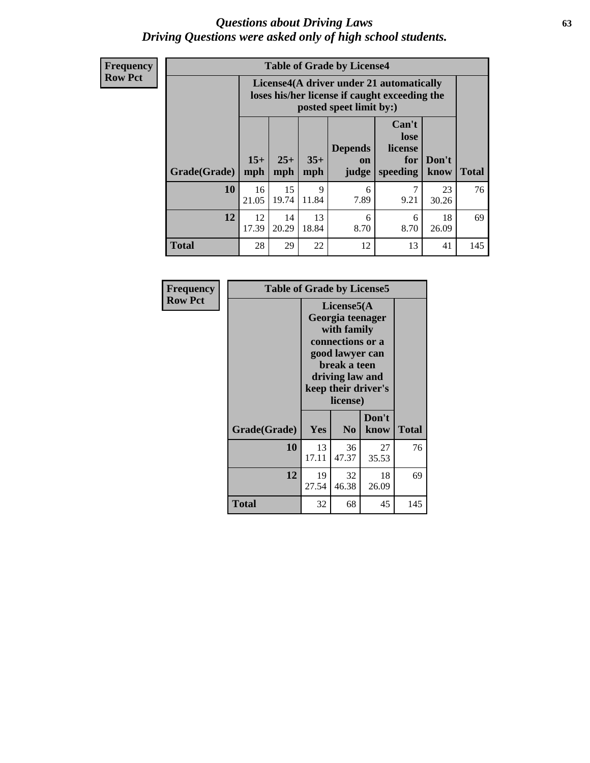# *Questions about Driving Laws*
# *Driving Questions were asked only of high school students.*

**Frequency**
**Row Pct**

**Table of Grade by License4**

| Grade(Grade) | License4(A driver under 21 automatically loses his/her license if caught exceeding the posted speet limit by:) | | | | | | Total |
|---|---|---|---|---|---|---|---|
| | 15+ mph | 25+ mph | 35+ mph | Depends on judge | Can't lose license for speeding | Don't know | |
| **10** | 16<br>21.05 | 15<br>19.74 | 9<br>11.84 | 6<br>7.89 | 7<br>9.21 | 23<br>30.26 | 76 |
| **12** | 12<br>17.39 | 14<br>20.29 | 13<br>18.84 | 6<br>8.70 | 6<br>8.70 | 18<br>26.09 | 69 |
| **Total** | 28 | 29 | 22 | 12 | 13 | 41 | 145 |

**Frequency**
**Row Pct**

**Table of Grade by License5**

| Grade(Grade) | License5(A Georgia teenager with family connections or a good lawyer can break a teen driving law and keep their driver's license) | | | Total |
|---|---|---|---|---|
| | Yes | No | Don't know | |
| **10** | 13<br>17.11 | 36<br>47.37 | 27<br>35.53 | 76 |
| **12** | 19<br>27.54 | 32<br>46.38 | 18<br>26.09 | 69 |
| **Total** | 32 | 68 | 45 | 145 |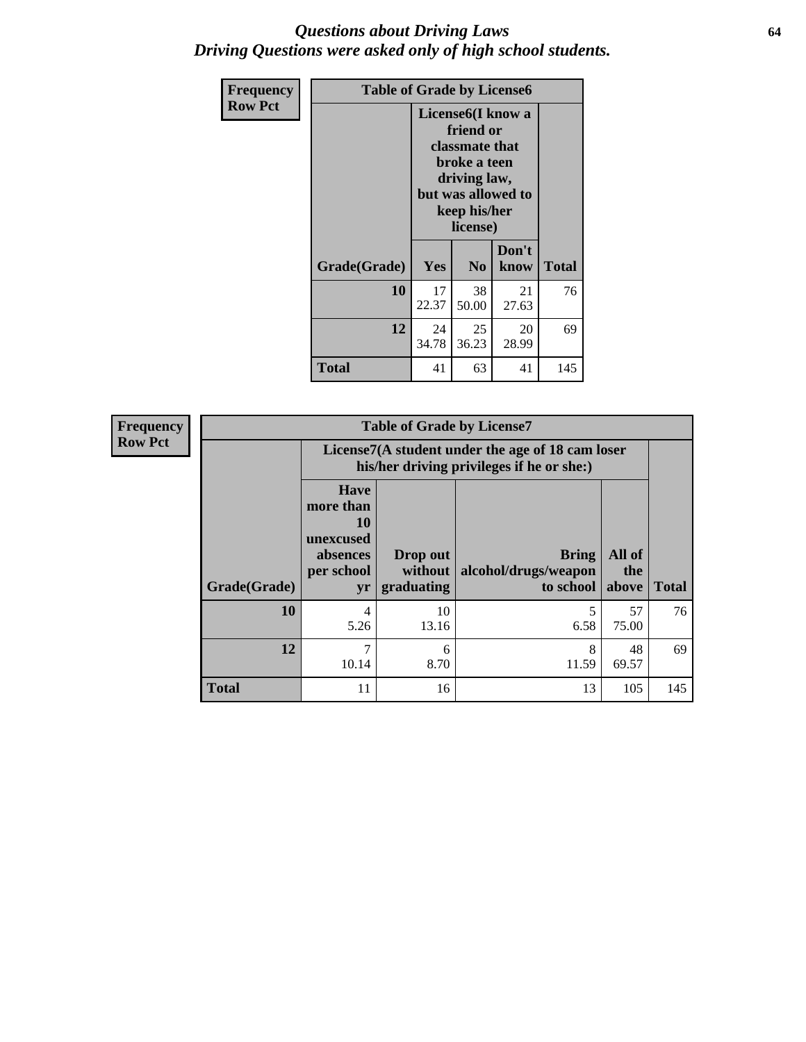# *Questions about Driving Laws*
# *Driving Questions were asked only of high school students.*

**Frequency**
**Row Pct**

| Table of Grade by License6 | | | | |
|---|---|---|---|---|
| | License6(I know a friend or classmate that broke a teen driving law, but was allowed to keep his/her license) | | | |
| Grade(Grade) | Yes | No | Don't know | Total |
| **10** | 17<br>22.37 | 38<br>50.00 | 21<br>27.63 | 76 |
| **12** | 24<br>34.78 | 25<br>36.23 | 20<br>28.99 | 69 |
| **Total** | 41 | 63 | 41 | 145 |

**Frequency**
**Row Pct**

| Table of Grade by License7 | | | | | |
|---|---|---|---|---|---|
| | License7(A student under the age of 18 cam loser his/her driving privileges if he or she:) | | | | |
| Grade(Grade) | Have more than 10 unexcused absences per school yr | Drop out without graduating | Bring alcohol/drugs/weapon to school | All of the above | Total |
| **10** | 4<br>5.26 | 10<br>13.16 | 5<br>6.58 | 57<br>75.00 | 76 |
| **12** | 7<br>10.14 | 6<br>8.70 | 8<br>11.59 | 48<br>69.57 | 69 |
| **Total** | 11 | 16 | 13 | 105 | 145 |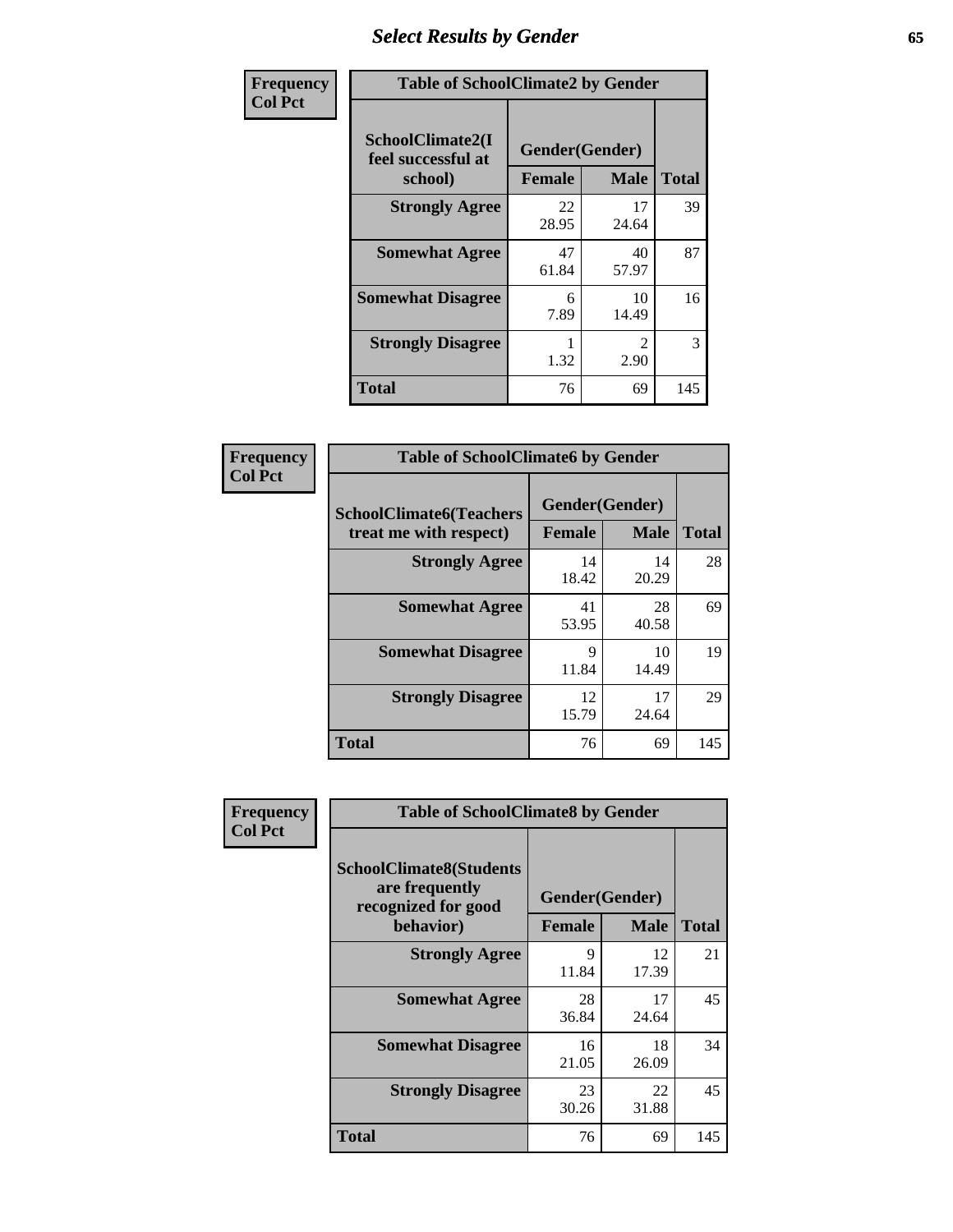## Select Results by Gender

**Frequency**
**Col Pct**

| Table of SchoolClimate2 by Gender | | | |
|---|---|---|---|
| SchoolClimate2(I feel successful at school) | Gender(Gender) | | Total |
| | Female | Male | |
| Strongly Agree | 22<br>28.95 | 17<br>24.64 | 39 |
| Somewhat Agree | 47<br>61.84 | 40<br>57.97 | 87 |
| Somewhat Disagree | 6<br>7.89 | 10<br>14.49 | 16 |
| Strongly Disagree | 1<br>1.32 | 2<br>2.90 | 3 |
| Total | 76 | 69 | 145 |

**Frequency**
**Col Pct**

| Table of SchoolClimate6 by Gender | | | |
|---|---|---|---|
| SchoolClimate6(Teachers treat me with respect) | Gender(Gender) | | Total |
| | Female | Male | |
| Strongly Agree | 14<br>18.42 | 14<br>20.29 | 28 |
| Somewhat Agree | 41<br>53.95 | 28<br>40.58 | 69 |
| Somewhat Disagree | 9<br>11.84 | 10<br>14.49 | 19 |
| Strongly Disagree | 12<br>15.79 | 17<br>24.64 | 29 |
| Total | 76 | 69 | 145 |

**Frequency**
**Col Pct**

| Table of SchoolClimate8 by Gender | | | |
|---|---|---|---|
| SchoolClimate8(Students are frequently recognized for good behavior) | Gender(Gender) | | Total |
| | Female | Male | |
| Strongly Agree | 9<br>11.84 | 12<br>17.39 | 21 |
| Somewhat Agree | 28<br>36.84 | 17<br>24.64 | 45 |
| Somewhat Disagree | 16<br>21.05 | 18<br>26.09 | 34 |
| Strongly Disagree | 23<br>30.26 | 22<br>31.88 | 45 |
| Total | 76 | 69 | 145 |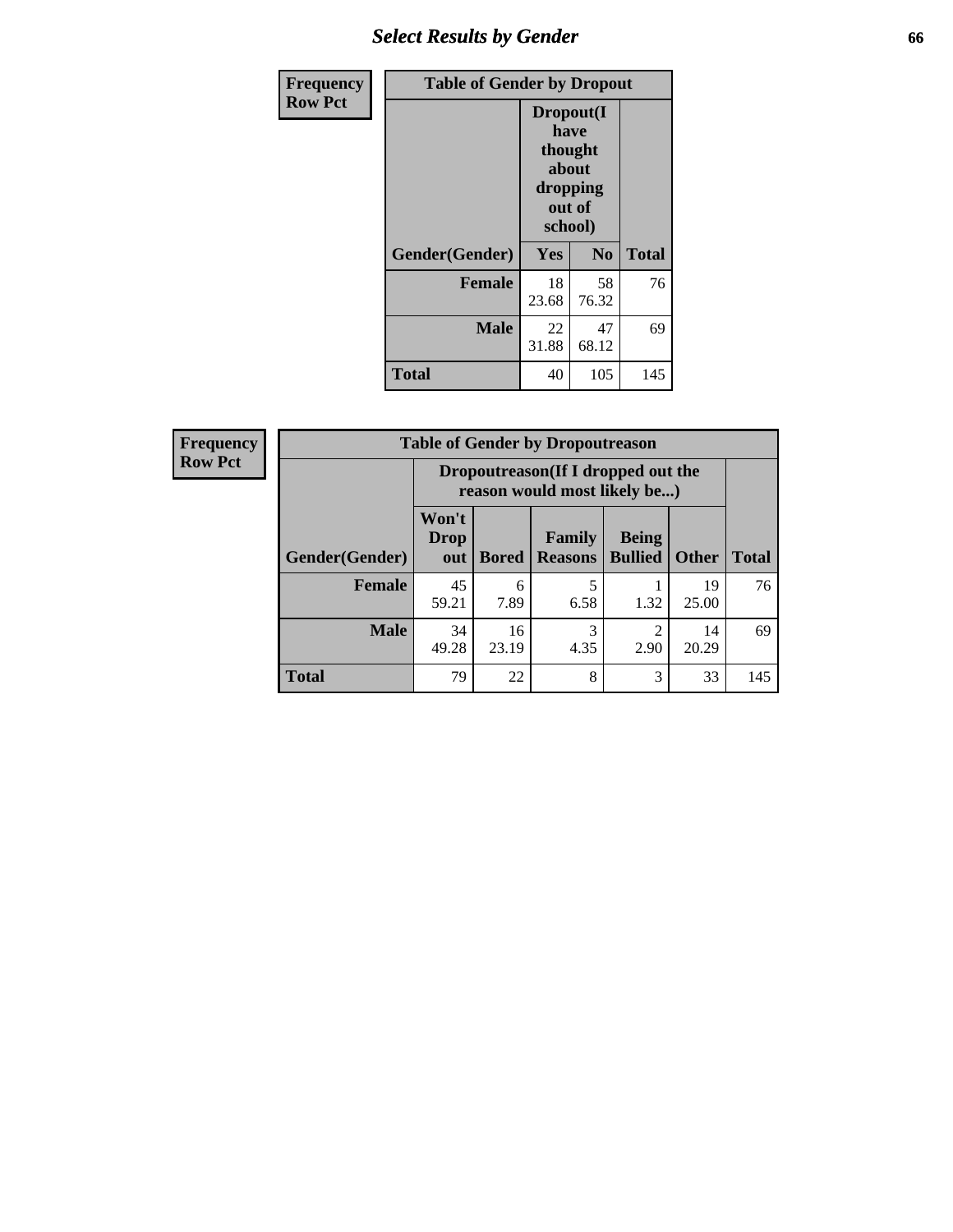| Frequency<br>Row Pct | Table of Gender by Dropout | | |
|---|---|---|---|
| | Dropout(I have thought about dropping out of school) | | |
| Gender(Gender) | Yes | No | Total |
| **Female** | 18<br>23.68 | 58<br>76.32 | 76 |
| **Male** | 22<br>31.88 | 47<br>68.12 | 69 |
| **Total** | 40 | 105 | 145 |

| Frequency<br>Row Pct | Table of Gender by Dropoutreason | | | | | |
|---|---|---|---|---|---|---|
| | Dropoutreason(If I dropped out the reason would most likely be...) | | | | | |
| Gender(Gender) | Won't Drop out | Bored | Family Reasons | Being Bullied | Other | Total |
| **Female** | 45<br>59.21 | 6<br>7.89 | 5<br>6.58 | 1<br>1.32 | 19<br>25.00 | 76 |
| **Male** | 34<br>49.28 | 16<br>23.19 | 3<br>4.35 | 2<br>2.90 | 14<br>20.29 | 69 |
| **Total** | 79 | 22 | 8 | 3 | 33 | 145 |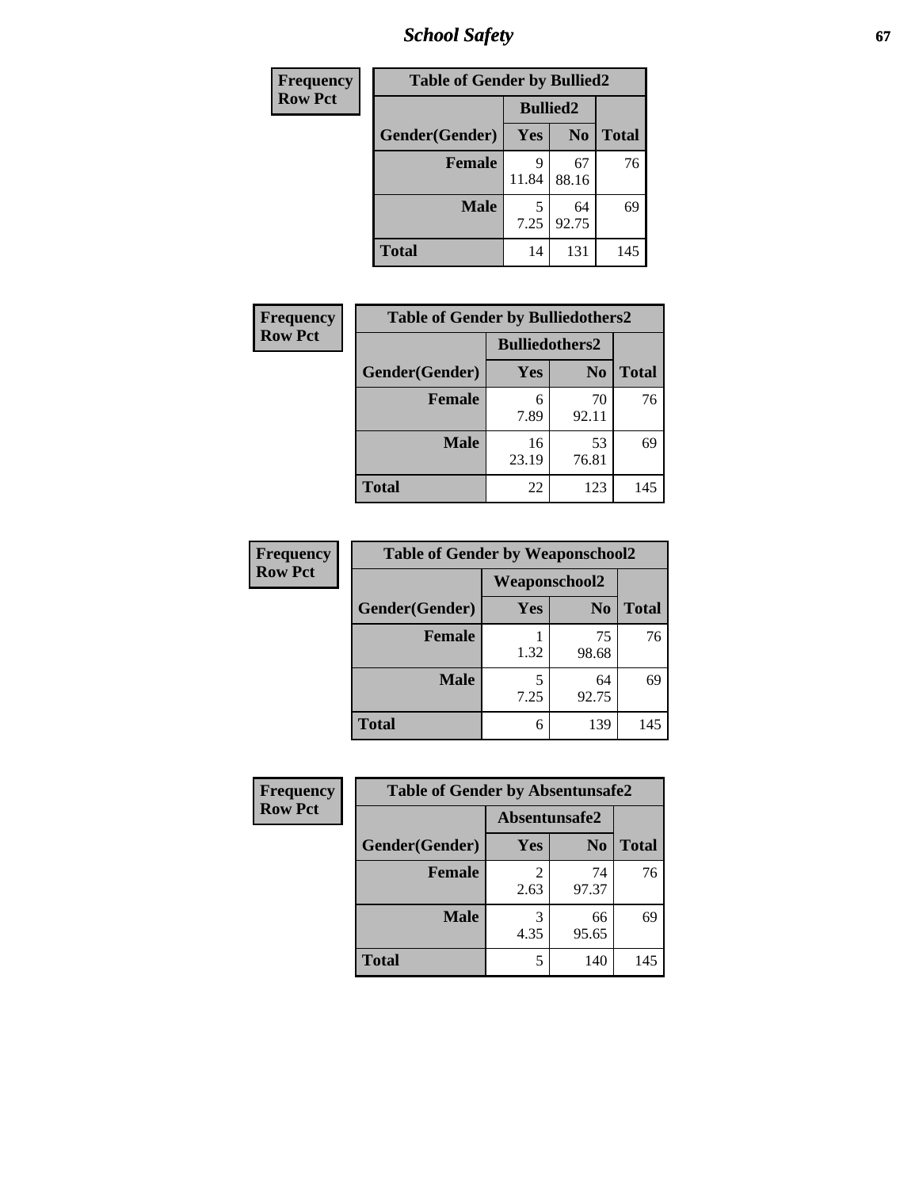# School Safety

| Frequency<br>Row Pct |
|---|

| Table of Gender by Bullied2 | | | |
|---|---|---|---|
| | Bullied2 | | |
| Gender(Gender) | Yes | No | Total |
| Female | 9<br>11.84 | 67<br>88.16 | 76 |
| Male | 5<br>7.25 | 64<br>92.75 | 69 |
| Total | 14 | 131 | 145 |

| Frequency<br>Row Pct |
|---|

| Table of Gender by Bulliedothers2 | | | |
|---|---|---|---|
| | Bulliedothers2 | | |
| Gender(Gender) | Yes | No | Total |
| Female | 6<br>7.89 | 70<br>92.11 | 76 |
| Male | 16<br>23.19 | 53<br>76.81 | 69 |
| Total | 22 | 123 | 145 |

| Frequency<br>Row Pct |
|---|

| Table of Gender by Weaponschool2 | | | |
|---|---|---|---|
| | Weaponschool2 | | |
| Gender(Gender) | Yes | No | Total |
| Female | 1<br>1.32 | 75<br>98.68 | 76 |
| Male | 5<br>7.25 | 64<br>92.75 | 69 |
| Total | 6 | 139 | 145 |

| Frequency<br>Row Pct |
|---|

| Table of Gender by Absentunsafe2 | | | |
|---|---|---|---|
| | Absentunsafe2 | | |
| Gender(Gender) | Yes | No | Total |
| Female | 2<br>2.63 | 74<br>97.37 | 76 |
| Male | 3<br>4.35 | 66<br>95.65 | 69 |
| Total | 5 | 140 | 145 |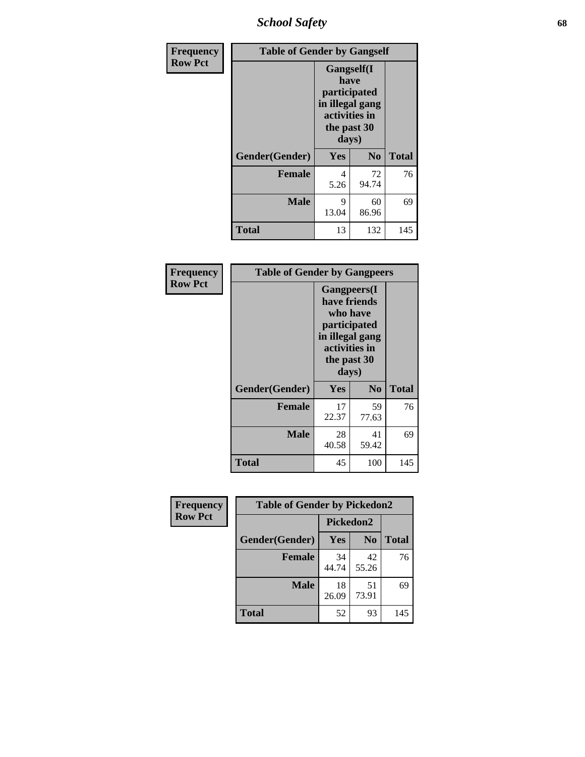| Frequency Row Pct |
|---|

| Table of Gender by Gangself | | | |
|---|---|---|---|
| | Gangself(I have participated in illegal gang activities in the past 30 days) | | |
| Gender(Gender) | Yes | No | Total |
| Female | 4<br>5.26 | 72<br>94.74 | 76 |
| Male | 9<br>13.04 | 60<br>86.96 | 69 |
| Total | 13 | 132 | 145 |

| Frequency Row Pct |
|---|

| Table of Gender by Gangpeers | | | |
|---|---|---|---|
| | Gangpeers(I have friends who have participated in illegal gang activities in the past 30 days) | | |
| Gender(Gender) | Yes | No | Total |
| Female | 17<br>22.37 | 59<br>77.63 | 76 |
| Male | 28<br>40.58 | 41<br>59.42 | 69 |
| Total | 45 | 100 | 145 |

| Frequency Row Pct |
|---|

| Table of Gender by Pickedon2 | | | |
|---|---|---|---|
| | Pickedon2 | | |
| Gender(Gender) | Yes | No | Total |
| Female | 34<br>44.74 | 42<br>55.26 | 76 |
| Male | 18<br>26.09 | 51<br>73.91 | 69 |
| Total | 52 | 93 | 145 |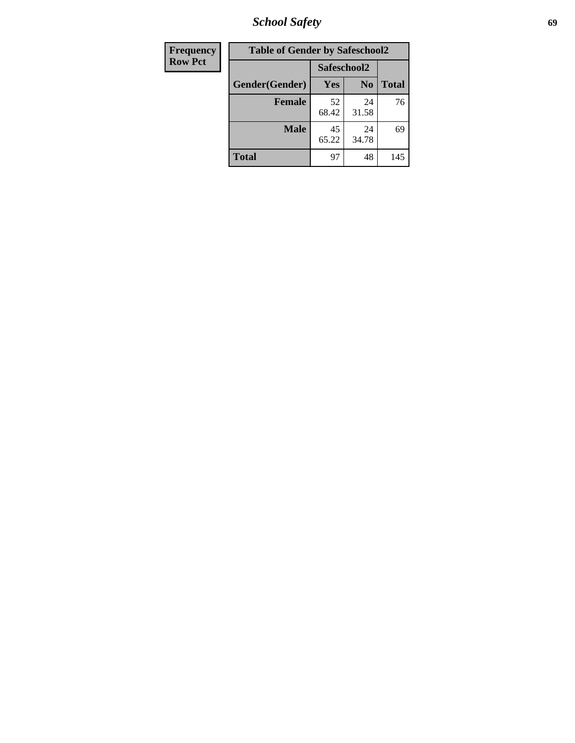# School Safety

| Frequency<br>Row Pct |
|---|

**Table of Gender by Safeschool2**

| Gender(Gender) | Safeschool2 Yes | Safeschool2 No | Total |
|---|---|---|---|
| **Female** | 52<br>68.42 | 24<br>31.58 | 76 |
| **Male** | 45<br>65.22 | 24<br>34.78 | 69 |
| **Total** | 97 | 48 | 145 |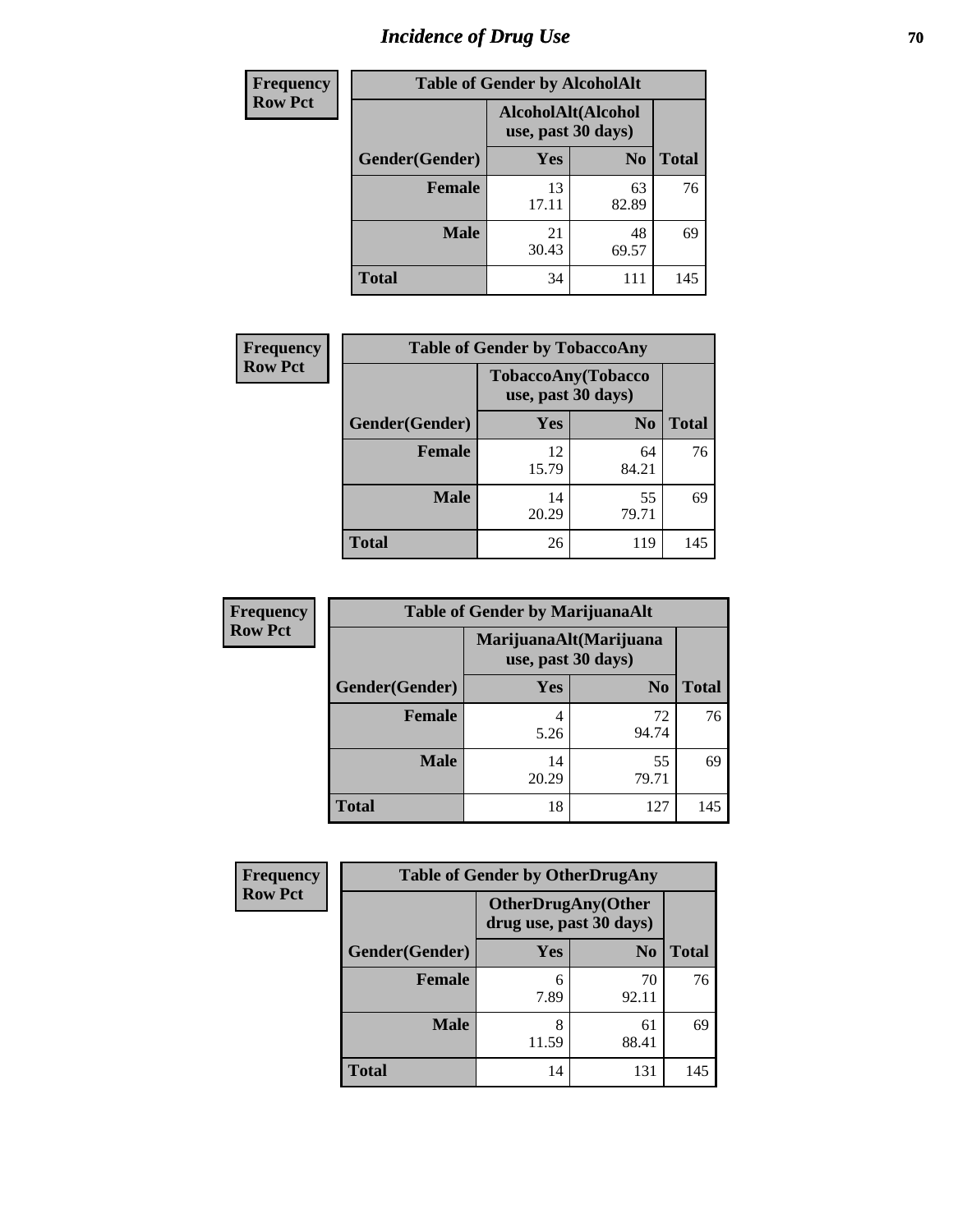# Incidence of Drug Use

| Frequency Row Pct | | | |
|---|---|---|---|
| **Table of Gender by AlcoholAlt** | | | |
| | **AlcoholAlt(Alcohol use, past 30 days)** | | |
| **Gender(Gender)** | **Yes** | **No** | **Total** |
| **Female** | 13<br>17.11 | 63<br>82.89 | 76 |
| **Male** | 21<br>30.43 | 48<br>69.57 | 69 |
| **Total** | 34 | 111 | 145 |

| Frequency Row Pct | | | |
|---|---|---|---|
| **Table of Gender by TobaccoAny** | | | |
| | **TobaccoAny(Tobacco use, past 30 days)** | | |
| **Gender(Gender)** | **Yes** | **No** | **Total** |
| **Female** | 12<br>15.79 | 64<br>84.21 | 76 |
| **Male** | 14<br>20.29 | 55<br>79.71 | 69 |
| **Total** | 26 | 119 | 145 |

| Frequency Row Pct | | | |
|---|---|---|---|
| **Table of Gender by MarijuanaAlt** | | | |
| | **MarijuanaAlt(Marijuana use, past 30 days)** | | |
| **Gender(Gender)** | **Yes** | **No** | **Total** |
| **Female** | 4<br>5.26 | 72<br>94.74 | 76 |
| **Male** | 14<br>20.29 | 55<br>79.71 | 69 |
| **Total** | 18 | 127 | 145 |

| Frequency Row Pct | | | |
|---|---|---|---|
| **Table of Gender by OtherDrugAny** | | | |
| | **OtherDrugAny(Other drug use, past 30 days)** | | |
| **Gender(Gender)** | **Yes** | **No** | **Total** |
| **Female** | 6<br>7.89 | 70<br>92.11 | 76 |
| **Male** | 8<br>11.59 | 61<br>88.41 | 69 |
| **Total** | 14 | 131 | 145 |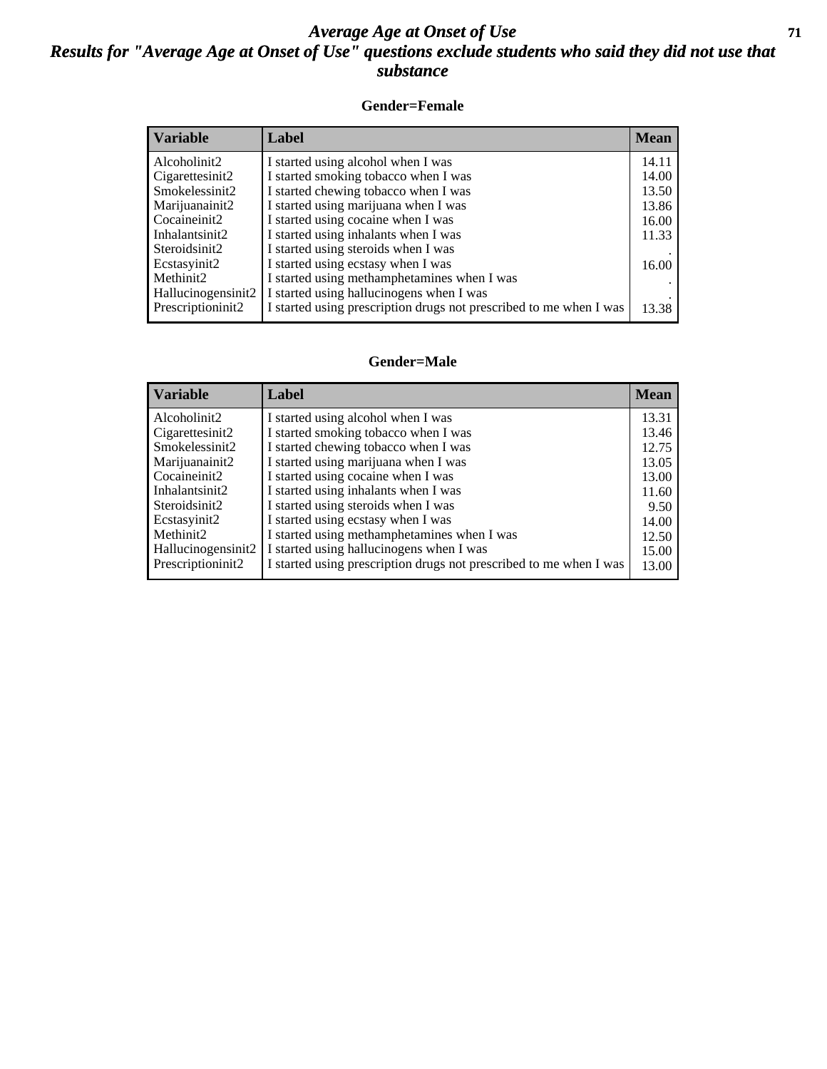# Average Age at Onset of Use

## Results for "Average Age at Onset of Use" questions exclude students who said they did not use that substance

### Gender=Female

| Variable | Label | Mean |
|---|---|---|
| Alcoholinit2 | I started using alcohol when I was | 14.11 |
| Cigarettesinit2 | I started smoking tobacco when I was | 14.00 |
| Smokelessinit2 | I started chewing tobacco when I was | 13.50 |
| Marijuanainit2 | I started using marijuana when I was | 13.86 |
| Cocaineinit2 | I started using cocaine when I was | 16.00 |
| Inhalantsinit2 | I started using inhalants when I was | 11.33 |
| Steroidsinit2 | I started using steroids when I was | . |
| Ecstasyinit2 | I started using ecstasy when I was | 16.00 |
| Methinit2 | I started using methamphetamines when I was | . |
| Hallucinogensinit2 | I started using hallucinogens when I was | . |
| Prescriptioninit2 | I started using prescription drugs not prescribed to me when I was | 13.38 |

### Gender=Male

| Variable | Label | Mean |
|---|---|---|
| Alcoholinit2 | I started using alcohol when I was | 13.31 |
| Cigarettesinit2 | I started smoking tobacco when I was | 13.46 |
| Smokelessinit2 | I started chewing tobacco when I was | 12.75 |
| Marijuanainit2 | I started using marijuana when I was | 13.05 |
| Cocaineinit2 | I started using cocaine when I was | 13.00 |
| Inhalantsinit2 | I started using inhalants when I was | 11.60 |
| Steroidsinit2 | I started using steroids when I was | 9.50 |
| Ecstasyinit2 | I started using ecstasy when I was | 14.00 |
| Methinit2 | I started using methamphetamines when I was | 12.50 |
| Hallucinogensinit2 | I started using hallucinogens when I was | 15.00 |
| Prescriptioninit2 | I started using prescription drugs not prescribed to me when I was | 13.00 |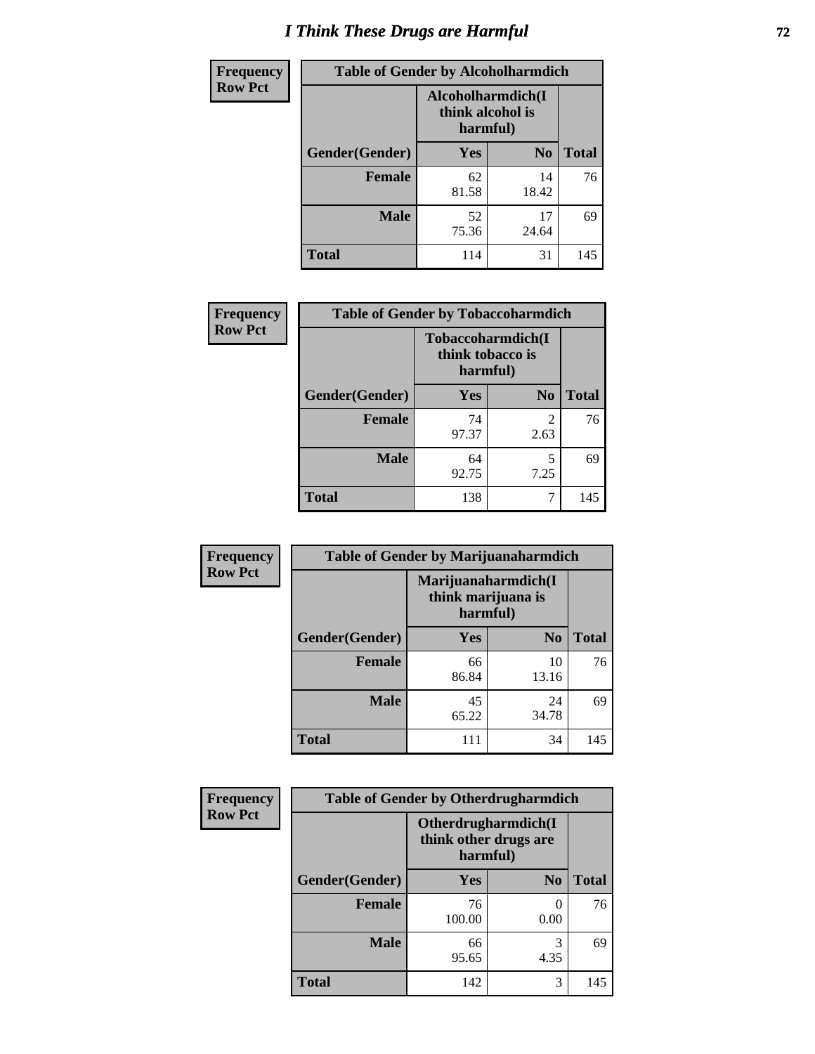# I Think These Drugs are Harmful

| Frequency<br>Row Pct | Table of Gender by Alcoholharmdich | | |
|---|---|---|---|
| | Alcoholharmdich(I think alcohol is harmful) | | |
| Gender(Gender) | Yes | No | Total |
| Female | 62<br>81.58 | 14<br>18.42 | 76 |
| Male | 52<br>75.36 | 17<br>24.64 | 69 |
| Total | 114 | 31 | 145 |

| Frequency<br>Row Pct | Table of Gender by Tobaccoharmdich | | |
|---|---|---|---|
| | Tobaccoharmdich(I think tobacco is harmful) | | |
| Gender(Gender) | Yes | No | Total |
| Female | 74<br>97.37 | 2<br>2.63 | 76 |
| Male | 64<br>92.75 | 5<br>7.25 | 69 |
| Total | 138 | 7 | 145 |

| Frequency<br>Row Pct | Table of Gender by Marijuanaharmdich | | |
|---|---|---|---|
| | Marijuanaharmdich(I think marijuana is harmful) | | |
| Gender(Gender) | Yes | No | Total |
| Female | 66<br>86.84 | 10<br>13.16 | 76 |
| Male | 45<br>65.22 | 24<br>34.78 | 69 |
| Total | 111 | 34 | 145 |

| Frequency<br>Row Pct | Table of Gender by Otherdrugharmdich | | |
|---|---|---|---|
| | Otherdrugharmdich(I think other drugs are harmful) | | |
| Gender(Gender) | Yes | No | Total |
| Female | 76<br>100.00 | 0<br>0.00 | 76 |
| Male | 66<br>95.65 | 3<br>4.35 | 69 |
| Total | 142 | 3 | 145 |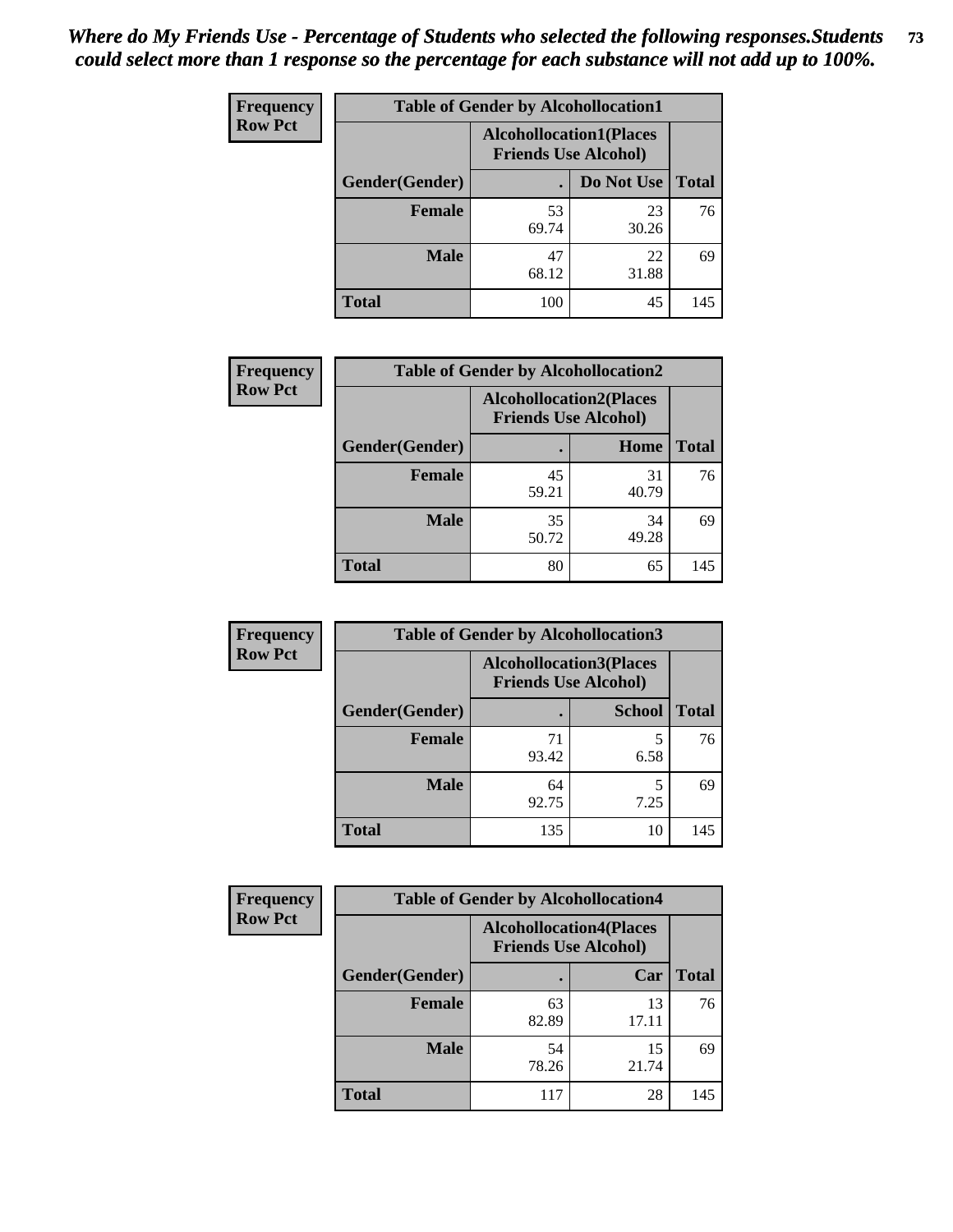*Where do My Friends Use - Percentage of Students who selected the following responses.Students could select more than 1 response so the percentage for each substance will not add up to 100%.*

**Frequency**
**Row Pct**

| Table of Gender by Alcohollocation1 | | | |
|---|---|---|---|
| | Alcohollocation1(Places Friends Use Alcohol) | | |
| Gender(Gender) | . | Do Not Use | Total |
| Female | 53<br>69.74 | 23<br>30.26 | 76 |
| Male | 47<br>68.12 | 22<br>31.88 | 69 |
| Total | 100 | 45 | 145 |

**Frequency**
**Row Pct**

| Table of Gender by Alcohollocation2 | | | |
|---|---|---|---|
| | Alcohollocation2(Places Friends Use Alcohol) | | |
| Gender(Gender) | . | Home | Total |
| Female | 45<br>59.21 | 31<br>40.79 | 76 |
| Male | 35<br>50.72 | 34<br>49.28 | 69 |
| Total | 80 | 65 | 145 |

**Frequency**
**Row Pct**

| Table of Gender by Alcohollocation3 | | | |
|---|---|---|---|
| | Alcohollocation3(Places Friends Use Alcohol) | | |
| Gender(Gender) | . | School | Total |
| Female | 71<br>93.42 | 5<br>6.58 | 76 |
| Male | 64<br>92.75 | 5<br>7.25 | 69 |
| Total | 135 | 10 | 145 |

**Frequency**
**Row Pct**

| Table of Gender by Alcohollocation4 | | | |
|---|---|---|---|
| | Alcohollocation4(Places Friends Use Alcohol) | | |
| Gender(Gender) | . | Car | Total |
| Female | 63<br>82.89 | 13<br>17.11 | 76 |
| Male | 54<br>78.26 | 15<br>21.74 | 69 |
| Total | 117 | 28 | 145 |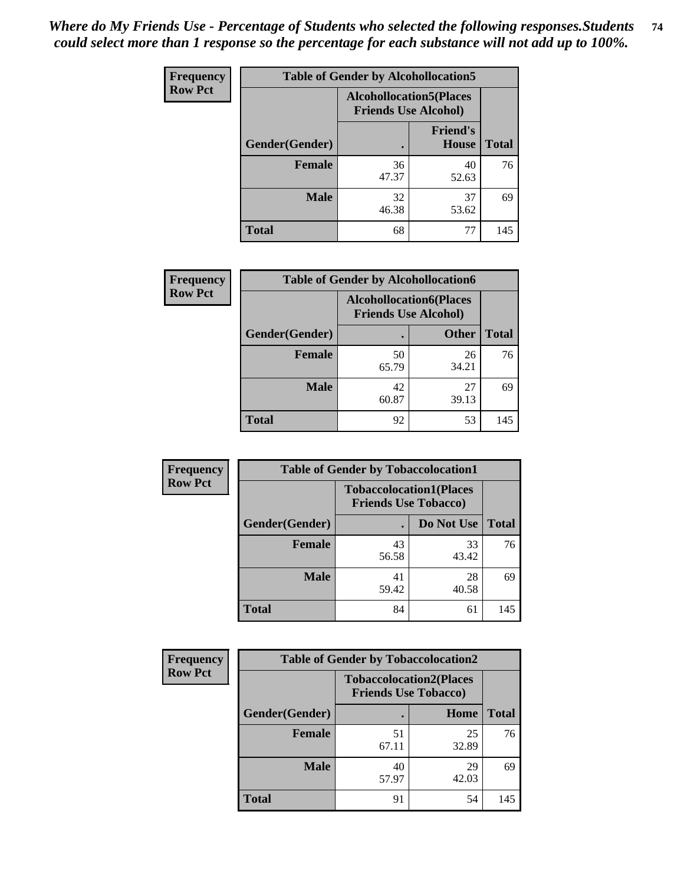*Where do My Friends Use - Percentage of Students who selected the following responses.Students could select more than 1 response so the percentage for each substance will not add up to 100%.*

**Frequency**
**Row Pct**

| Table of Gender by Alcohollocation5 | | | |
|---|---|---|---|
| | Alcohollocation5(Places Friends Use Alcohol) | | |
| Gender(Gender) | . | Friend's House | Total |
| **Female** | 36<br>47.37 | 40<br>52.63 | 76 |
| **Male** | 32<br>46.38 | 37<br>53.62 | 69 |
| **Total** | 68 | 77 | 145 |

**Frequency**
**Row Pct**

| Table of Gender by Alcohollocation6 | | | |
|---|---|---|---|
| | Alcohollocation6(Places Friends Use Alcohol) | | |
| Gender(Gender) | . | Other | Total |
| **Female** | 50<br>65.79 | 26<br>34.21 | 76 |
| **Male** | 42<br>60.87 | 27<br>39.13 | 69 |
| **Total** | 92 | 53 | 145 |

**Frequency**
**Row Pct**

| Table of Gender by Tobaccolocation1 | | | |
|---|---|---|---|
| | Tobaccolocation1(Places Friends Use Tobacco) | | |
| Gender(Gender) | . | Do Not Use | Total |
| **Female** | 43<br>56.58 | 33<br>43.42 | 76 |
| **Male** | 41<br>59.42 | 28<br>40.58 | 69 |
| **Total** | 84 | 61 | 145 |

**Frequency**
**Row Pct**

| Table of Gender by Tobaccolocation2 | | | |
|---|---|---|---|
| | Tobaccolocation2(Places Friends Use Tobacco) | | |
| Gender(Gender) | . | Home | Total |
| **Female** | 51<br>67.11 | 25<br>32.89 | 76 |
| **Male** | 40<br>57.97 | 29<br>42.03 | 69 |
| **Total** | 91 | 54 | 145 |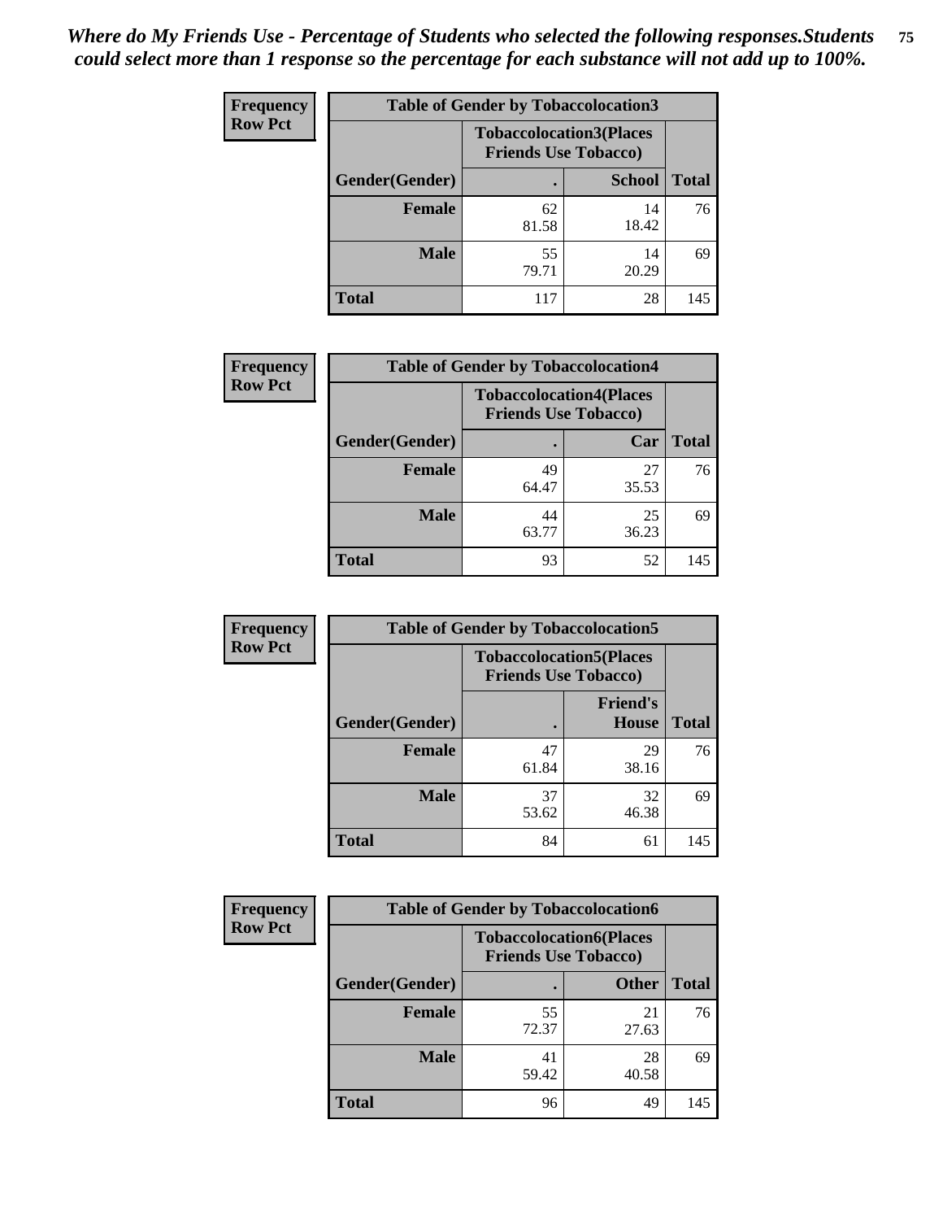*Where do My Friends Use - Percentage of Students who selected the following responses.Students could select more than 1 response so the percentage for each substance will not add up to 100%.*

**Frequency**
**Row Pct**

| Table of Gender by Tobaccolocation3 | | | |
|---|---|---|---|
| | Tobaccolocation3(Places Friends Use Tobacco) | | |
| Gender(Gender) | . | School | Total |
| Female | 62<br>81.58 | 14<br>18.42 | 76 |
| Male | 55<br>79.71 | 14<br>20.29 | 69 |
| Total | 117 | 28 | 145 |

**Frequency**
**Row Pct**

| Table of Gender by Tobaccolocation4 | | | |
|---|---|---|---|
| | Tobaccolocation4(Places Friends Use Tobacco) | | |
| Gender(Gender) | . | Car | Total |
| Female | 49<br>64.47 | 27<br>35.53 | 76 |
| Male | 44<br>63.77 | 25<br>36.23 | 69 |
| Total | 93 | 52 | 145 |

**Frequency**
**Row Pct**

| Table of Gender by Tobaccolocation5 | | | |
|---|---|---|---|
| | Tobaccolocation5(Places Friends Use Tobacco) | | |
| Gender(Gender) | . | Friend's House | Total |
| Female | 47<br>61.84 | 29<br>38.16 | 76 |
| Male | 37<br>53.62 | 32<br>46.38 | 69 |
| Total | 84 | 61 | 145 |

**Frequency**
**Row Pct**

| Table of Gender by Tobaccolocation6 | | | |
|---|---|---|---|
| | Tobaccolocation6(Places Friends Use Tobacco) | | |
| Gender(Gender) | . | Other | Total |
| Female | 55<br>72.37 | 21<br>27.63 | 76 |
| Male | 41<br>59.42 | 28<br>40.58 | 69 |
| Total | 96 | 49 | 145 |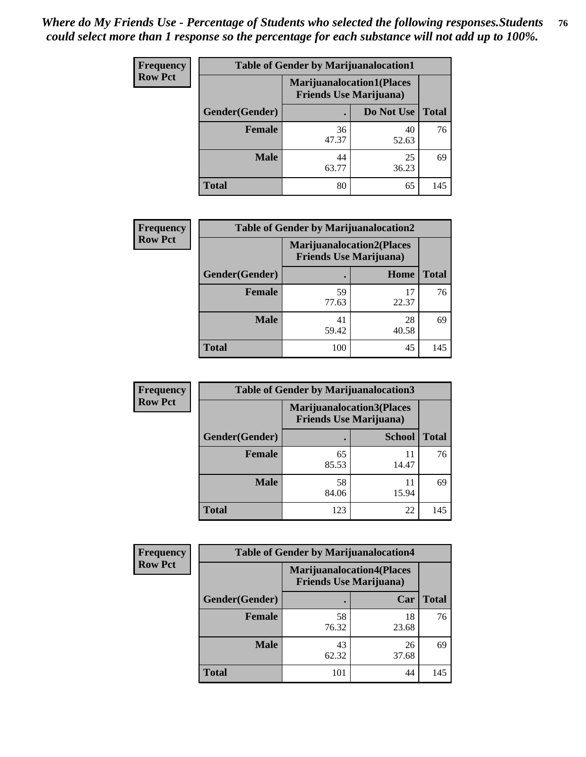*Where do My Friends Use - Percentage of Students who selected the following responses.Students could select more than 1 response so the percentage for each substance will not add up to 100%.*

**Table of Gender by Marijuanalocation1**

| Frequency Row Pct | Marijuanalocation1(Places Friends Use Marijuana) | | |
|---|---|---|---|
| Gender(Gender) | . | Do Not Use | Total |
| **Female** | 36<br>47.37 | 40<br>52.63 | 76 |
| **Male** | 44<br>63.77 | 25<br>36.23 | 69 |
| **Total** | 80 | 65 | 145 |

**Table of Gender by Marijuanalocation2**

| Frequency Row Pct | Marijuanalocation2(Places Friends Use Marijuana) | | |
|---|---|---|---|
| Gender(Gender) | . | Home | Total |
| **Female** | 59<br>77.63 | 17<br>22.37 | 76 |
| **Male** | 41<br>59.42 | 28<br>40.58 | 69 |
| **Total** | 100 | 45 | 145 |

**Table of Gender by Marijuanalocation3**

| Frequency Row Pct | Marijuanalocation3(Places Friends Use Marijuana) | | |
|---|---|---|---|
| Gender(Gender) | . | School | Total |
| **Female** | 65<br>85.53 | 11<br>14.47 | 76 |
| **Male** | 58<br>84.06 | 11<br>15.94 | 69 |
| **Total** | 123 | 22 | 145 |

**Table of Gender by Marijuanalocation4**

| Frequency Row Pct | Marijuanalocation4(Places Friends Use Marijuana) | | |
|---|---|---|---|
| Gender(Gender) | . | Car | Total |
| **Female** | 58<br>76.32 | 18<br>23.68 | 76 |
| **Male** | 43<br>62.32 | 26<br>37.68 | 69 |
| **Total** | 101 | 44 | 145 |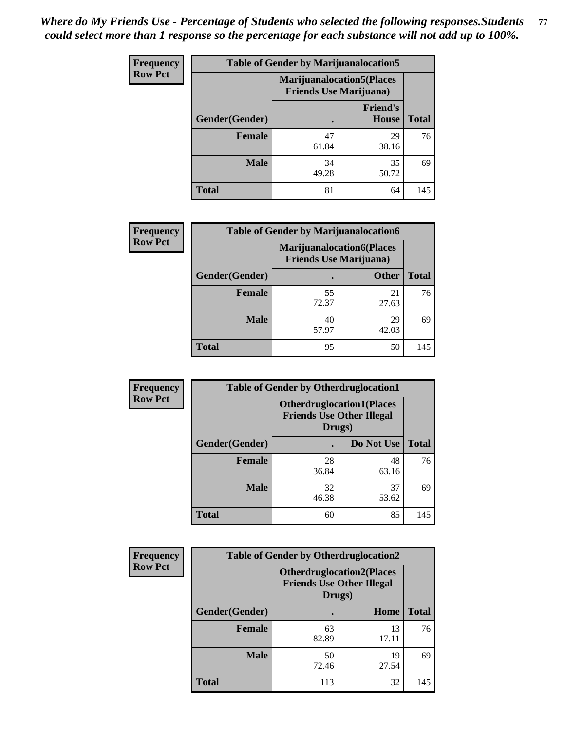*Where do My Friends Use - Percentage of Students who selected the following responses.Students could select more than 1 response so the percentage for each substance will not add up to 100%.*

**Frequency**
**Row Pct**

| Table of Gender by Marijuanalocation5 | | | |
|---|---|---|---|
| | Marijuanalocation5(Places Friends Use Marijuana) | | |
| Gender(Gender) | . | Friend's House | Total |
| **Female** | 47<br>61.84 | 29<br>38.16 | 76 |
| **Male** | 34<br>49.28 | 35<br>50.72 | 69 |
| **Total** | 81 | 64 | 145 |

**Frequency**
**Row Pct**

| Table of Gender by Marijuanalocation6 | | | |
|---|---|---|---|
| | Marijuanalocation6(Places Friends Use Marijuana) | | |
| Gender(Gender) | . | Other | Total |
| **Female** | 55<br>72.37 | 21<br>27.63 | 76 |
| **Male** | 40<br>57.97 | 29<br>42.03 | 69 |
| **Total** | 95 | 50 | 145 |

**Frequency**
**Row Pct**

| Table of Gender by Otherdruglocation1 | | | |
|---|---|---|---|
| | Otherdruglocation1(Places Friends Use Other Illegal Drugs) | | |
| Gender(Gender) | . | Do Not Use | Total |
| **Female** | 28<br>36.84 | 48<br>63.16 | 76 |
| **Male** | 32<br>46.38 | 37<br>53.62 | 69 |
| **Total** | 60 | 85 | 145 |

**Frequency**
**Row Pct**

| Table of Gender by Otherdruglocation2 | | | |
|---|---|---|---|
| | Otherdruglocation2(Places Friends Use Other Illegal Drugs) | | |
| Gender(Gender) | . | Home | Total |
| **Female** | 63<br>82.89 | 13<br>17.11 | 76 |
| **Male** | 50<br>72.46 | 19<br>27.54 | 69 |
| **Total** | 113 | 32 | 145 |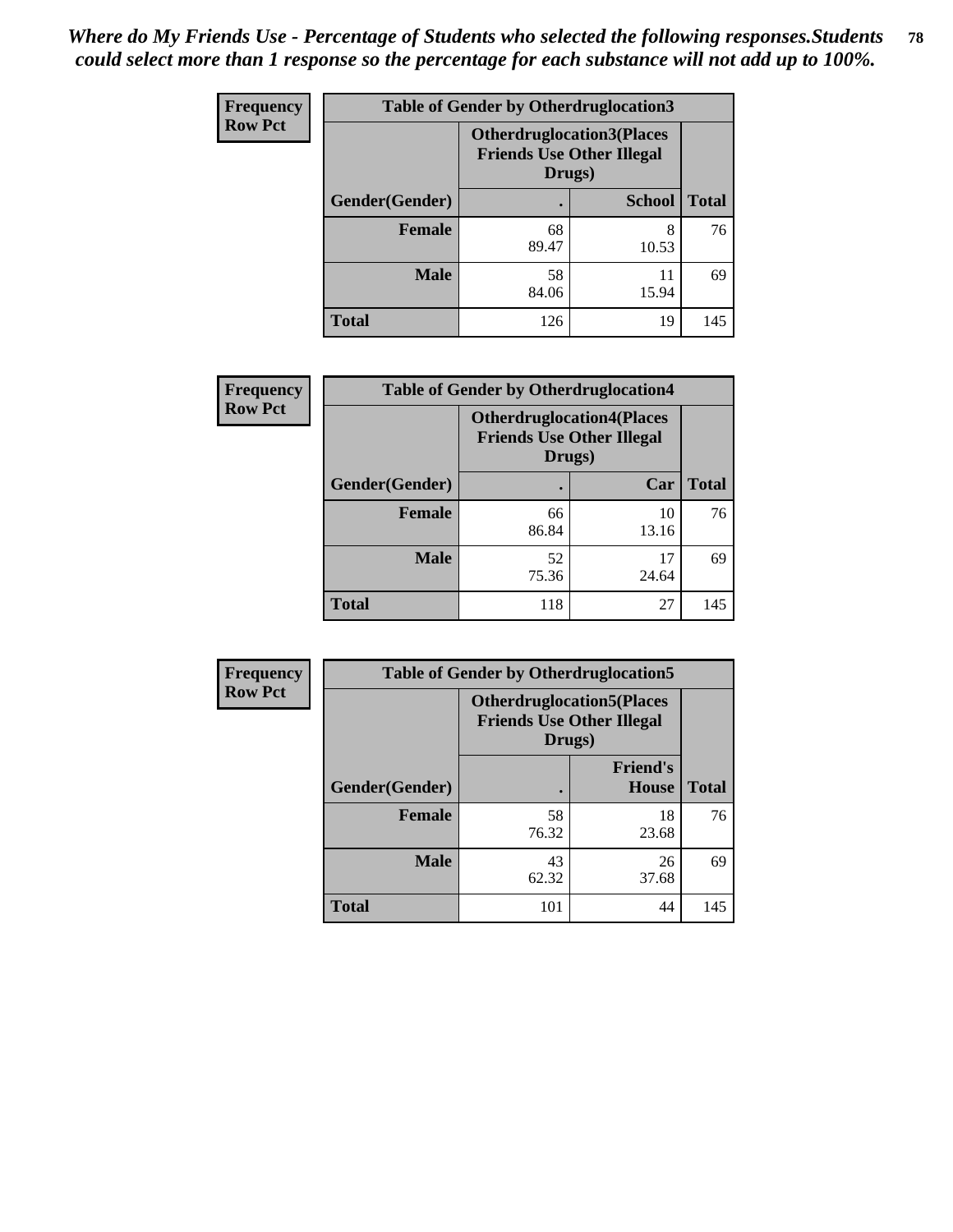*Where do My Friends Use - Percentage of Students who selected the following responses.Students could select more than 1 response so the percentage for each substance will not add up to 100%.*

**Frequency**
**Row Pct**

| Table of Gender by Otherdruglocation3 | | | |
|---|---|---|---|
| | Otherdruglocation3(Places Friends Use Other Illegal Drugs) | | |
| Gender(Gender) | . | School | Total |
| Female | 68<br>89.47 | 8<br>10.53 | 76 |
| Male | 58<br>84.06 | 11<br>15.94 | 69 |
| Total | 126 | 19 | 145 |

**Frequency**
**Row Pct**

| Table of Gender by Otherdruglocation4 | | | |
|---|---|---|---|
| | Otherdruglocation4(Places Friends Use Other Illegal Drugs) | | |
| Gender(Gender) | . | Car | Total |
| Female | 66<br>86.84 | 10<br>13.16 | 76 |
| Male | 52<br>75.36 | 17<br>24.64 | 69 |
| Total | 118 | 27 | 145 |

**Frequency**
**Row Pct**

| Table of Gender by Otherdruglocation5 | | | |
|---|---|---|---|
| | Otherdruglocation5(Places Friends Use Other Illegal Drugs) | | |
| Gender(Gender) | . | Friend's House | Total |
| Female | 58<br>76.32 | 18<br>23.68 | 76 |
| Male | 43<br>62.32 | 26<br>37.68 | 69 |
| Total | 101 | 44 | 145 |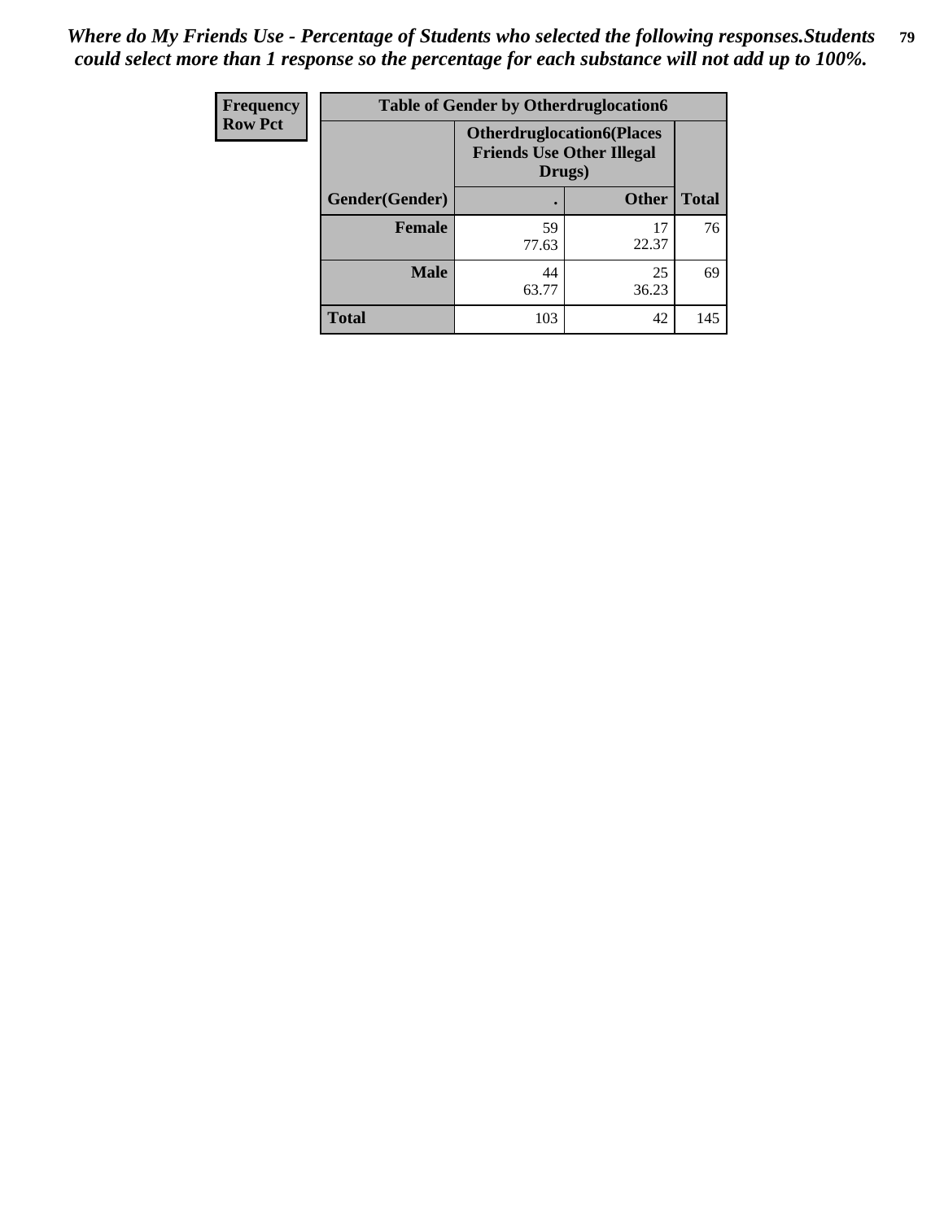*Where do My Friends Use - Percentage of Students who selected the following responses.Students could select more than 1 response so the percentage for each substance will not add up to 100%.*

| Frequency<br>Row Pct | Table of Gender by Otherdruglocation6 | | |
|---|---|---|---|
| | Otherdruglocation6(Places Friends Use Other Illegal Drugs) | | |
| Gender(Gender) | . | Other | Total |
| Female | 59<br>77.63 | 17<br>22.37 | 76 |
| Male | 44<br>63.77 | 25<br>36.23 | 69 |
| Total | 103 | 42 | 145 |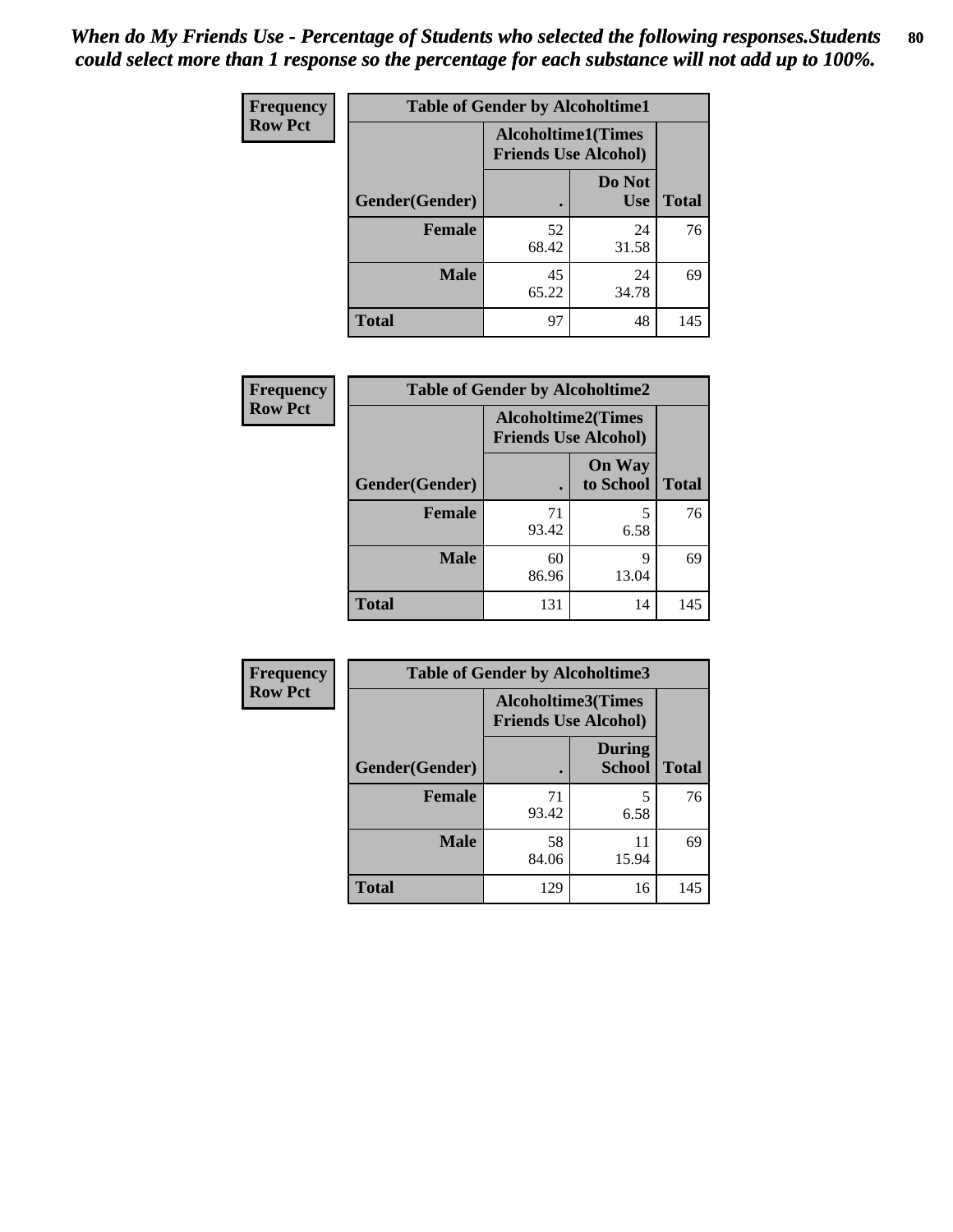*When do My Friends Use - Percentage of Students who selected the following responses.Students could select more than 1 response so the percentage for each substance will not add up to 100%.*

| Frequency<br>Row Pct | Table of Gender by Alcoholtime1 | | |
|---|---|---|---|
| | Alcoholtime1(Times Friends Use Alcohol) | | |
| Gender(Gender) | . | Do Not Use | Total |
| **Female** | 52<br>68.42 | 24<br>31.58 | 76 |
| **Male** | 45<br>65.22 | 24<br>34.78 | 69 |
| **Total** | 97 | 48 | 145 |

| Frequency<br>Row Pct | Table of Gender by Alcoholtime2 | | |
|---|---|---|---|
| | Alcoholtime2(Times Friends Use Alcohol) | | |
| Gender(Gender) | . | On Way to School | Total |
| **Female** | 71<br>93.42 | 5<br>6.58 | 76 |
| **Male** | 60<br>86.96 | 9<br>13.04 | 69 |
| **Total** | 131 | 14 | 145 |

| Frequency<br>Row Pct | Table of Gender by Alcoholtime3 | | |
|---|---|---|---|
| | Alcoholtime3(Times Friends Use Alcohol) | | |
| Gender(Gender) | . | During School | Total |
| **Female** | 71<br>93.42 | 5<br>6.58 | 76 |
| **Male** | 58<br>84.06 | 11<br>15.94 | 69 |
| **Total** | 129 | 16 | 145 |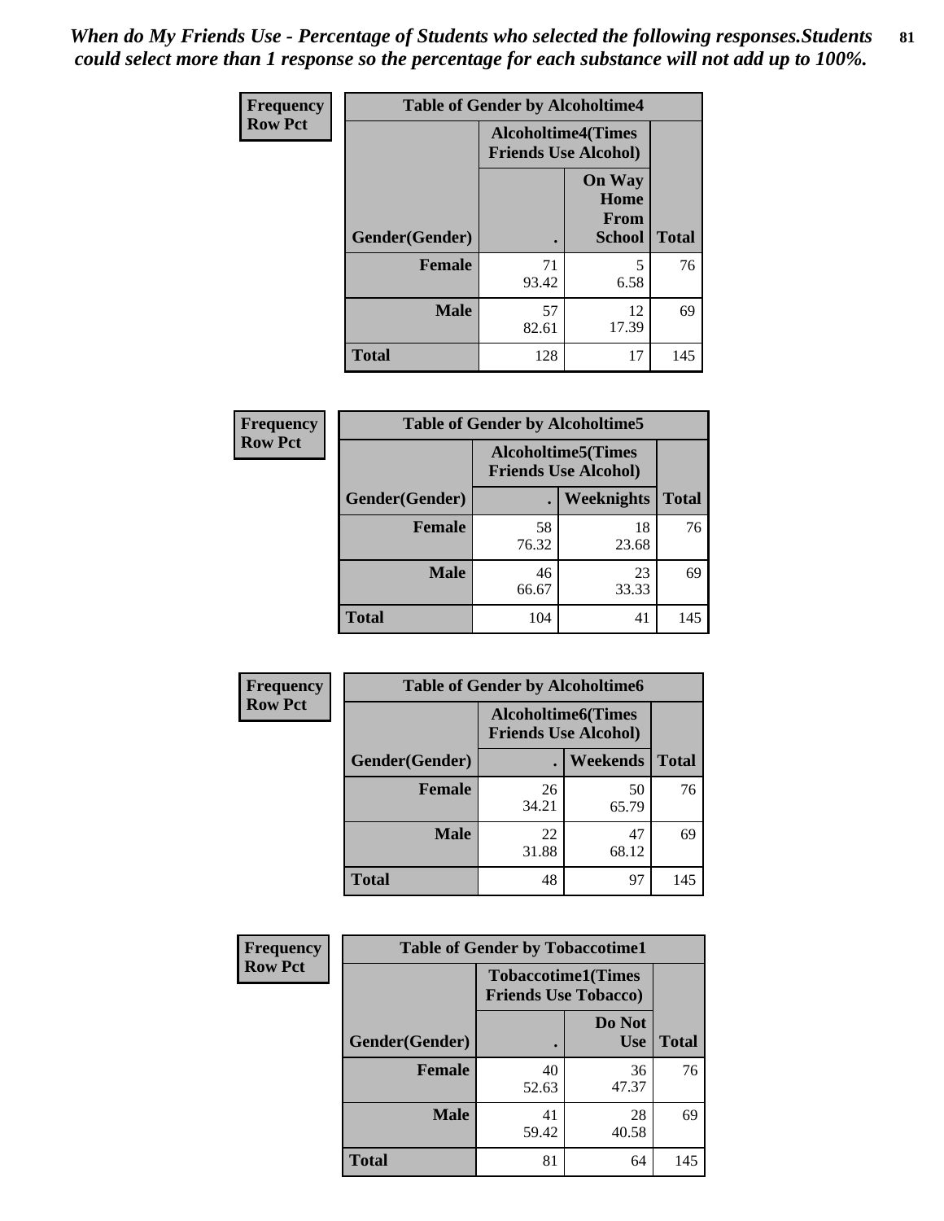*When do My Friends Use - Percentage of Students who selected the following responses.Students could select more than 1 response so the percentage for each substance will not add up to 100%.*

| Frequency Row Pct | Table of Gender by Alcoholtime4 | | |
|---|---|---|---|
| | Alcoholtime4(Times Friends Use Alcohol) | | |
| Gender(Gender) | . | On Way Home From School | Total |
| Female | 71<br>93.42 | 5<br>6.58 | 76 |
| Male | 57<br>82.61 | 12<br>17.39 | 69 |
| Total | 128 | 17 | 145 |

| Frequency Row Pct | Table of Gender by Alcoholtime5 | | |
|---|---|---|---|
| | Alcoholtime5(Times Friends Use Alcohol) | | |
| Gender(Gender) | . | Weeknights | Total |
| Female | 58<br>76.32 | 18<br>23.68 | 76 |
| Male | 46<br>66.67 | 23<br>33.33 | 69 |
| Total | 104 | 41 | 145 |

| Frequency Row Pct | Table of Gender by Alcoholtime6 | | |
|---|---|---|---|
| | Alcoholtime6(Times Friends Use Alcohol) | | |
| Gender(Gender) | . | Weekends | Total |
| Female | 26<br>34.21 | 50<br>65.79 | 76 |
| Male | 22<br>31.88 | 47<br>68.12 | 69 |
| Total | 48 | 97 | 145 |

| Frequency Row Pct | Table of Gender by Tobaccotime1 | | |
|---|---|---|---|
| | Tobaccotime1(Times Friends Use Tobacco) | | |
| Gender(Gender) | . | Do Not Use | Total |
| Female | 40<br>52.63 | 36<br>47.37 | 76 |
| Male | 41<br>59.42 | 28<br>40.58 | 69 |
| Total | 81 | 64 | 145 |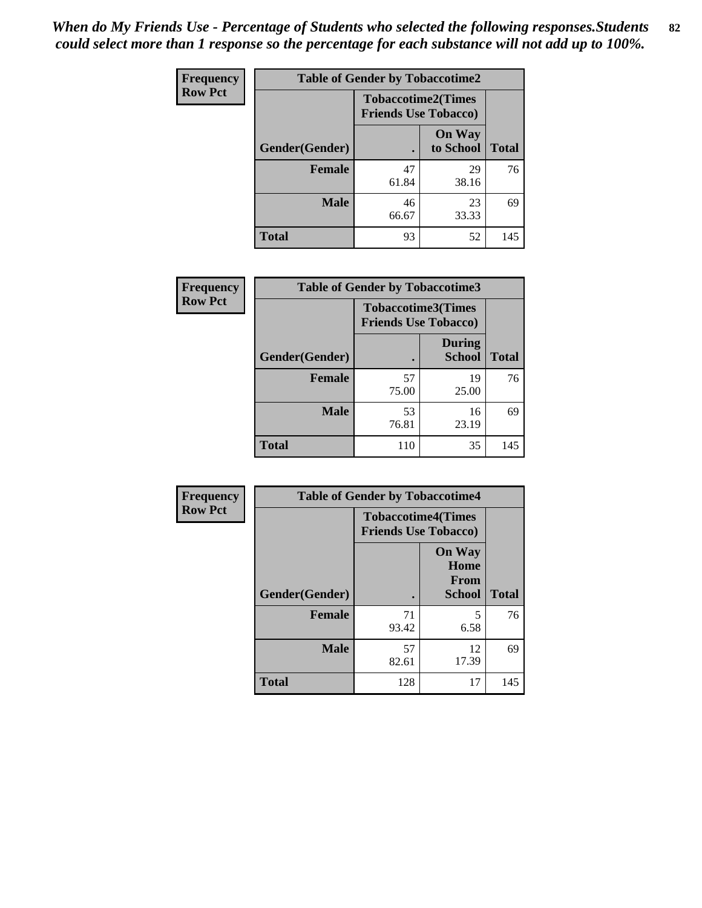*When do My Friends Use - Percentage of Students who selected the following responses.Students could select more than 1 response so the percentage for each substance will not add up to 100%.*

**Frequency**
**Row Pct**

| Table of Gender by Tobaccotime2 | | | |
|---|---|---|---|
| | Tobaccotime2(Times Friends Use Tobacco) | | |
| Gender(Gender) | . | On Way to School | Total |
| **Female** | 47<br>61.84 | 29<br>38.16 | 76 |
| **Male** | 46<br>66.67 | 23<br>33.33 | 69 |
| **Total** | 93 | 52 | 145 |

**Frequency**
**Row Pct**

| Table of Gender by Tobaccotime3 | | | |
|---|---|---|---|
| | Tobaccotime3(Times Friends Use Tobacco) | | |
| Gender(Gender) | . | During School | Total |
| **Female** | 57<br>75.00 | 19<br>25.00 | 76 |
| **Male** | 53<br>76.81 | 16<br>23.19 | 69 |
| **Total** | 110 | 35 | 145 |

**Frequency**
**Row Pct**

| Table of Gender by Tobaccotime4 | | | |
|---|---|---|---|
| | Tobaccotime4(Times Friends Use Tobacco) | | |
| Gender(Gender) | . | On Way Home From School | Total |
| **Female** | 71<br>93.42 | 5<br>6.58 | 76 |
| **Male** | 57<br>82.61 | 12<br>17.39 | 69 |
| **Total** | 128 | 17 | 145 |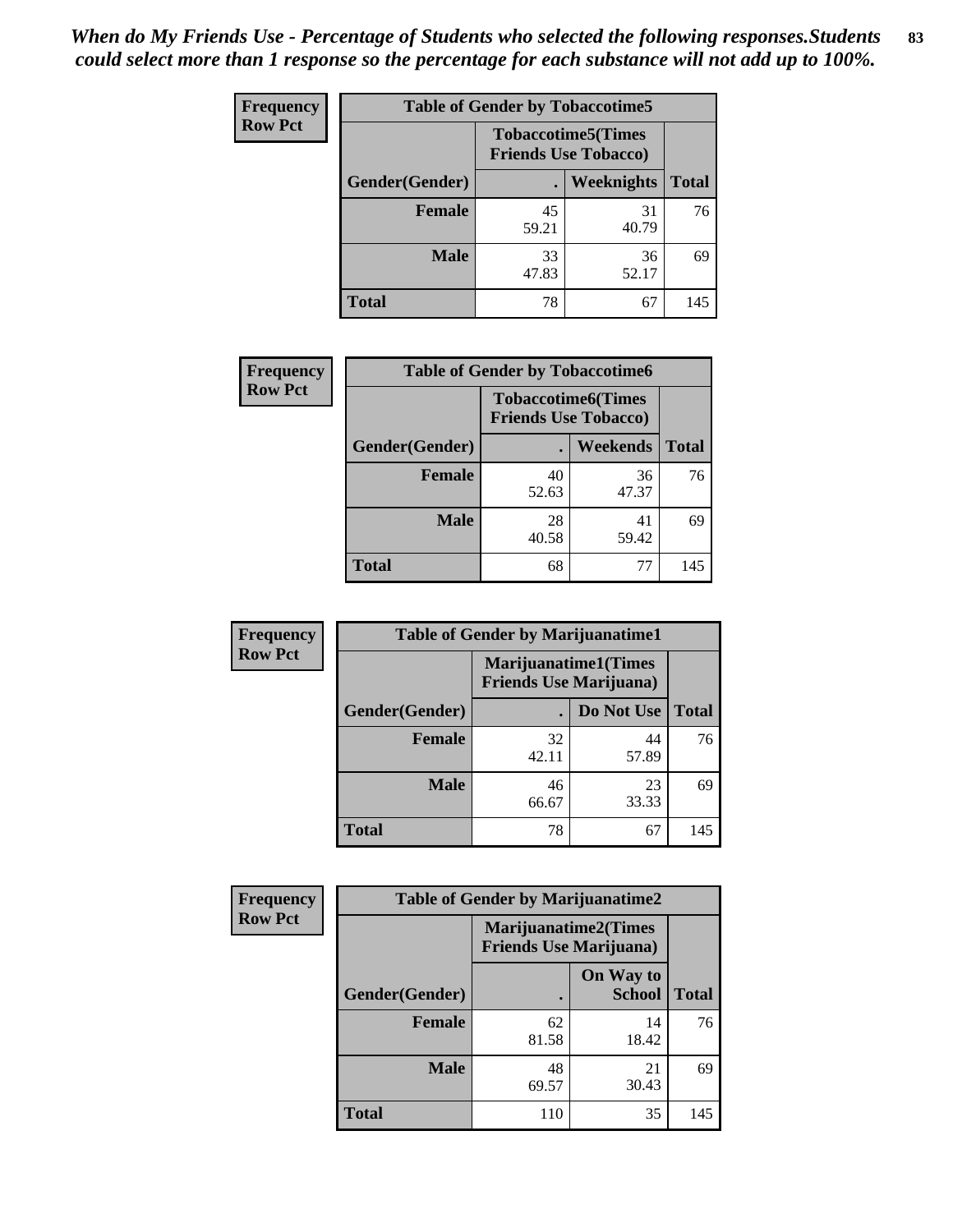*When do My Friends Use - Percentage of Students who selected the following responses.Students could select more than 1 response so the percentage for each substance will not add up to 100%.*

**Frequency**
**Row Pct**

| Table of Gender by Tobaccotime5 | | | |
|---|---|---|---|
| | Tobaccotime5(Times Friends Use Tobacco) | | |
| Gender(Gender) | . | Weeknights | Total |
| **Female** | 45<br>59.21 | 31<br>40.79 | 76 |
| **Male** | 33<br>47.83 | 36<br>52.17 | 69 |
| **Total** | 78 | 67 | 145 |

**Frequency**
**Row Pct**

| Table of Gender by Tobaccotime6 | | | |
|---|---|---|---|
| | Tobaccotime6(Times Friends Use Tobacco) | | |
| Gender(Gender) | . | Weekends | Total |
| **Female** | 40<br>52.63 | 36<br>47.37 | 76 |
| **Male** | 28<br>40.58 | 41<br>59.42 | 69 |
| **Total** | 68 | 77 | 145 |

**Frequency**
**Row Pct**

| Table of Gender by Marijuanatime1 | | | |
|---|---|---|---|
| | Marijuanatime1(Times Friends Use Marijuana) | | |
| Gender(Gender) | . | Do Not Use | Total |
| **Female** | 32<br>42.11 | 44<br>57.89 | 76 |
| **Male** | 46<br>66.67 | 23<br>33.33 | 69 |
| **Total** | 78 | 67 | 145 |

**Frequency**
**Row Pct**

| Table of Gender by Marijuanatime2 | | | |
|---|---|---|---|
| | Marijuanatime2(Times Friends Use Marijuana) | | |
| Gender(Gender) | . | On Way to School | Total |
| **Female** | 62<br>81.58 | 14<br>18.42 | 76 |
| **Male** | 48<br>69.57 | 21<br>30.43 | 69 |
| **Total** | 110 | 35 | 145 |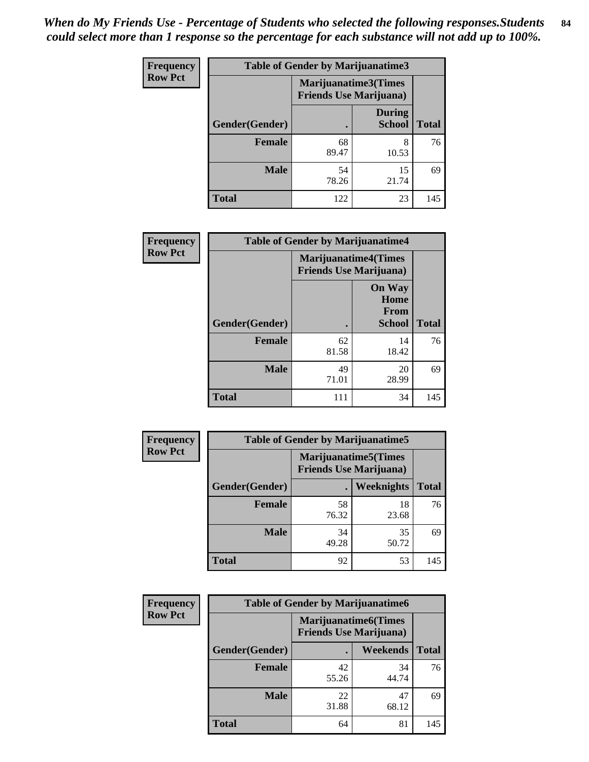*When do My Friends Use - Percentage of Students who selected the following responses.Students could select more than 1 response so the percentage for each substance will not add up to 100%.*

**Frequency Row Pct**

| Table of Gender by Marijuanatime3 | | | |
|---|---|---|---|
| | Marijuanatime3(Times Friends Use Marijuana) | | |
| Gender(Gender) | . | During School | Total |
| **Female** | 68<br>89.47 | 8<br>10.53 | 76 |
| **Male** | 54<br>78.26 | 15<br>21.74 | 69 |
| **Total** | 122 | 23 | 145 |

**Frequency Row Pct**

| Table of Gender by Marijuanatime4 | | | |
|---|---|---|---|
| | Marijuanatime4(Times Friends Use Marijuana) | | |
| Gender(Gender) | . | On Way Home From School | Total |
| **Female** | 62<br>81.58 | 14<br>18.42 | 76 |
| **Male** | 49<br>71.01 | 20<br>28.99 | 69 |
| **Total** | 111 | 34 | 145 |

**Frequency Row Pct**

| Table of Gender by Marijuanatime5 | | | |
|---|---|---|---|
| | Marijuanatime5(Times Friends Use Marijuana) | | |
| Gender(Gender) | . | Weeknights | Total |
| **Female** | 58<br>76.32 | 18<br>23.68 | 76 |
| **Male** | 34<br>49.28 | 35<br>50.72 | 69 |
| **Total** | 92 | 53 | 145 |

**Frequency Row Pct**

| Table of Gender by Marijuanatime6 | | | |
|---|---|---|---|
| | Marijuanatime6(Times Friends Use Marijuana) | | |
| Gender(Gender) | . | Weekends | Total |
| **Female** | 42<br>55.26 | 34<br>44.74 | 76 |
| **Male** | 22<br>31.88 | 47<br>68.12 | 69 |
| **Total** | 64 | 81 | 145 |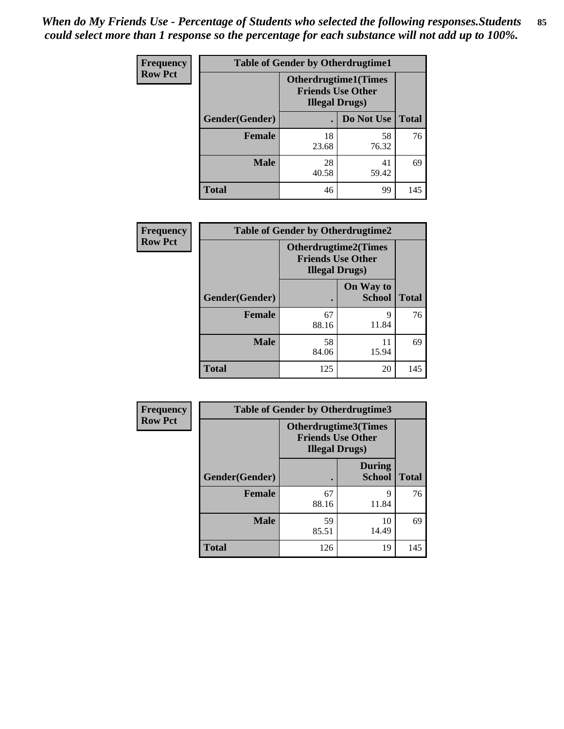*When do My Friends Use - Percentage of Students who selected the following responses.Students could select more than 1 response so the percentage for each substance will not add up to 100%.*

**Frequency**
**Row Pct**

| Table of Gender by Otherdrugtime1 | | | |
|---|---|---|---|
| | Otherdrugtime1(Times Friends Use Other Illegal Drugs) | | |
| Gender(Gender) | . | Do Not Use | Total |
| **Female** | 18<br>23.68 | 58<br>76.32 | 76 |
| **Male** | 28<br>40.58 | 41<br>59.42 | 69 |
| **Total** | 46 | 99 | 145 |

**Frequency**
**Row Pct**

| Table of Gender by Otherdrugtime2 | | | |
|---|---|---|---|
| | Otherdrugtime2(Times Friends Use Other Illegal Drugs) | | |
| Gender(Gender) | . | On Way to School | Total |
| **Female** | 67<br>88.16 | 9<br>11.84 | 76 |
| **Male** | 58<br>84.06 | 11<br>15.94 | 69 |
| **Total** | 125 | 20 | 145 |

**Frequency**
**Row Pct**

| Table of Gender by Otherdrugtime3 | | | |
|---|---|---|---|
| | Otherdrugtime3(Times Friends Use Other Illegal Drugs) | | |
| Gender(Gender) | . | During School | Total |
| **Female** | 67<br>88.16 | 9<br>11.84 | 76 |
| **Male** | 59<br>85.51 | 10<br>14.49 | 69 |
| **Total** | 126 | 19 | 145 |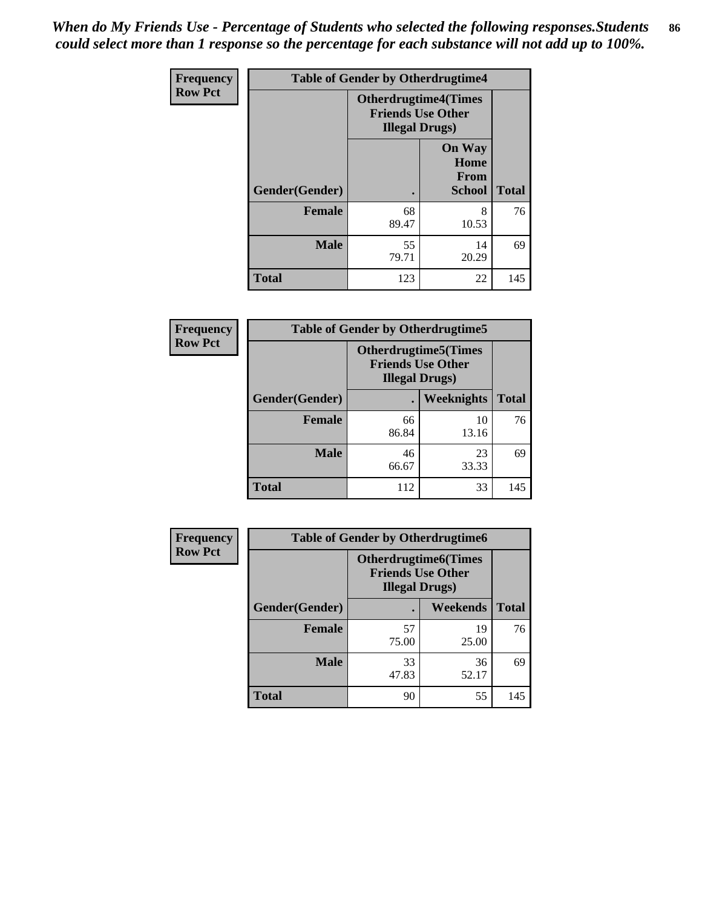*When do My Friends Use - Percentage of Students who selected the following responses.Students could select more than 1 response so the percentage for each substance will not add up to 100%.*

**Frequency**
**Row Pct**

| Table of Gender by Otherdrugtime4 | | | |
|---|---|---|---|
| | Otherdrugtime4(Times Friends Use Other Illegal Drugs) | | |
| Gender(Gender) | . | On Way Home From School | Total |
| **Female** | 68<br>89.47 | 8<br>10.53 | 76 |
| **Male** | 55<br>79.71 | 14<br>20.29 | 69 |
| **Total** | 123 | 22 | 145 |

**Frequency**
**Row Pct**

| Table of Gender by Otherdrugtime5 | | | |
|---|---|---|---|
| | Otherdrugtime5(Times Friends Use Other Illegal Drugs) | | |
| Gender(Gender) | . | Weeknights | Total |
| **Female** | 66<br>86.84 | 10<br>13.16 | 76 |
| **Male** | 46<br>66.67 | 23<br>33.33 | 69 |
| **Total** | 112 | 33 | 145 |

**Frequency**
**Row Pct**

| Table of Gender by Otherdrugtime6 | | | |
|---|---|---|---|
| | Otherdrugtime6(Times Friends Use Other Illegal Drugs) | | |
| Gender(Gender) | . | Weekends | Total |
| **Female** | 57<br>75.00 | 19<br>25.00 | 76 |
| **Male** | 33<br>47.83 | 36<br>52.17 | 69 |
| **Total** | 90 | 55 | 145 |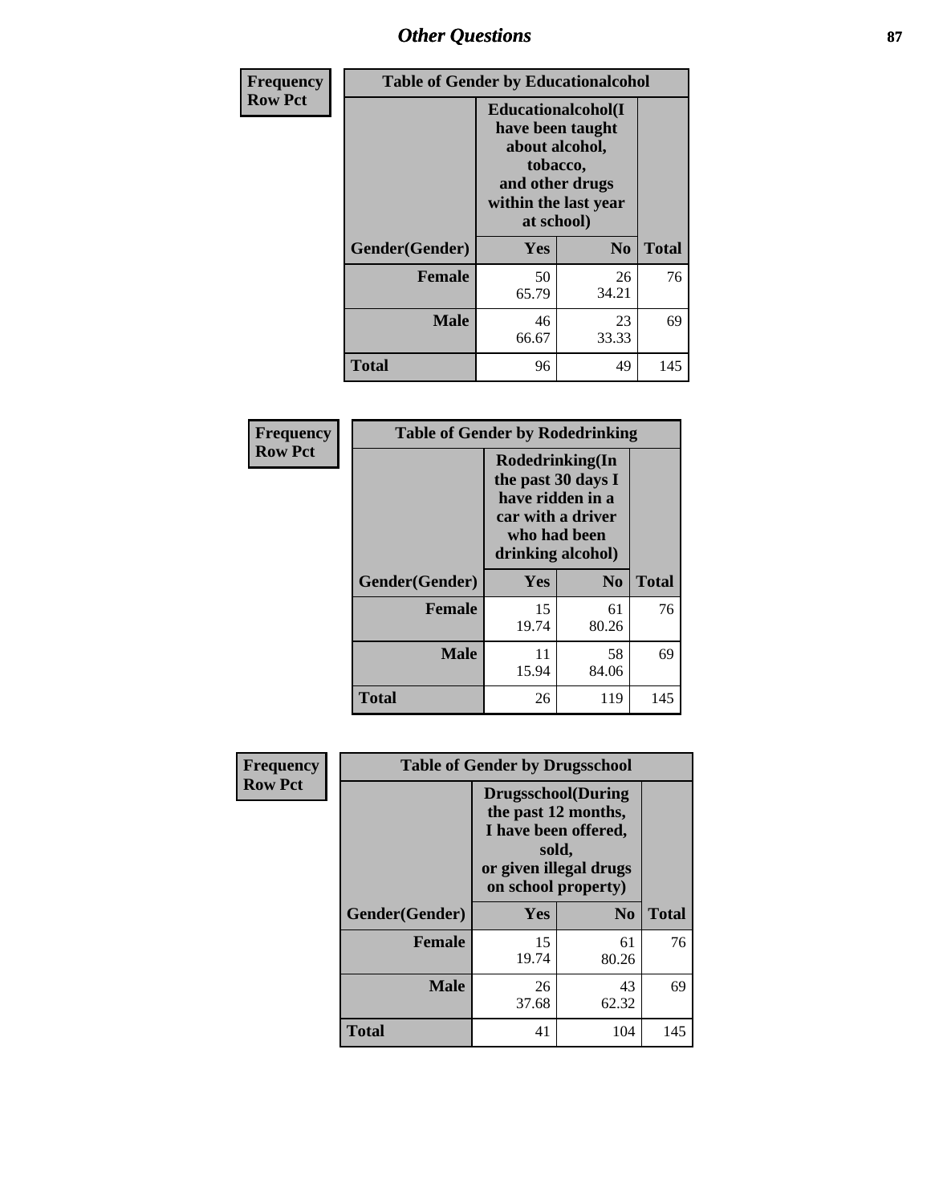## Other Questions

**Frequency**
**Row Pct**

| Table of Gender by Educationalcohol | | | |
|---|---|---|---|
| | Educationalcohol(I have been taught about alcohol, tobacco, and other drugs within the last year at school) | | |
| Gender(Gender) | Yes | No | Total |
| Female | 50<br>65.79 | 26<br>34.21 | 76 |
| Male | 46<br>66.67 | 23<br>33.33 | 69 |
| Total | 96 | 49 | 145 |

**Frequency**
**Row Pct**

| Table of Gender by Rodedrinking | | | |
|---|---|---|---|
| | Rodedrinking(In the past 30 days I have ridden in a car with a driver who had been drinking alcohol) | | |
| Gender(Gender) | Yes | No | Total |
| Female | 15<br>19.74 | 61<br>80.26 | 76 |
| Male | 11<br>15.94 | 58<br>84.06 | 69 |
| Total | 26 | 119 | 145 |

**Frequency**
**Row Pct**

| Table of Gender by Drugsschool | | | |
|---|---|---|---|
| | Drugsschool(During the past 12 months, I have been offered, sold, or given illegal drugs on school property) | | |
| Gender(Gender) | Yes | No | Total |
| Female | 15<br>19.74 | 61<br>80.26 | 76 |
| Male | 26<br>37.68 | 43<br>62.32 | 69 |
| Total | 41 | 104 | 145 |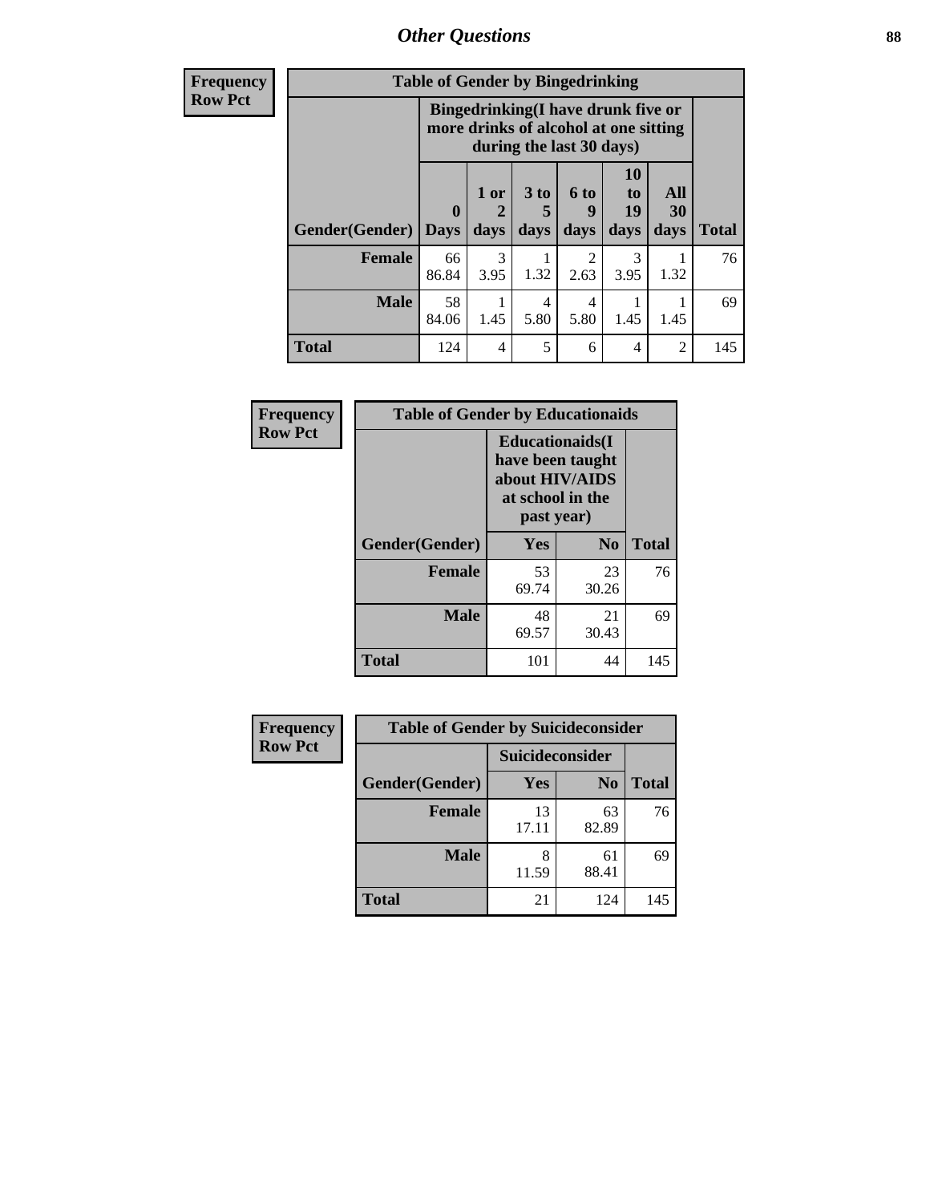## Other Questions

**Frequency**
**Row Pct**

| Table of Gender by Bingedrinking | | | | | | | |
|---|---|---|---|---|---|---|---|
| | Bingedrinking(I have drunk five or more drinks of alcohol at one sitting during the last 30 days) | | | | | | |
| Gender(Gender) | 0 Days | 1 or 2 days | 3 to 5 days | 6 to 9 days | 10 to 19 days | All 30 days | Total |
| **Female** | 66<br>86.84 | 3<br>3.95 | 1<br>1.32 | 2<br>2.63 | 3<br>3.95 | 1<br>1.32 | 76 |
| **Male** | 58<br>84.06 | 1<br>1.45 | 4<br>5.80 | 4<br>5.80 | 1<br>1.45 | 1<br>1.45 | 69 |
| **Total** | 124 | 4 | 5 | 6 | 4 | 2 | 145 |

**Frequency**
**Row Pct**

| Table of Gender by Educationaids | | | |
|---|---|---|---|
| | Educationaids(I have been taught about HIV/AIDS at school in the past year) | | |
| Gender(Gender) | Yes | No | Total |
| **Female** | 53<br>69.74 | 23<br>30.26 | 76 |
| **Male** | 48<br>69.57 | 21<br>30.43 | 69 |
| **Total** | 101 | 44 | 145 |

**Frequency**
**Row Pct**

| Table of Gender by Suicideconsider | | | |
|---|---|---|---|
| | Suicideconsider | | |
| Gender(Gender) | Yes | No | Total |
| **Female** | 13<br>17.11 | 63<br>82.89 | 76 |
| **Male** | 8<br>11.59 | 61<br>88.41 | 69 |
| **Total** | 21 | 124 | 145 |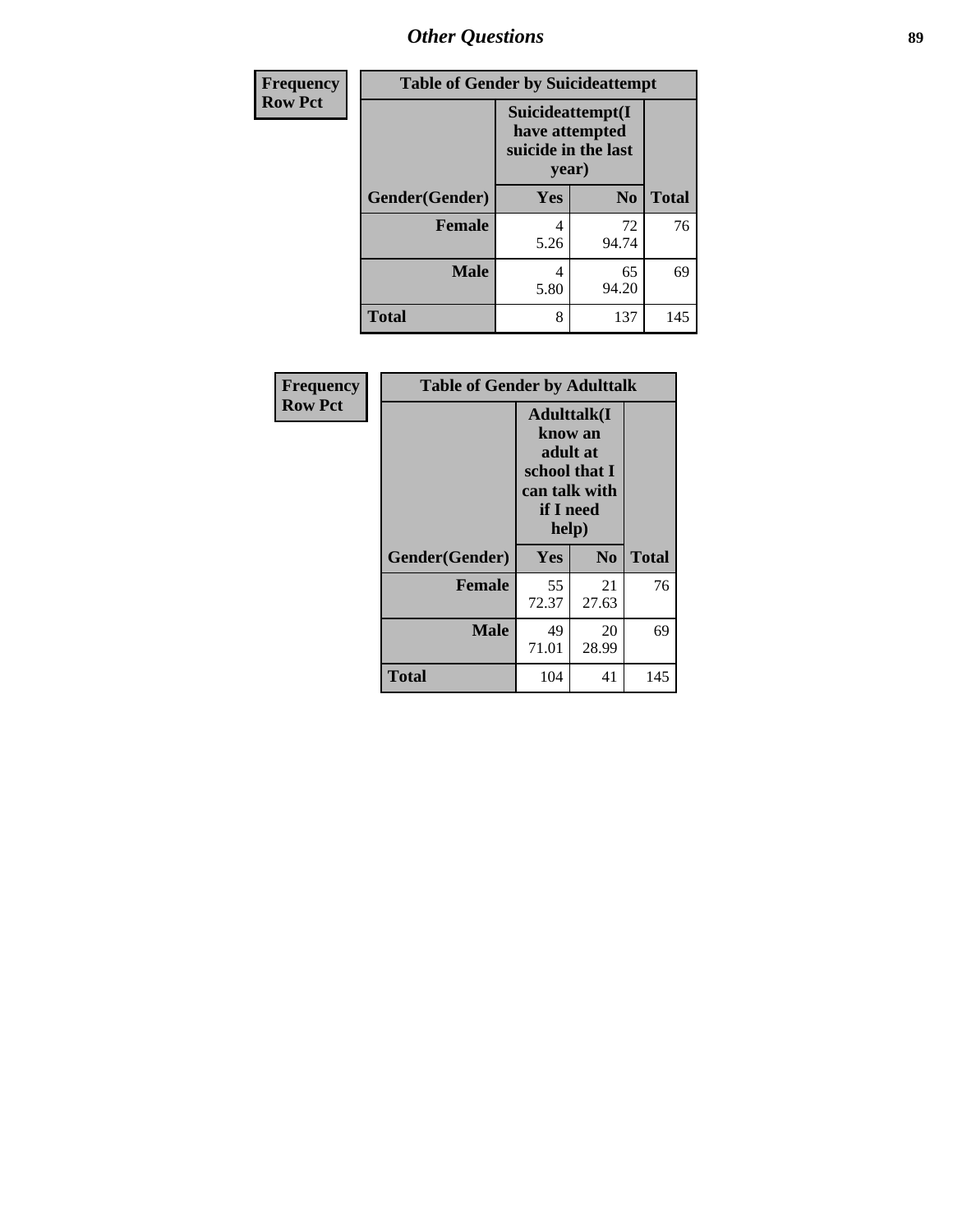| Frequency Row Pct | Table of Gender by Suicideattempt | | |
|---|---|---|---|
| | Suicideattempt(I have attempted suicide in the last year) | | |
| Gender(Gender) | Yes | No | Total |
| Female | 4<br>5.26 | 72<br>94.74 | 76 |
| Male | 4<br>5.80 | 65<br>94.20 | 69 |
| Total | 8 | 137 | 145 |

| Frequency Row Pct | Table of Gender by Adulttalk | | |
|---|---|---|---|
| | Adulttalk(I know an adult at school that I can talk with if I need help) | | |
| Gender(Gender) | Yes | No | Total |
| Female | 55<br>72.37 | 21<br>27.63 | 76 |
| Male | 49<br>71.01 | 20<br>28.99 | 69 |
| Total | 104 | 41 | 145 |